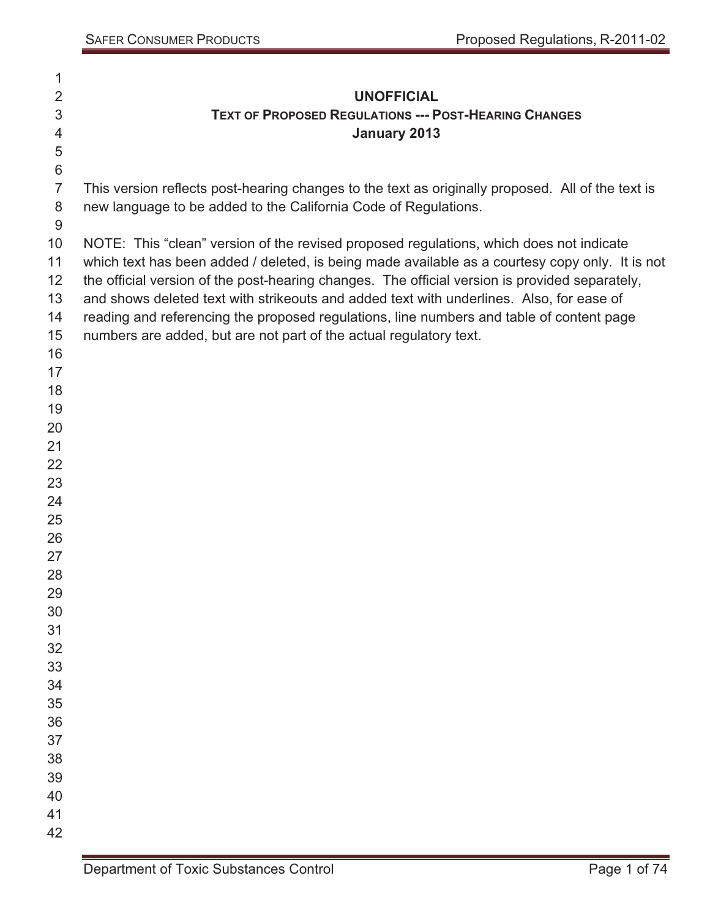# UNOFFICIAL

## TEXT OF PROPOSED REGULATIONS --- POST-HEARING CHANGES

### January 2013

This version reflects post-hearing changes to the text as originally proposed. All of the text is new language to be added to the California Code of Regulations.

NOTE: This “clean” version of the revised proposed regulations, which does not indicate which text has been added / deleted, is being made available as a courtesy copy only. It is not the official version of the post-hearing changes. The official version is provided separately, and shows deleted text with strikeouts and added text with underlines. Also, for ease of reading and referencing the proposed regulations, line numbers and table of content page numbers are added, but are not part of the actual regulatory text.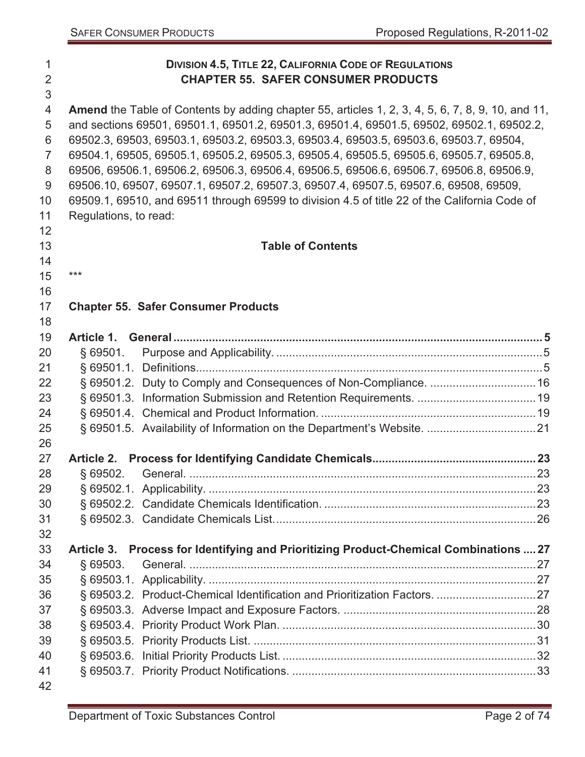## DIVISION 4.5, TITLE 22, CALIFORNIA CODE OF REGULATIONS
## CHAPTER 55. SAFER CONSUMER PRODUCTS

**Amend** the Table of Contents by adding chapter 55, articles 1, 2, 3, 4, 5, 6, 7, 8, 9, 10, and 11, and sections 69501, 69501.1, 69501.2, 69501.3, 69501.4, 69501.5, 69502, 69502.1, 69502.2, 69502.3, 69503, 69503.1, 69503.2, 69503.3, 69503.4, 69503.5, 69503.6, 69503.7, 69504, 69504.1, 69505, 69505.1, 69505.2, 69505.3, 69505.4, 69505.5, 69505.6, 69505.7, 69505.8, 69506, 69506.1, 69506.2, 69506.3, 69506.4, 69506.5, 69506.6, 69506.7, 69506.8, 69506.9, 69506.10, 69507, 69507.1, 69507.2, 69507.3, 69507.4, 69507.5, 69507.6, 69508, 69509, 69509.1, 69510, and 69511 through 69599 to division 4.5 of title 22 of the California Code of Regulations, to read:

### Table of Contents

***

**Chapter 55. Safer Consumer Products**

**Article 1. General** .......... 5
- § 69501. Purpose and Applicability. .......... 5
- § 69501.1. Definitions. .......... 5
- § 69501.2. Duty to Comply and Consequences of Non-Compliance. .......... 16
- § 69501.3. Information Submission and Retention Requirements. .......... 19
- § 69501.4. Chemical and Product Information. .......... 19
- § 69501.5. Availability of Information on the Department's Website. .......... 21

**Article 2. Process for Identifying Candidate Chemicals** .......... 23
- § 69502. General. .......... 23
- § 69502.1. Applicability. .......... 23
- § 69502.2. Candidate Chemicals Identification. .......... 23
- § 69502.3. Candidate Chemicals List. .......... 26

**Article 3. Process for Identifying and Prioritizing Product-Chemical Combinations** .......... 27
- § 69503. General. .......... 27
- § 69503.1. Applicability. .......... 27
- § 69503.2. Product-Chemical Identification and Prioritization Factors. .......... 27
- § 69503.3. Adverse Impact and Exposure Factors. .......... 28
- § 69503.4. Priority Product Work Plan. .......... 30
- § 69503.5. Priority Products List. .......... 31
- § 69503.6. Initial Priority Products List. .......... 32
- § 69503.7. Priority Product Notifications. .......... 33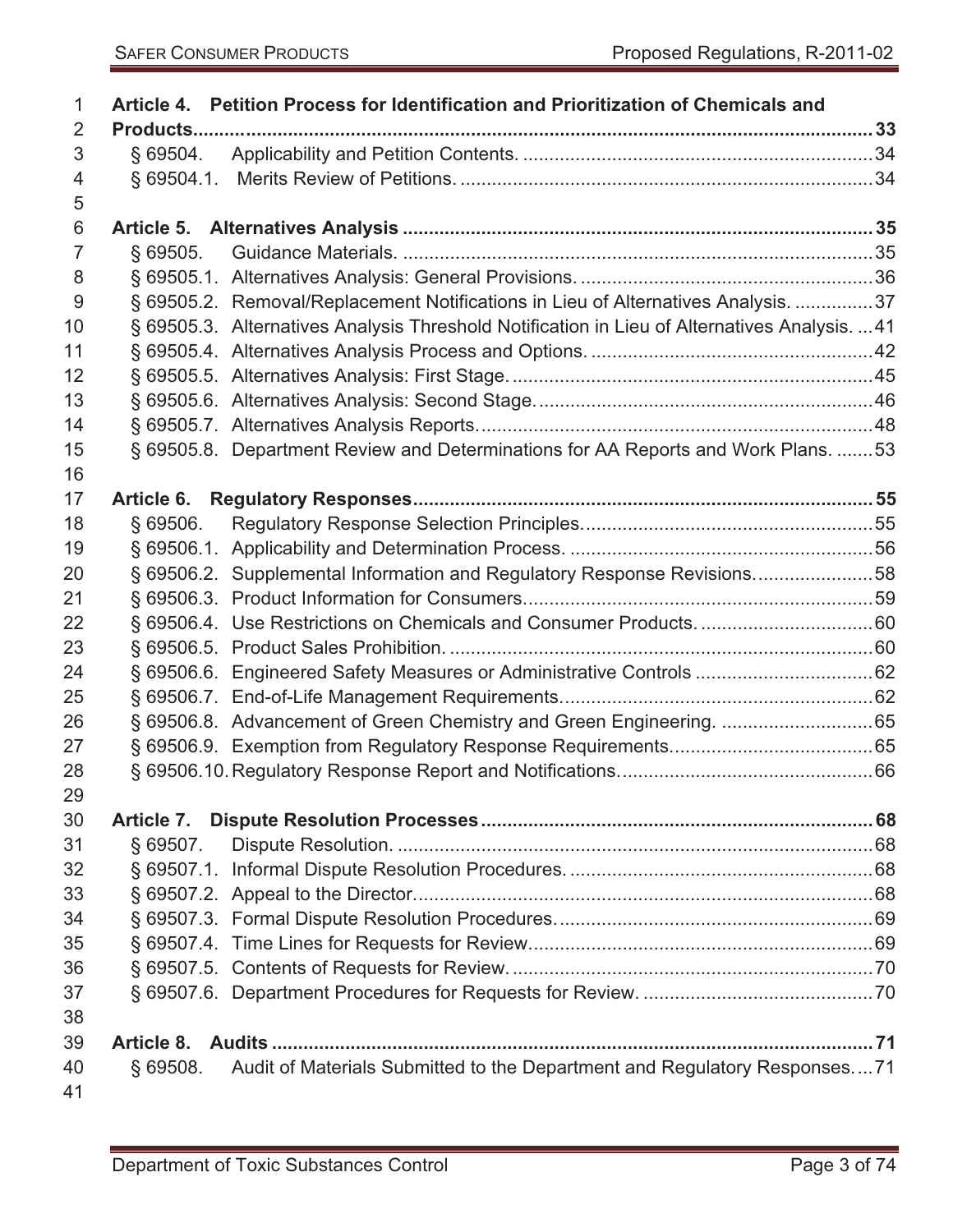**Article 4. Petition Process for Identification and Prioritization of Chemicals and Products** ..... 33

§ 69504. Applicability and Petition Contents. ..... 34
§ 69504.1. Merits Review of Petitions. ..... 34

**Article 5. Alternatives Analysis** ..... 35

§ 69505. Guidance Materials. ..... 35
§ 69505.1. Alternatives Analysis: General Provisions. ..... 36
§ 69505.2. Removal/Replacement Notifications in Lieu of Alternatives Analysis. ..... 37
§ 69505.3. Alternatives Analysis Threshold Notification in Lieu of Alternatives Analysis. ..... 41
§ 69505.4. Alternatives Analysis Process and Options. ..... 42
§ 69505.5. Alternatives Analysis: First Stage. ..... 45
§ 69505.6. Alternatives Analysis: Second Stage. ..... 46
§ 69505.7. Alternatives Analysis Reports. ..... 48
§ 69505.8. Department Review and Determinations for AA Reports and Work Plans. ..... 53

**Article 6. Regulatory Responses** ..... 55

§ 69506. Regulatory Response Selection Principles. ..... 55
§ 69506.1. Applicability and Determination Process. ..... 56
§ 69506.2. Supplemental Information and Regulatory Response Revisions. ..... 58
§ 69506.3. Product Information for Consumers. ..... 59
§ 69506.4. Use Restrictions on Chemicals and Consumer Products. ..... 60
§ 69506.5. Product Sales Prohibition. ..... 60
§ 69506.6. Engineered Safety Measures or Administrative Controls ..... 62
§ 69506.7. End-of-Life Management Requirements. ..... 62
§ 69506.8. Advancement of Green Chemistry and Green Engineering. ..... 65
§ 69506.9. Exemption from Regulatory Response Requirements. ..... 65
§ 69506.10. Regulatory Response Report and Notifications. ..... 66

**Article 7. Dispute Resolution Processes** ..... 68

§ 69507. Dispute Resolution. ..... 68
§ 69507.1. Informal Dispute Resolution Procedures. ..... 68
§ 69507.2. Appeal to the Director. ..... 68
§ 69507.3. Formal Dispute Resolution Procedures. ..... 69
§ 69507.4. Time Lines for Requests for Review. ..... 69
§ 69507.5. Contents of Requests for Review. ..... 70
§ 69507.6. Department Procedures for Requests for Review. ..... 70

**Article 8. Audits** ..... 71

§ 69508. Audit of Materials Submitted to the Department and Regulatory Responses. ..... 71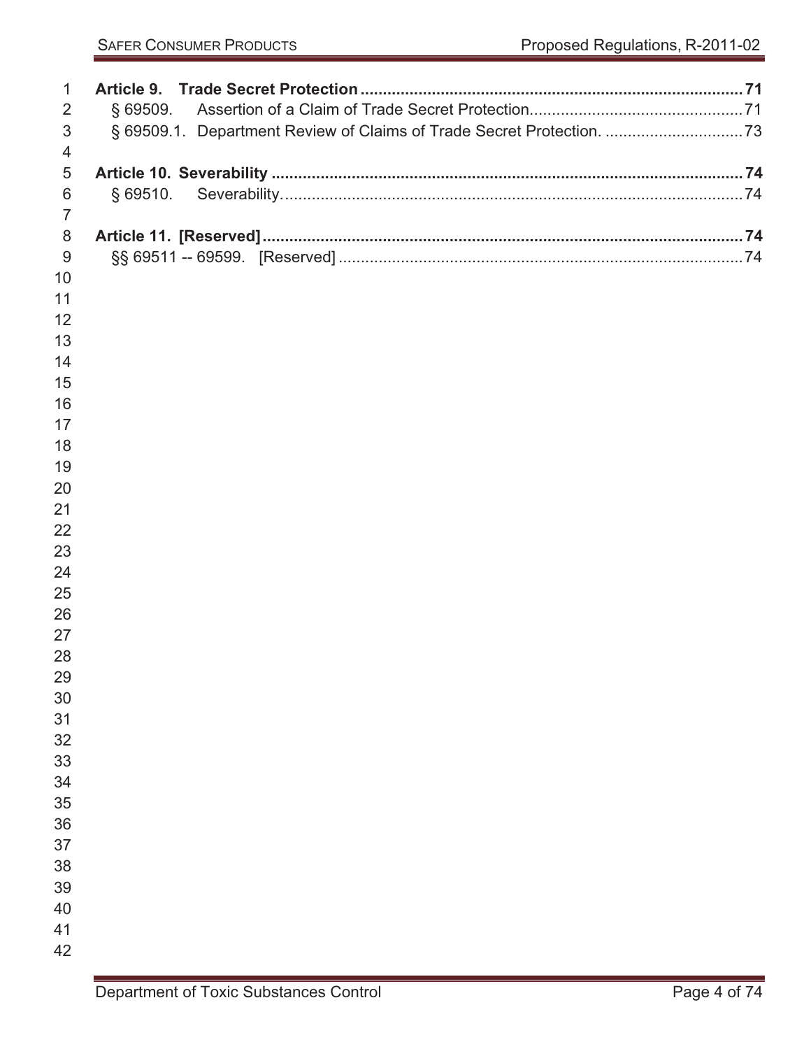**Article 9. Trade Secret Protection** ..... **71**

§ 69509. Assertion of a Claim of Trade Secret Protection. ..... 71

§ 69509.1. Department Review of Claims of Trade Secret Protection. ..... 73

**Article 10. Severability** ..... **74**

§ 69510. Severability. ..... 74

**Article 11. [Reserved]** ..... **74**

§§ 69511 -- 69599. [Reserved] ..... 74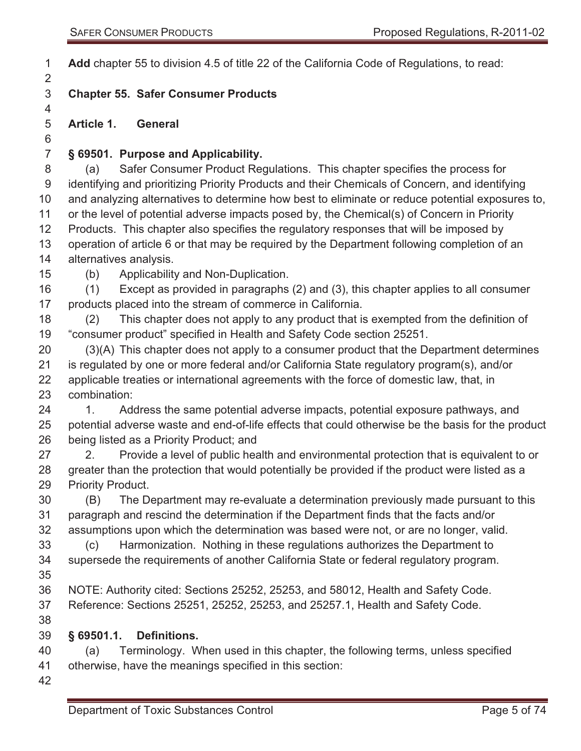**Add** chapter 55 to division 4.5 of title 22 of the California Code of Regulations, to read:

## Chapter 55. Safer Consumer Products

### Article 1. General

#### § 69501. Purpose and Applicability.

(a) Safer Consumer Product Regulations. This chapter specifies the process for identifying and prioritizing Priority Products and their Chemicals of Concern, and identifying and analyzing alternatives to determine how best to eliminate or reduce potential exposures to, or the level of potential adverse impacts posed by, the Chemical(s) of Concern in Priority Products. This chapter also specifies the regulatory responses that will be imposed by operation of article 6 or that may be required by the Department following completion of an alternatives analysis.

(b) Applicability and Non-Duplication.

(1) Except as provided in paragraphs (2) and (3), this chapter applies to all consumer products placed into the stream of commerce in California.

(2) This chapter does not apply to any product that is exempted from the definition of "consumer product" specified in Health and Safety Code section 25251.

(3)(A) This chapter does not apply to a consumer product that the Department determines is regulated by one or more federal and/or California State regulatory program(s), and/or applicable treaties or international agreements with the force of domestic law, that, in combination:

1. Address the same potential adverse impacts, potential exposure pathways, and potential adverse waste and end-of-life effects that could otherwise be the basis for the product being listed as a Priority Product; and

2. Provide a level of public health and environmental protection that is equivalent to or greater than the protection that would potentially be provided if the product were listed as a Priority Product.

(B) The Department may re-evaluate a determination previously made pursuant to this paragraph and rescind the determination if the Department finds that the facts and/or assumptions upon which the determination was based were not, or are no longer, valid.

(c) Harmonization. Nothing in these regulations authorizes the Department to supersede the requirements of another California State or federal regulatory program.

NOTE: Authority cited: Sections 25252, 25253, and 58012, Health and Safety Code. Reference: Sections 25251, 25252, 25253, and 25257.1, Health and Safety Code.

#### § 69501.1. Definitions.

(a) Terminology. When used in this chapter, the following terms, unless specified otherwise, have the meanings specified in this section: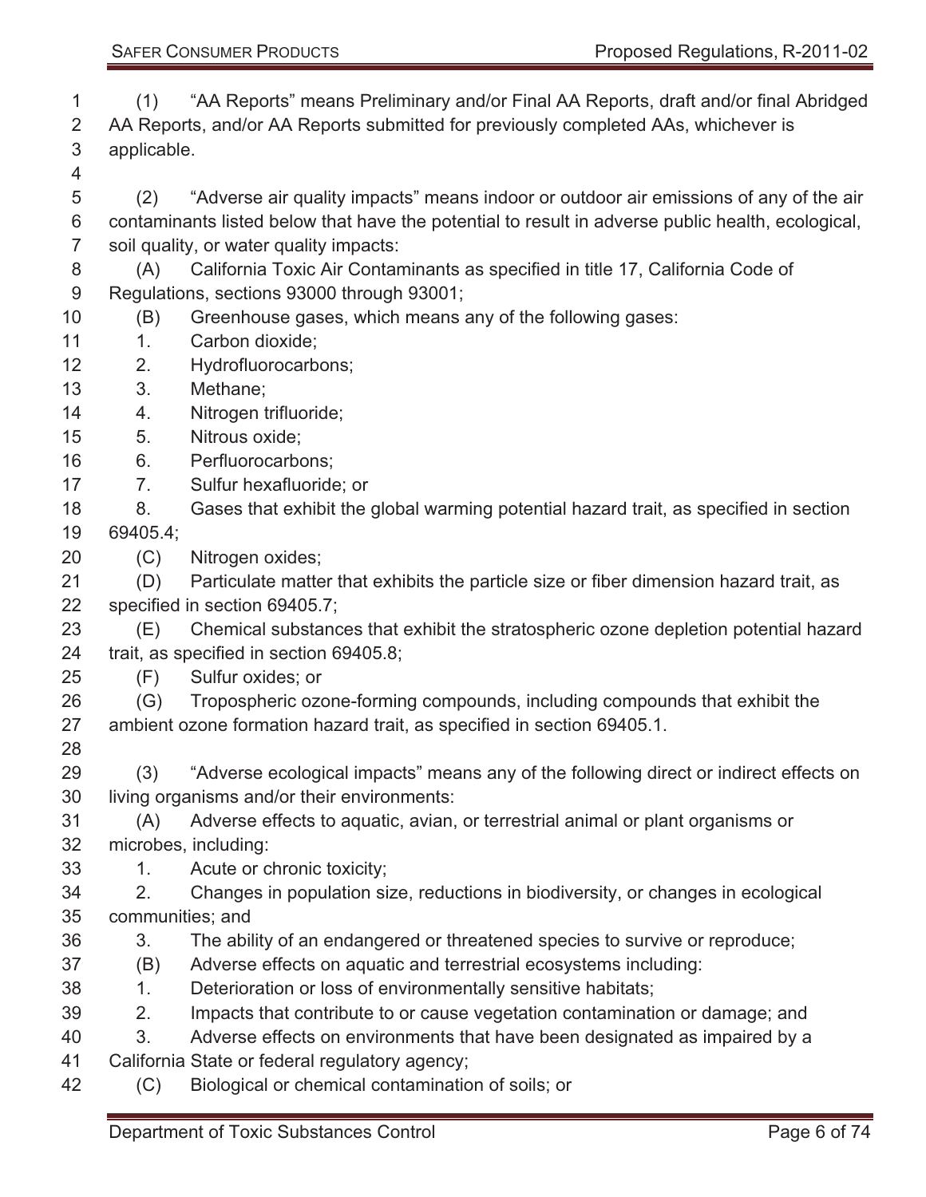(1) "AA Reports" means Preliminary and/or Final AA Reports, draft and/or final Abridged AA Reports, and/or AA Reports submitted for previously completed AAs, whichever is applicable.

(2) "Adverse air quality impacts" means indoor or outdoor air emissions of any of the air contaminants listed below that have the potential to result in adverse public health, ecological, soil quality, or water quality impacts:

(A) California Toxic Air Contaminants as specified in title 17, California Code of Regulations, sections 93000 through 93001;

(B) Greenhouse gases, which means any of the following gases:

1. Carbon dioxide;
2. Hydrofluorocarbons;
3. Methane;
4. Nitrogen trifluoride;
5. Nitrous oxide;
6. Perfluorocarbons;
7. Sulfur hexafluoride; or
8. Gases that exhibit the global warming potential hazard trait, as specified in section 69405.4;

(C) Nitrogen oxides;

(D) Particulate matter that exhibits the particle size or fiber dimension hazard trait, as specified in section 69405.7;

(E) Chemical substances that exhibit the stratospheric ozone depletion potential hazard trait, as specified in section 69405.8;

(F) Sulfur oxides; or

(G) Tropospheric ozone-forming compounds, including compounds that exhibit the ambient ozone formation hazard trait, as specified in section 69405.1.

(3) "Adverse ecological impacts" means any of the following direct or indirect effects on living organisms and/or their environments:

(A) Adverse effects to aquatic, avian, or terrestrial animal or plant organisms or microbes, including:

1. Acute or chronic toxicity;
2. Changes in population size, reductions in biodiversity, or changes in ecological communities; and
3. The ability of an endangered or threatened species to survive or reproduce;

(B) Adverse effects on aquatic and terrestrial ecosystems including:

1. Deterioration or loss of environmentally sensitive habitats;
2. Impacts that contribute to or cause vegetation contamination or damage; and
3. Adverse effects on environments that have been designated as impaired by a California State or federal regulatory agency;

(C) Biological or chemical contamination of soils; or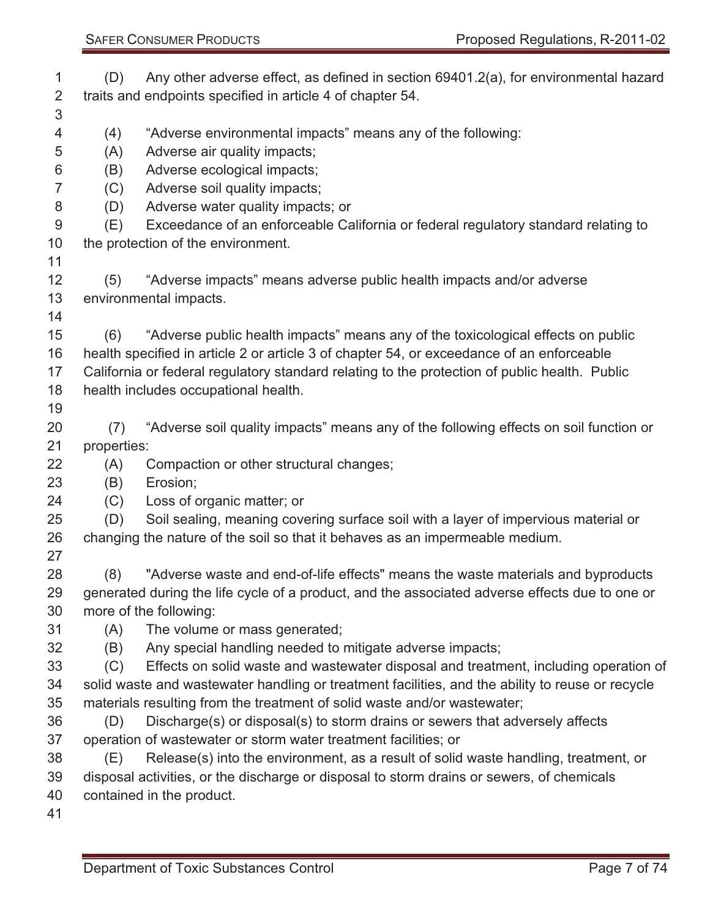(D) Any other adverse effect, as defined in section 69401.2(a), for environmental hazard traits and endpoints specified in article 4 of chapter 54.

(4) "Adverse environmental impacts" means any of the following:

(A) Adverse air quality impacts;

(B) Adverse ecological impacts;

(C) Adverse soil quality impacts;

(D) Adverse water quality impacts; or

(E) Exceedance of an enforceable California or federal regulatory standard relating to the protection of the environment.

(5) "Adverse impacts" means adverse public health impacts and/or adverse environmental impacts.

(6) "Adverse public health impacts" means any of the toxicological effects on public health specified in article 2 or article 3 of chapter 54, or exceedance of an enforceable California or federal regulatory standard relating to the protection of public health. Public health includes occupational health.

(7) "Adverse soil quality impacts" means any of the following effects on soil function or properties:

(A) Compaction or other structural changes;

(B) Erosion;

(C) Loss of organic matter; or

(D) Soil sealing, meaning covering surface soil with a layer of impervious material or changing the nature of the soil so that it behaves as an impermeable medium.

(8) "Adverse waste and end-of-life effects" means the waste materials and byproducts generated during the life cycle of a product, and the associated adverse effects due to one or more of the following:

(A) The volume or mass generated;

(B) Any special handling needed to mitigate adverse impacts;

(C) Effects on solid waste and wastewater disposal and treatment, including operation of solid waste and wastewater handling or treatment facilities, and the ability to reuse or recycle materials resulting from the treatment of solid waste and/or wastewater;

(D) Discharge(s) or disposal(s) to storm drains or sewers that adversely affects operation of wastewater or storm water treatment facilities; or

(E) Release(s) into the environment, as a result of solid waste handling, treatment, or disposal activities, or the discharge or disposal to storm drains or sewers, of chemicals contained in the product.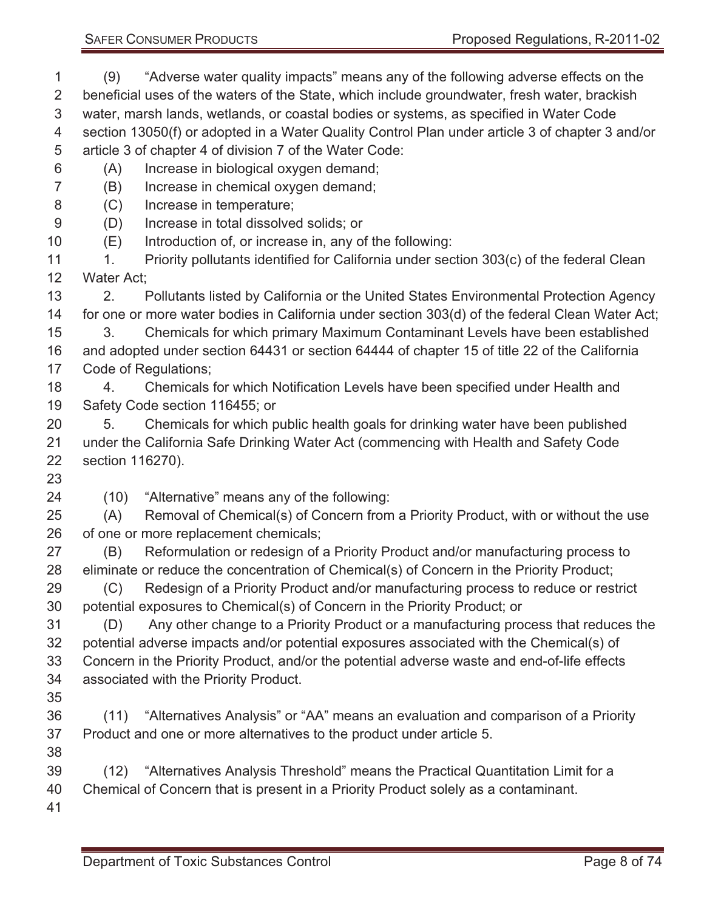(9) "Adverse water quality impacts" means any of the following adverse effects on the beneficial uses of the waters of the State, which include groundwater, fresh water, brackish water, marsh lands, wetlands, or coastal bodies or systems, as specified in Water Code section 13050(f) or adopted in a Water Quality Control Plan under article 3 of chapter 3 and/or article 3 of chapter 4 of division 7 of the Water Code:

(A) Increase in biological oxygen demand;

(B) Increase in chemical oxygen demand;

(C) Increase in temperature;

(D) Increase in total dissolved solids; or

(E) Introduction of, or increase in, any of the following:

1. Priority pollutants identified for California under section 303(c) of the federal Clean Water Act;

2. Pollutants listed by California or the United States Environmental Protection Agency for one or more water bodies in California under section 303(d) of the federal Clean Water Act;

3. Chemicals for which primary Maximum Contaminant Levels have been established and adopted under section 64431 or section 64444 of chapter 15 of title 22 of the California Code of Regulations;

4. Chemicals for which Notification Levels have been specified under Health and Safety Code section 116455; or

5. Chemicals for which public health goals for drinking water have been published under the California Safe Drinking Water Act (commencing with Health and Safety Code section 116270).

(10) "Alternative" means any of the following:

(A) Removal of Chemical(s) of Concern from a Priority Product, with or without the use of one or more replacement chemicals;

(B) Reformulation or redesign of a Priority Product and/or manufacturing process to eliminate or reduce the concentration of Chemical(s) of Concern in the Priority Product;

(C) Redesign of a Priority Product and/or manufacturing process to reduce or restrict potential exposures to Chemical(s) of Concern in the Priority Product; or

(D) Any other change to a Priority Product or a manufacturing process that reduces the potential adverse impacts and/or potential exposures associated with the Chemical(s) of Concern in the Priority Product, and/or the potential adverse waste and end-of-life effects associated with the Priority Product.

(11) "Alternatives Analysis" or "AA" means an evaluation and comparison of a Priority Product and one or more alternatives to the product under article 5.

(12) "Alternatives Analysis Threshold" means the Practical Quantitation Limit for a Chemical of Concern that is present in a Priority Product solely as a contaminant.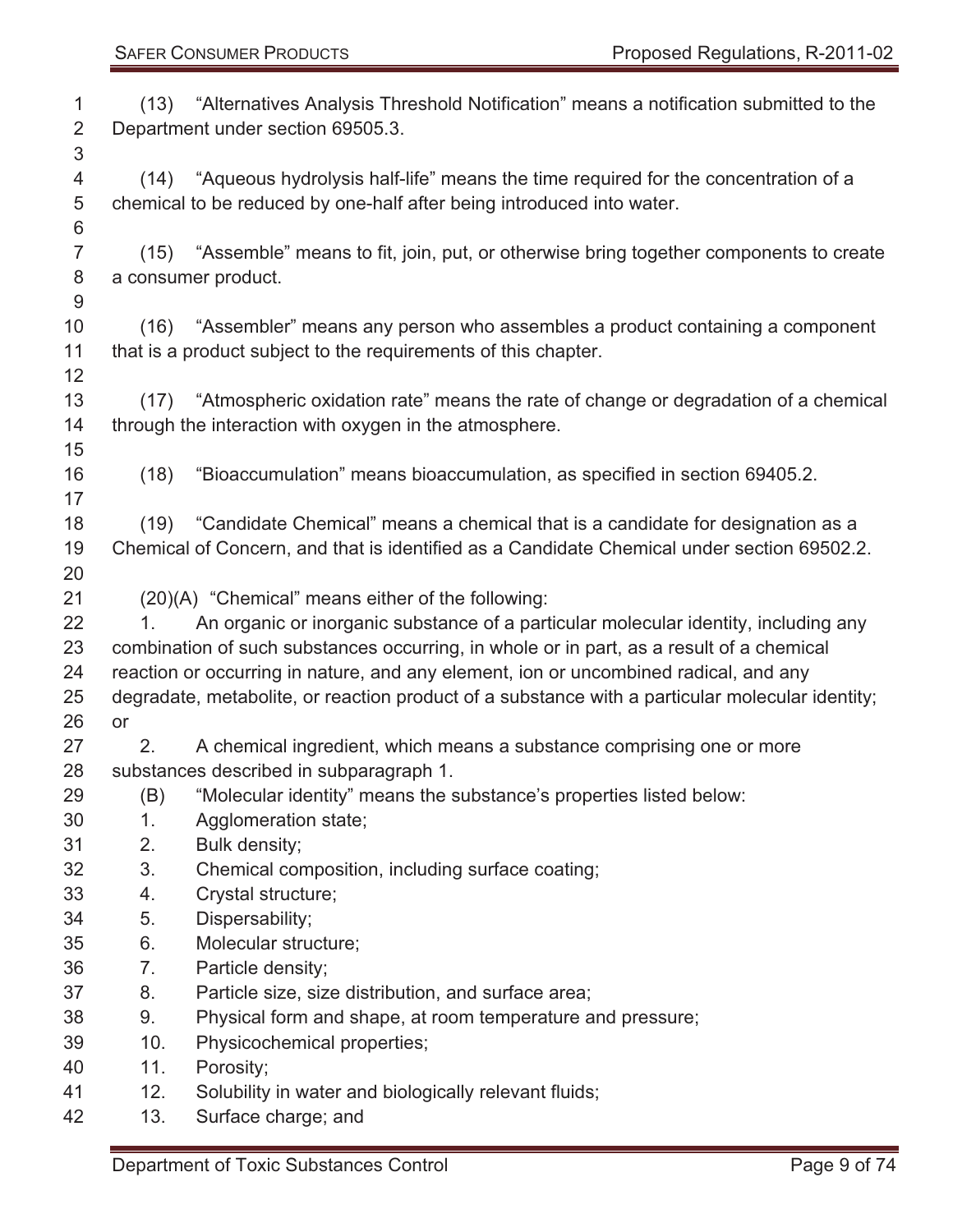(13) "Alternatives Analysis Threshold Notification" means a notification submitted to the Department under section 69505.3.

(14) "Aqueous hydrolysis half-life" means the time required for the concentration of a chemical to be reduced by one-half after being introduced into water.

(15) "Assemble" means to fit, join, put, or otherwise bring together components to create a consumer product.

(16) "Assembler" means any person who assembles a product containing a component that is a product subject to the requirements of this chapter.

(17) "Atmospheric oxidation rate" means the rate of change or degradation of a chemical through the interaction with oxygen in the atmosphere.

(18) "Bioaccumulation" means bioaccumulation, as specified in section 69405.2.

(19) "Candidate Chemical" means a chemical that is a candidate for designation as a Chemical of Concern, and that is identified as a Candidate Chemical under section 69502.2.

(20)(A) "Chemical" means either of the following:

1. An organic or inorganic substance of a particular molecular identity, including any combination of such substances occurring, in whole or in part, as a result of a chemical reaction or occurring in nature, and any element, ion or uncombined radical, and any degradate, metabolite, or reaction product of a substance with a particular molecular identity; or

2. A chemical ingredient, which means a substance comprising one or more substances described in subparagraph 1.

(B) "Molecular identity" means the substance's properties listed below:

1. Agglomeration state;
2. Bulk density;
3. Chemical composition, including surface coating;
4. Crystal structure;
5. Dispersability;
6. Molecular structure;
7. Particle density;
8. Particle size, size distribution, and surface area;
9. Physical form and shape, at room temperature and pressure;
10. Physicochemical properties;
11. Porosity;
12. Solubility in water and biologically relevant fluids;
13. Surface charge; and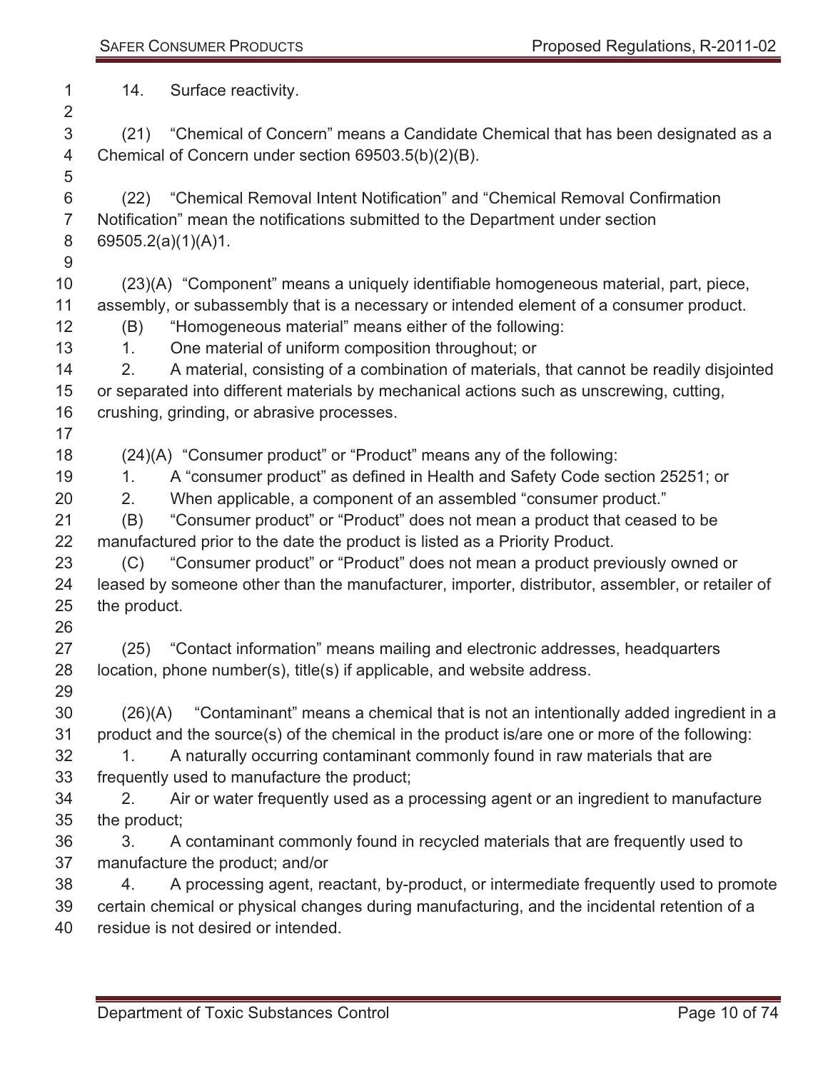14. Surface reactivity.

(21) "Chemical of Concern" means a Candidate Chemical that has been designated as a Chemical of Concern under section 69503.5(b)(2)(B).

(22) "Chemical Removal Intent Notification" and "Chemical Removal Confirmation Notification" mean the notifications submitted to the Department under section 69505.2(a)(1)(A)1.

(23)(A) "Component" means a uniquely identifiable homogeneous material, part, piece, assembly, or subassembly that is a necessary or intended element of a consumer product.

(B) "Homogeneous material" means either of the following:

1. One material of uniform composition throughout; or

2. A material, consisting of a combination of materials, that cannot be readily disjointed or separated into different materials by mechanical actions such as unscrewing, cutting, crushing, grinding, or abrasive processes.

(24)(A) "Consumer product" or "Product" means any of the following:

1. A "consumer product" as defined in Health and Safety Code section 25251; or

2. When applicable, a component of an assembled "consumer product."

(B) "Consumer product" or "Product" does not mean a product that ceased to be manufactured prior to the date the product is listed as a Priority Product.

(C) "Consumer product" or "Product" does not mean a product previously owned or leased by someone other than the manufacturer, importer, distributor, assembler, or retailer of the product.

(25) "Contact information" means mailing and electronic addresses, headquarters location, phone number(s), title(s) if applicable, and website address.

(26)(A) "Contaminant" means a chemical that is not an intentionally added ingredient in a product and the source(s) of the chemical in the product is/are one or more of the following:

1. A naturally occurring contaminant commonly found in raw materials that are frequently used to manufacture the product;

2. Air or water frequently used as a processing agent or an ingredient to manufacture the product;

3. A contaminant commonly found in recycled materials that are frequently used to manufacture the product; and/or

4. A processing agent, reactant, by-product, or intermediate frequently used to promote certain chemical or physical changes during manufacturing, and the incidental retention of a residue is not desired or intended.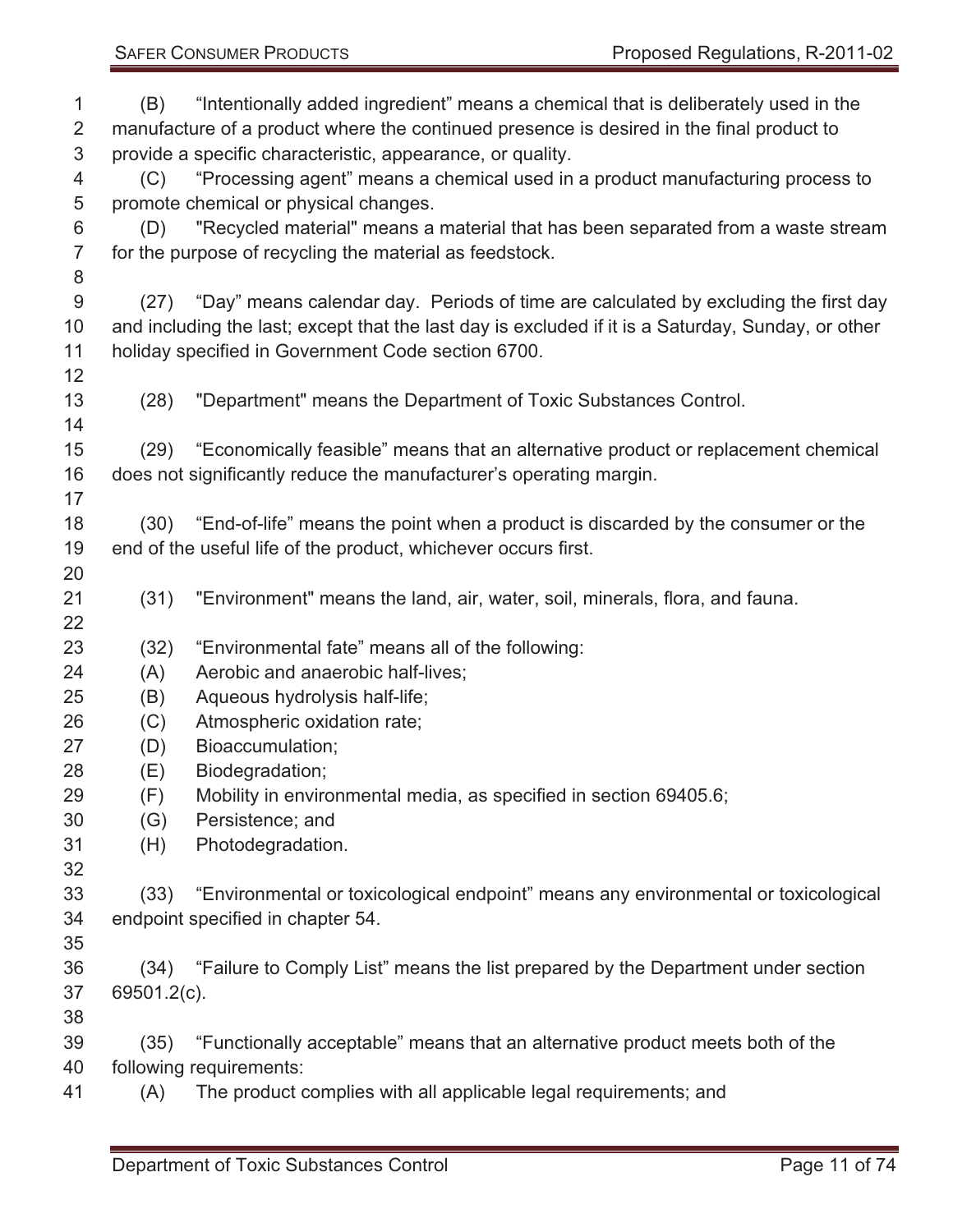(B) "Intentionally added ingredient" means a chemical that is deliberately used in the manufacture of a product where the continued presence is desired in the final product to provide a specific characteristic, appearance, or quality.

(C) "Processing agent" means a chemical used in a product manufacturing process to promote chemical or physical changes.

(D) "Recycled material" means a material that has been separated from a waste stream for the purpose of recycling the material as feedstock.

(27) "Day" means calendar day. Periods of time are calculated by excluding the first day and including the last; except that the last day is excluded if it is a Saturday, Sunday, or other holiday specified in Government Code section 6700.

(28) "Department" means the Department of Toxic Substances Control.

(29) "Economically feasible" means that an alternative product or replacement chemical does not significantly reduce the manufacturer's operating margin.

(30) "End-of-life" means the point when a product is discarded by the consumer or the end of the useful life of the product, whichever occurs first.

(31) "Environment" means the land, air, water, soil, minerals, flora, and fauna.

(32) "Environmental fate" means all of the following:

(A) Aerobic and anaerobic half-lives;

(B) Aqueous hydrolysis half-life;

(C) Atmospheric oxidation rate;

(D) Bioaccumulation;

(E) Biodegradation;

(F) Mobility in environmental media, as specified in section 69405.6;

(G) Persistence; and

(H) Photodegradation.

(33) "Environmental or toxicological endpoint" means any environmental or toxicological endpoint specified in chapter 54.

(34) "Failure to Comply List" means the list prepared by the Department under section 69501.2(c).

(35) "Functionally acceptable" means that an alternative product meets both of the following requirements:

(A) The product complies with all applicable legal requirements; and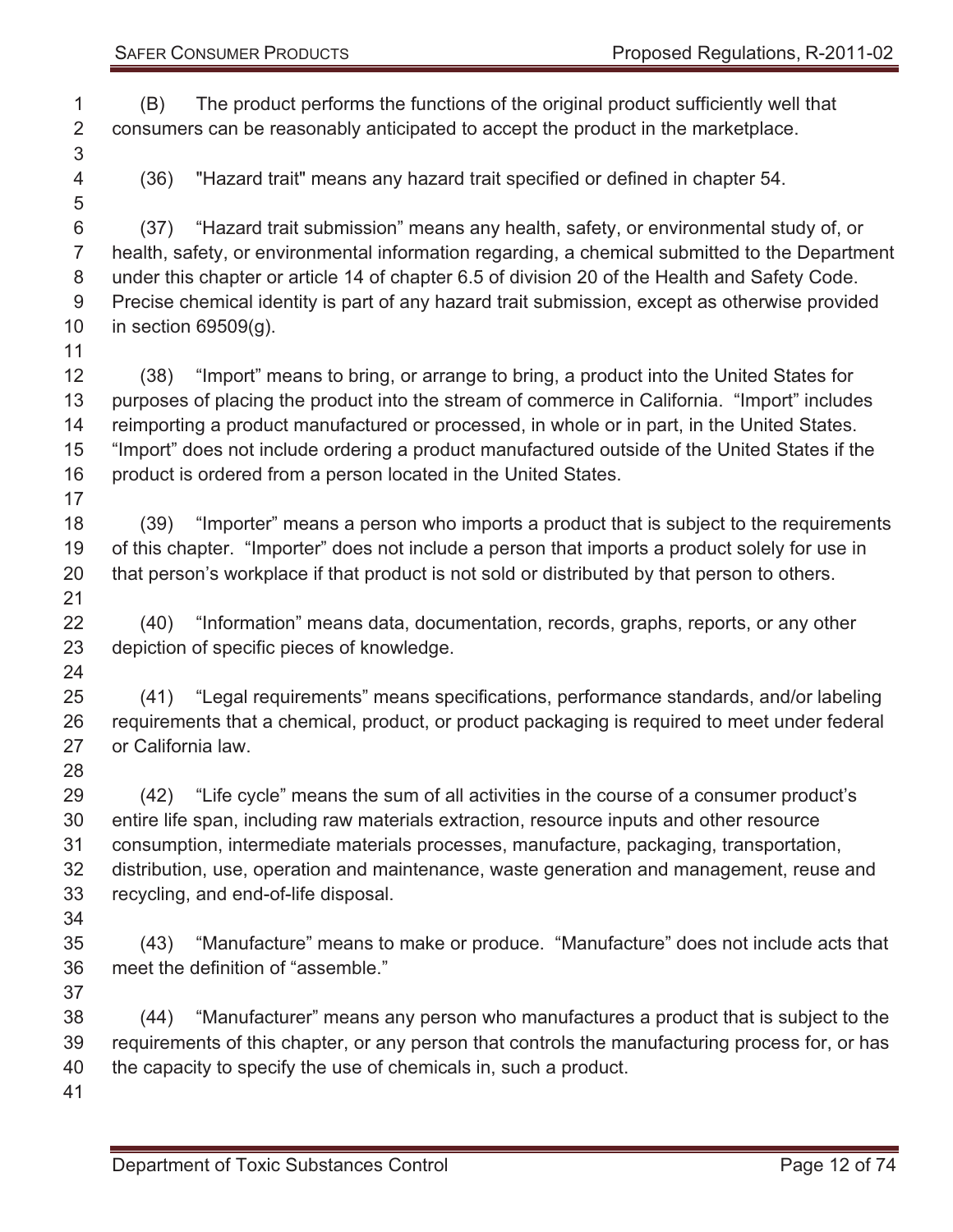(B) The product performs the functions of the original product sufficiently well that consumers can be reasonably anticipated to accept the product in the marketplace.

(36) "Hazard trait" means any hazard trait specified or defined in chapter 54.

(37) "Hazard trait submission" means any health, safety, or environmental study of, or health, safety, or environmental information regarding, a chemical submitted to the Department under this chapter or article 14 of chapter 6.5 of division 20 of the Health and Safety Code. Precise chemical identity is part of any hazard trait submission, except as otherwise provided in section 69509(g).

(38) "Import" means to bring, or arrange to bring, a product into the United States for purposes of placing the product into the stream of commerce in California. "Import" includes reimporting a product manufactured or processed, in whole or in part, in the United States. "Import" does not include ordering a product manufactured outside of the United States if the product is ordered from a person located in the United States.

(39) "Importer" means a person who imports a product that is subject to the requirements of this chapter. "Importer" does not include a person that imports a product solely for use in that person's workplace if that product is not sold or distributed by that person to others.

(40) "Information" means data, documentation, records, graphs, reports, or any other depiction of specific pieces of knowledge.

(41) "Legal requirements" means specifications, performance standards, and/or labeling requirements that a chemical, product, or product packaging is required to meet under federal or California law.

(42) "Life cycle" means the sum of all activities in the course of a consumer product's entire life span, including raw materials extraction, resource inputs and other resource consumption, intermediate materials processes, manufacture, packaging, transportation, distribution, use, operation and maintenance, waste generation and management, reuse and recycling, and end-of-life disposal.

(43) "Manufacture" means to make or produce. "Manufacture" does not include acts that meet the definition of "assemble."

(44) "Manufacturer" means any person who manufactures a product that is subject to the requirements of this chapter, or any person that controls the manufacturing process for, or has the capacity to specify the use of chemicals in, such a product.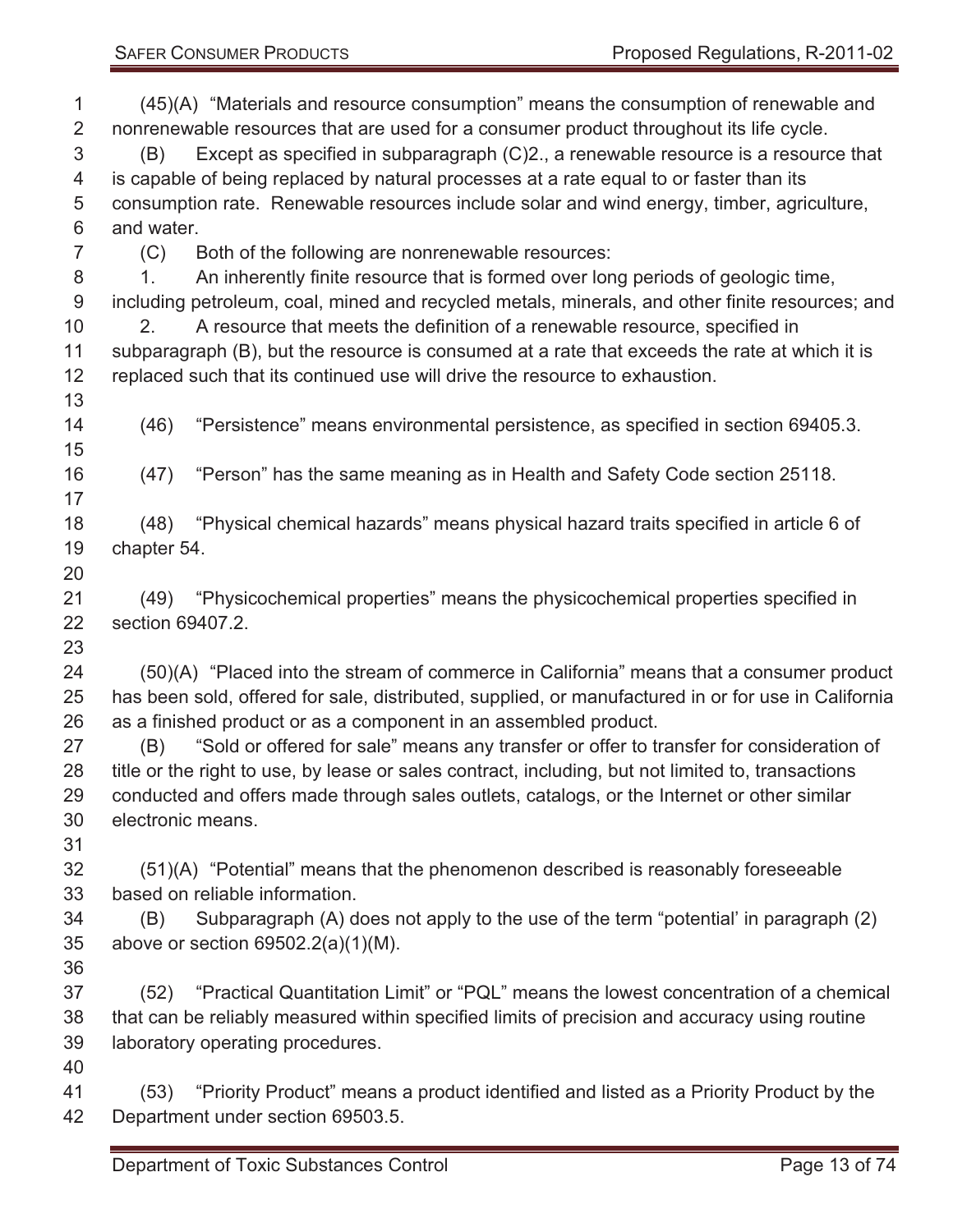(45)(A) "Materials and resource consumption" means the consumption of renewable and nonrenewable resources that are used for a consumer product throughout its life cycle.

(B) Except as specified in subparagraph (C)2., a renewable resource is a resource that is capable of being replaced by natural processes at a rate equal to or faster than its consumption rate. Renewable resources include solar and wind energy, timber, agriculture, and water.

(C) Both of the following are nonrenewable resources:

1. An inherently finite resource that is formed over long periods of geologic time, including petroleum, coal, mined and recycled metals, minerals, and other finite resources; and

2. A resource that meets the definition of a renewable resource, specified in subparagraph (B), but the resource is consumed at a rate that exceeds the rate at which it is replaced such that its continued use will drive the resource to exhaustion.

(46) "Persistence" means environmental persistence, as specified in section 69405.3.

(47) "Person" has the same meaning as in Health and Safety Code section 25118.

(48) "Physical chemical hazards" means physical hazard traits specified in article 6 of chapter 54.

(49) "Physicochemical properties" means the physicochemical properties specified in section 69407.2.

(50)(A) "Placed into the stream of commerce in California" means that a consumer product has been sold, offered for sale, distributed, supplied, or manufactured in or for use in California as a finished product or as a component in an assembled product.

(B) "Sold or offered for sale" means any transfer or offer to transfer for consideration of title or the right to use, by lease or sales contract, including, but not limited to, transactions conducted and offers made through sales outlets, catalogs, or the Internet or other similar electronic means.

(51)(A) "Potential" means that the phenomenon described is reasonably foreseeable based on reliable information.

(B) Subparagraph (A) does not apply to the use of the term "potential' in paragraph (2) above or section 69502.2(a)(1)(M).

(52) "Practical Quantitation Limit" or "PQL" means the lowest concentration of a chemical that can be reliably measured within specified limits of precision and accuracy using routine laboratory operating procedures.

(53) "Priority Product" means a product identified and listed as a Priority Product by the Department under section 69503.5.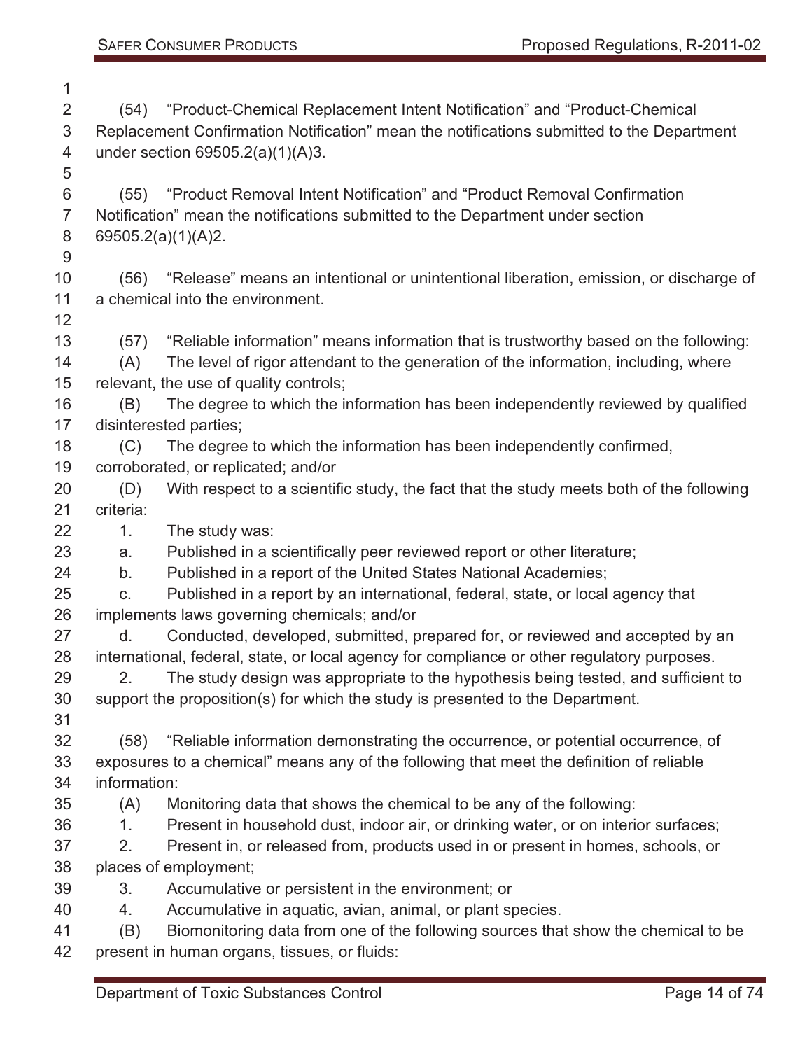(54) "Product-Chemical Replacement Intent Notification" and "Product-Chemical Replacement Confirmation Notification" mean the notifications submitted to the Department under section 69505.2(a)(1)(A)3.

(55) "Product Removal Intent Notification" and "Product Removal Confirmation Notification" mean the notifications submitted to the Department under section 69505.2(a)(1)(A)2.

(56) "Release" means an intentional or unintentional liberation, emission, or discharge of a chemical into the environment.

(57) "Reliable information" means information that is trustworthy based on the following:

(A) The level of rigor attendant to the generation of the information, including, where relevant, the use of quality controls;

(B) The degree to which the information has been independently reviewed by qualified disinterested parties;

(C) The degree to which the information has been independently confirmed, corroborated, or replicated; and/or

(D) With respect to a scientific study, the fact that the study meets both of the following criteria:

1. The study was:

a. Published in a scientifically peer reviewed report or other literature;

b. Published in a report of the United States National Academies;

c. Published in a report by an international, federal, state, or local agency that implements laws governing chemicals; and/or

d. Conducted, developed, submitted, prepared for, or reviewed and accepted by an international, federal, state, or local agency for compliance or other regulatory purposes.

2. The study design was appropriate to the hypothesis being tested, and sufficient to support the proposition(s) for which the study is presented to the Department.

(58) "Reliable information demonstrating the occurrence, or potential occurrence, of exposures to a chemical" means any of the following that meet the definition of reliable information:

(A) Monitoring data that shows the chemical to be any of the following:

1. Present in household dust, indoor air, or drinking water, or on interior surfaces;

2. Present in, or released from, products used in or present in homes, schools, or places of employment;

3. Accumulative or persistent in the environment; or

4. Accumulative in aquatic, avian, animal, or plant species.

(B) Biomonitoring data from one of the following sources that show the chemical to be present in human organs, tissues, or fluids: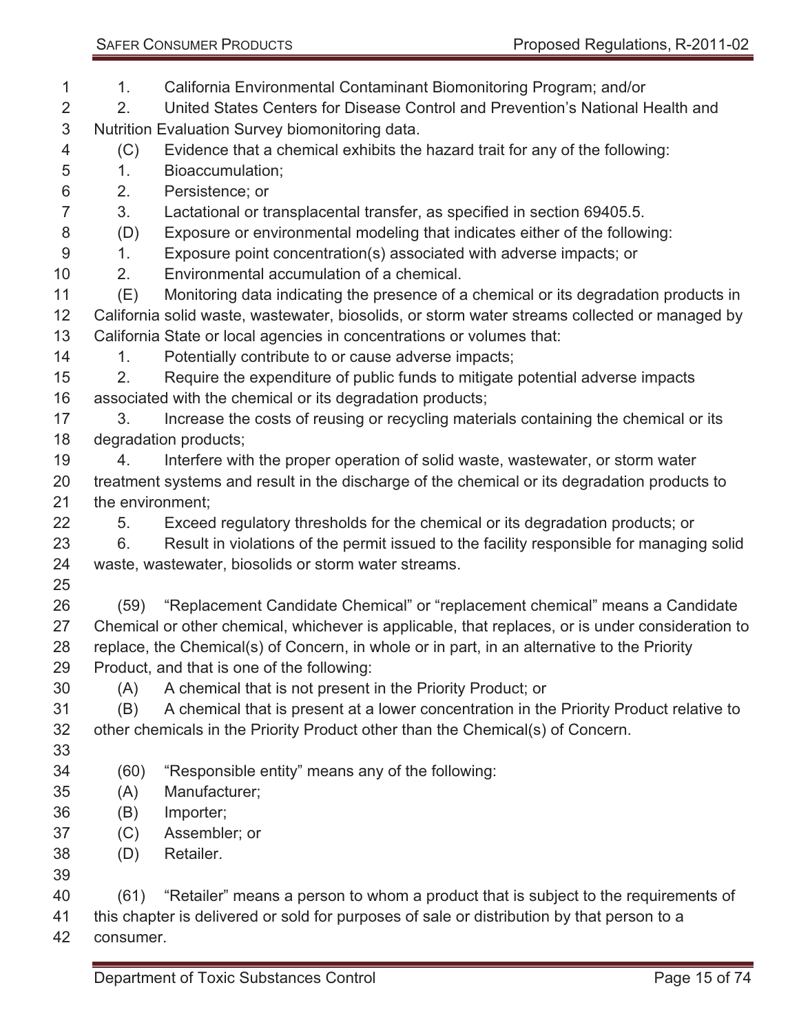1. California Environmental Contaminant Biomonitoring Program; and/or
2. United States Centers for Disease Control and Prevention's National Health and Nutrition Evaluation Survey biomonitoring data.

(C) Evidence that a chemical exhibits the hazard trait for any of the following:

1. Bioaccumulation;
2. Persistence; or
3. Lactational or transplacental transfer, as specified in section 69405.5.

(D) Exposure or environmental modeling that indicates either of the following:

1. Exposure point concentration(s) associated with adverse impacts; or
2. Environmental accumulation of a chemical.

(E) Monitoring data indicating the presence of a chemical or its degradation products in California solid waste, wastewater, biosolids, or storm water streams collected or managed by California State or local agencies in concentrations or volumes that:

1. Potentially contribute to or cause adverse impacts;
2. Require the expenditure of public funds to mitigate potential adverse impacts associated with the chemical or its degradation products;
3. Increase the costs of reusing or recycling materials containing the chemical or its degradation products;
4. Interfere with the proper operation of solid waste, wastewater, or storm water treatment systems and result in the discharge of the chemical or its degradation products to the environment;
5. Exceed regulatory thresholds for the chemical or its degradation products; or
6. Result in violations of the permit issued to the facility responsible for managing solid waste, wastewater, biosolids or storm water streams.

(59) "Replacement Candidate Chemical" or "replacement chemical" means a Candidate Chemical or other chemical, whichever is applicable, that replaces, or is under consideration to replace, the Chemical(s) of Concern, in whole or in part, in an alternative to the Priority Product, and that is one of the following:

(A) A chemical that is not present in the Priority Product; or

(B) A chemical that is present at a lower concentration in the Priority Product relative to other chemicals in the Priority Product other than the Chemical(s) of Concern.

(60) "Responsible entity" means any of the following:

(A) Manufacturer;

(B) Importer;

(C) Assembler; or

(D) Retailer.

(61) "Retailer" means a person to whom a product that is subject to the requirements of this chapter is delivered or sold for purposes of sale or distribution by that person to a consumer.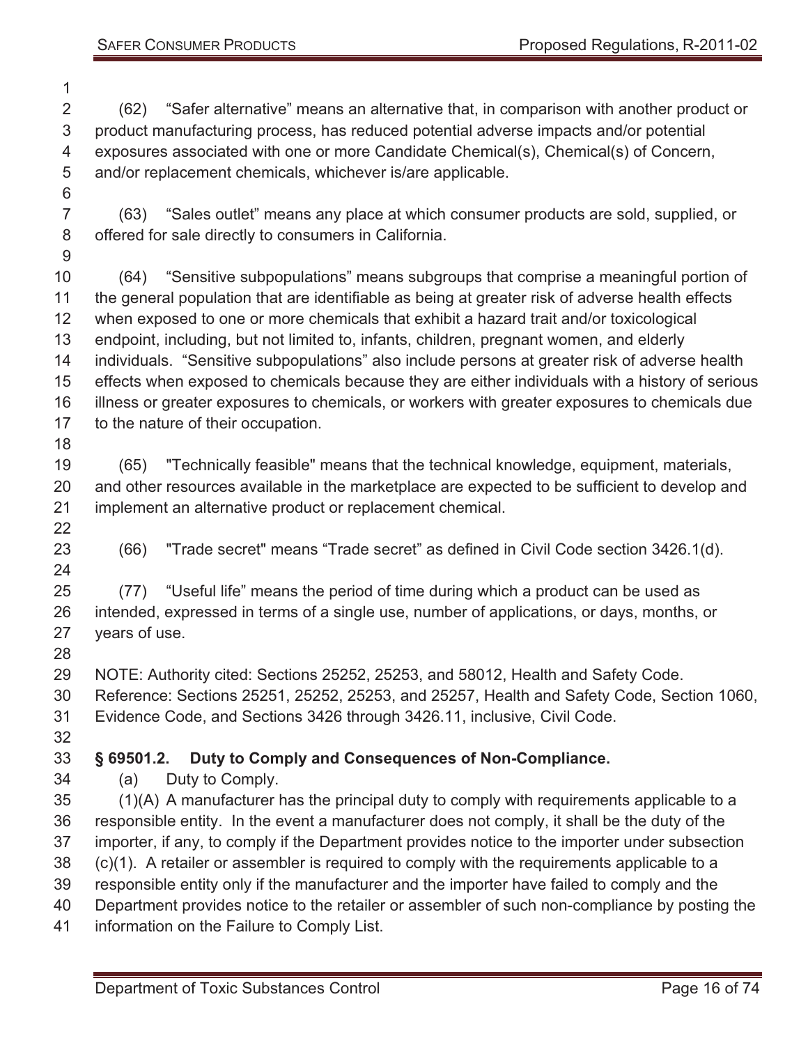(62) “Safer alternative” means an alternative that, in comparison with another product or product manufacturing process, has reduced potential adverse impacts and/or potential exposures associated with one or more Candidate Chemical(s), Chemical(s) of Concern, and/or replacement chemicals, whichever is/are applicable.

(63) “Sales outlet” means any place at which consumer products are sold, supplied, or offered for sale directly to consumers in California.

(64) “Sensitive subpopulations” means subgroups that comprise a meaningful portion of the general population that are identifiable as being at greater risk of adverse health effects when exposed to one or more chemicals that exhibit a hazard trait and/or toxicological endpoint, including, but not limited to, infants, children, pregnant women, and elderly individuals. “Sensitive subpopulations” also include persons at greater risk of adverse health effects when exposed to chemicals because they are either individuals with a history of serious illness or greater exposures to chemicals, or workers with greater exposures to chemicals due to the nature of their occupation.

(65) "Technically feasible" means that the technical knowledge, equipment, materials, and other resources available in the marketplace are expected to be sufficient to develop and implement an alternative product or replacement chemical.

(66) "Trade secret" means “Trade secret” as defined in Civil Code section 3426.1(d).

(77) “Useful life” means the period of time during which a product can be used as intended, expressed in terms of a single use, number of applications, or days, months, or years of use.

NOTE: Authority cited: Sections 25252, 25253, and 58012, Health and Safety Code. Reference: Sections 25251, 25252, 25253, and 25257, Health and Safety Code, Section 1060, Evidence Code, and Sections 3426 through 3426.11, inclusive, Civil Code.

### § 69501.2. Duty to Comply and Consequences of Non-Compliance.

(a) Duty to Comply.

(1)(A) A manufacturer has the principal duty to comply with requirements applicable to a responsible entity. In the event a manufacturer does not comply, it shall be the duty of the importer, if any, to comply if the Department provides notice to the importer under subsection (c)(1). A retailer or assembler is required to comply with the requirements applicable to a responsible entity only if the manufacturer and the importer have failed to comply and the Department provides notice to the retailer or assembler of such non-compliance by posting the information on the Failure to Comply List.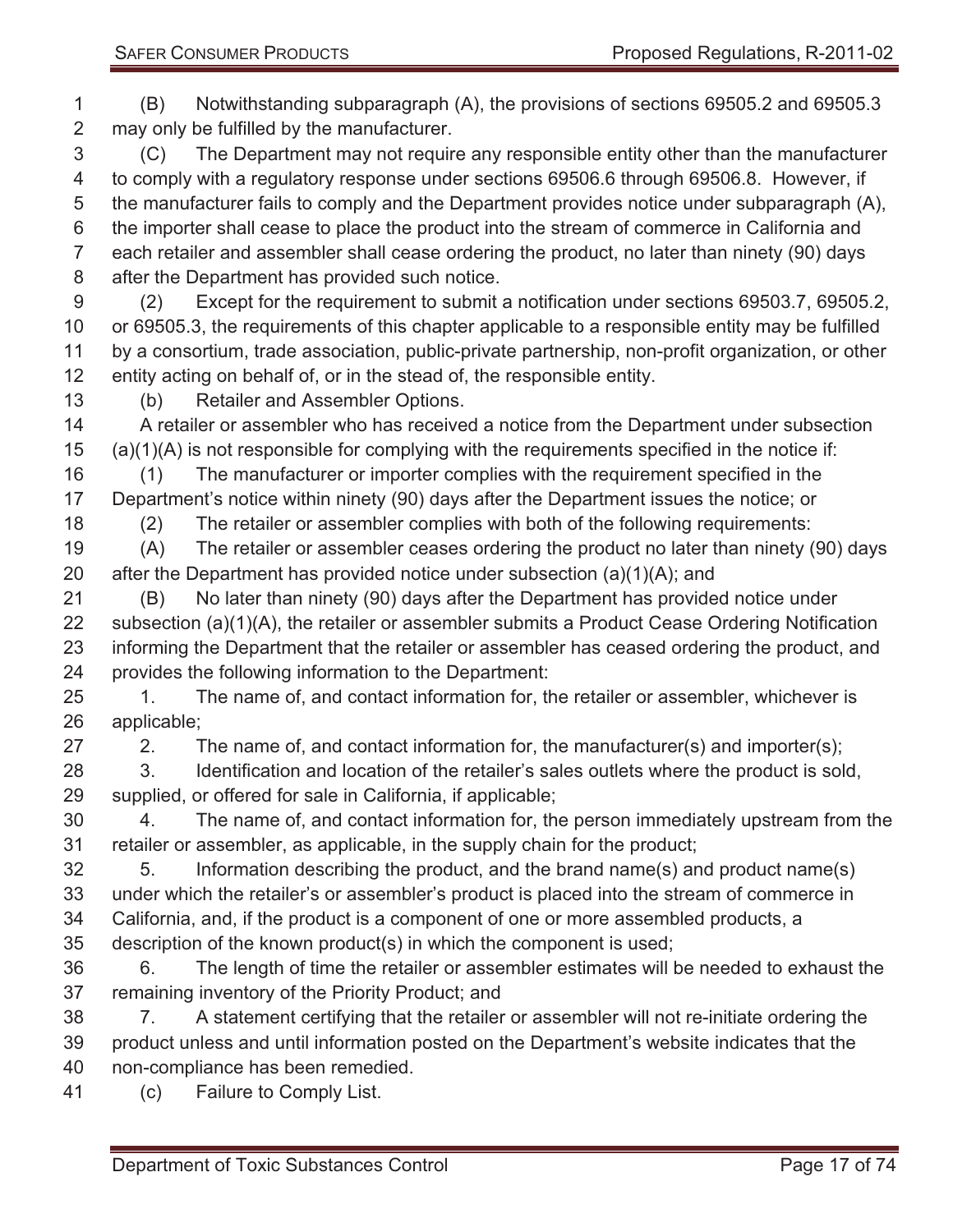(B) Notwithstanding subparagraph (A), the provisions of sections 69505.2 and 69505.3 may only be fulfilled by the manufacturer.

(C) The Department may not require any responsible entity other than the manufacturer to comply with a regulatory response under sections 69506.6 through 69506.8. However, if the manufacturer fails to comply and the Department provides notice under subparagraph (A), the importer shall cease to place the product into the stream of commerce in California and each retailer and assembler shall cease ordering the product, no later than ninety (90) days after the Department has provided such notice.

(2) Except for the requirement to submit a notification under sections 69503.7, 69505.2, or 69505.3, the requirements of this chapter applicable to a responsible entity may be fulfilled by a consortium, trade association, public-private partnership, non-profit organization, or other entity acting on behalf of, or in the stead of, the responsible entity.

(b) Retailer and Assembler Options.

A retailer or assembler who has received a notice from the Department under subsection (a)(1)(A) is not responsible for complying with the requirements specified in the notice if:

(1) The manufacturer or importer complies with the requirement specified in the Department's notice within ninety (90) days after the Department issues the notice; or

(2) The retailer or assembler complies with both of the following requirements:

(A) The retailer or assembler ceases ordering the product no later than ninety (90) days after the Department has provided notice under subsection (a)(1)(A); and

(B) No later than ninety (90) days after the Department has provided notice under subsection (a)(1)(A), the retailer or assembler submits a Product Cease Ordering Notification informing the Department that the retailer or assembler has ceased ordering the product, and provides the following information to the Department:

1. The name of, and contact information for, the retailer or assembler, whichever is applicable;

2. The name of, and contact information for, the manufacturer(s) and importer(s);

3. Identification and location of the retailer's sales outlets where the product is sold, supplied, or offered for sale in California, if applicable;

4. The name of, and contact information for, the person immediately upstream from the retailer or assembler, as applicable, in the supply chain for the product;

5. Information describing the product, and the brand name(s) and product name(s) under which the retailer's or assembler's product is placed into the stream of commerce in California, and, if the product is a component of one or more assembled products, a description of the known product(s) in which the component is used;

6. The length of time the retailer or assembler estimates will be needed to exhaust the remaining inventory of the Priority Product; and

7. A statement certifying that the retailer or assembler will not re-initiate ordering the product unless and until information posted on the Department's website indicates that the non-compliance has been remedied.

(c) Failure to Comply List.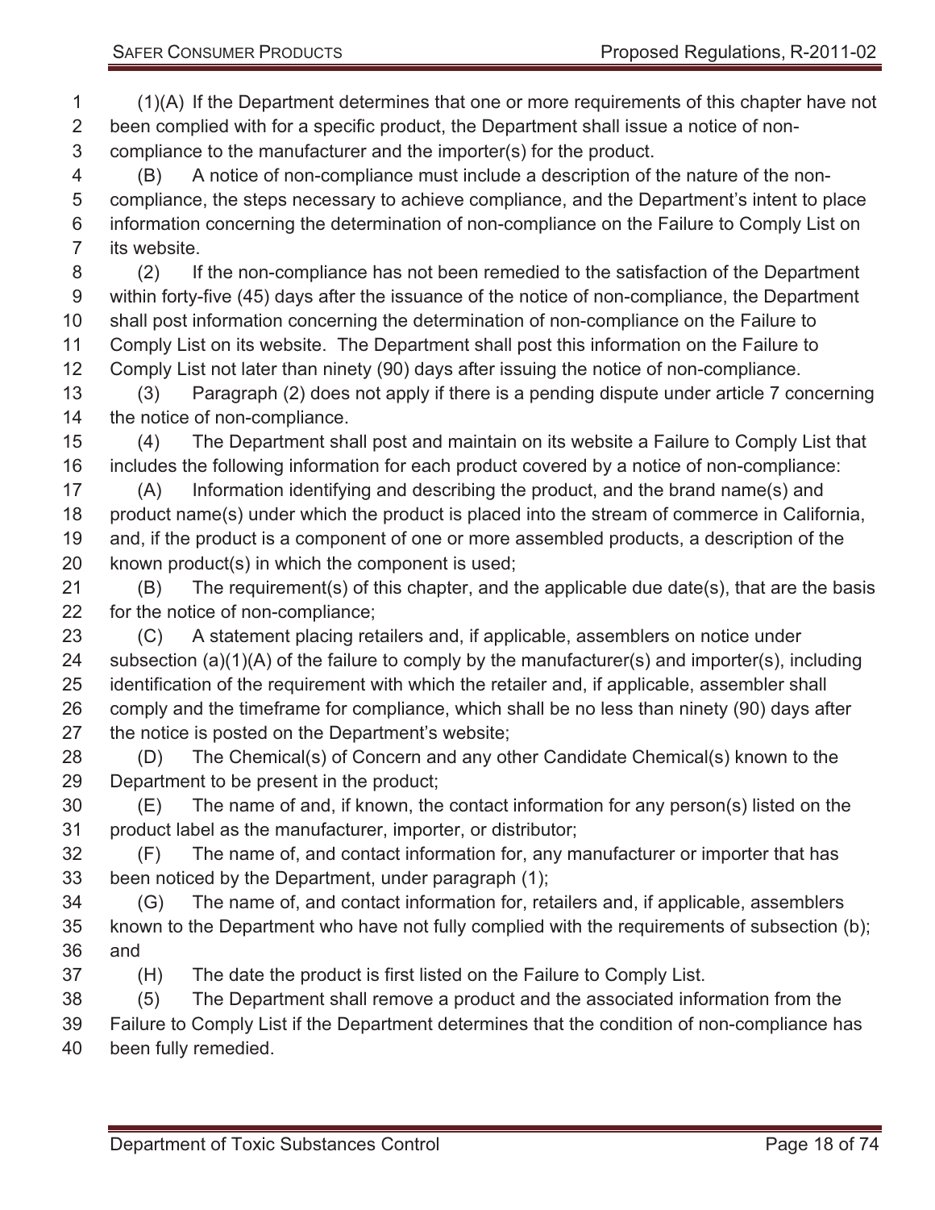(1)(A) If the Department determines that one or more requirements of this chapter have not been complied with for a specific product, the Department shall issue a notice of non-compliance to the manufacturer and the importer(s) for the product.

(B) A notice of non-compliance must include a description of the nature of the non-compliance, the steps necessary to achieve compliance, and the Department's intent to place information concerning the determination of non-compliance on the Failure to Comply List on its website.

(2) If the non-compliance has not been remedied to the satisfaction of the Department within forty-five (45) days after the issuance of the notice of non-compliance, the Department shall post information concerning the determination of non-compliance on the Failure to Comply List on its website. The Department shall post this information on the Failure to Comply List not later than ninety (90) days after issuing the notice of non-compliance.

(3) Paragraph (2) does not apply if there is a pending dispute under article 7 concerning the notice of non-compliance.

(4) The Department shall post and maintain on its website a Failure to Comply List that includes the following information for each product covered by a notice of non-compliance:

(A) Information identifying and describing the product, and the brand name(s) and product name(s) under which the product is placed into the stream of commerce in California, and, if the product is a component of one or more assembled products, a description of the known product(s) in which the component is used;

(B) The requirement(s) of this chapter, and the applicable due date(s), that are the basis for the notice of non-compliance;

(C) A statement placing retailers and, if applicable, assemblers on notice under subsection (a)(1)(A) of the failure to comply by the manufacturer(s) and importer(s), including identification of the requirement with which the retailer and, if applicable, assembler shall comply and the timeframe for compliance, which shall be no less than ninety (90) days after the notice is posted on the Department's website;

(D) The Chemical(s) of Concern and any other Candidate Chemical(s) known to the Department to be present in the product;

(E) The name of and, if known, the contact information for any person(s) listed on the product label as the manufacturer, importer, or distributor;

(F) The name of, and contact information for, any manufacturer or importer that has been noticed by the Department, under paragraph (1);

(G) The name of, and contact information for, retailers and, if applicable, assemblers known to the Department who have not fully complied with the requirements of subsection (b); and

(H) The date the product is first listed on the Failure to Comply List.

(5) The Department shall remove a product and the associated information from the Failure to Comply List if the Department determines that the condition of non-compliance has been fully remedied.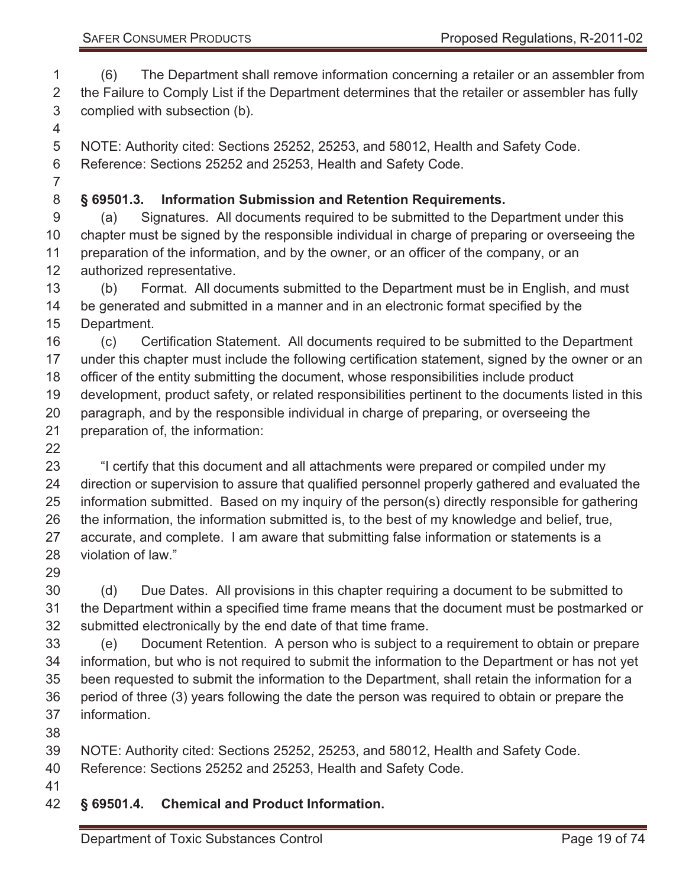(6) The Department shall remove information concerning a retailer or an assembler from the Failure to Comply List if the Department determines that the retailer or assembler has fully complied with subsection (b).

NOTE: Authority cited: Sections 25252, 25253, and 58012, Health and Safety Code. Reference: Sections 25252 and 25253, Health and Safety Code.

**§ 69501.3. Information Submission and Retention Requirements.**

(a) Signatures. All documents required to be submitted to the Department under this chapter must be signed by the responsible individual in charge of preparing or overseeing the preparation of the information, and by the owner, or an officer of the company, or an authorized representative.

(b) Format. All documents submitted to the Department must be in English, and must be generated and submitted in a manner and in an electronic format specified by the Department.

(c) Certification Statement. All documents required to be submitted to the Department under this chapter must include the following certification statement, signed by the owner or an officer of the entity submitting the document, whose responsibilities include product development, product safety, or related responsibilities pertinent to the documents listed in this paragraph, and by the responsible individual in charge of preparing, or overseeing the preparation of, the information:

"I certify that this document and all attachments were prepared or compiled under my direction or supervision to assure that qualified personnel properly gathered and evaluated the information submitted. Based on my inquiry of the person(s) directly responsible for gathering the information, the information submitted is, to the best of my knowledge and belief, true, accurate, and complete. I am aware that submitting false information or statements is a violation of law."

(d) Due Dates. All provisions in this chapter requiring a document to be submitted to the Department within a specified time frame means that the document must be postmarked or submitted electronically by the end date of that time frame.

(e) Document Retention. A person who is subject to a requirement to obtain or prepare information, but who is not required to submit the information to the Department or has not yet been requested to submit the information to the Department, shall retain the information for a period of three (3) years following the date the person was required to obtain or prepare the information.

NOTE: Authority cited: Sections 25252, 25253, and 58012, Health and Safety Code. Reference: Sections 25252 and 25253, Health and Safety Code.

**§ 69501.4. Chemical and Product Information.**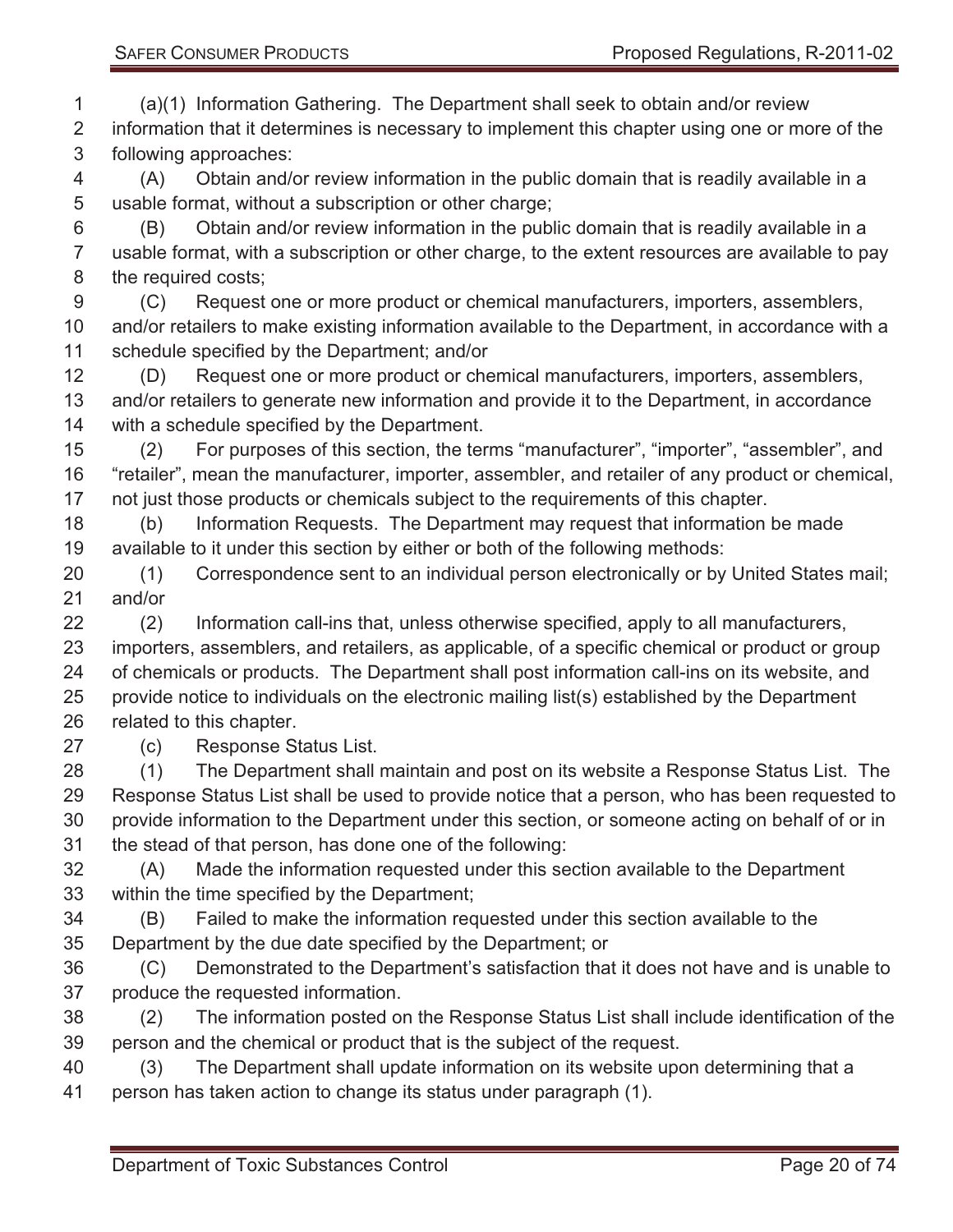(a)(1) Information Gathering. The Department shall seek to obtain and/or review information that it determines is necessary to implement this chapter using one or more of the following approaches:

(A) Obtain and/or review information in the public domain that is readily available in a usable format, without a subscription or other charge;

(B) Obtain and/or review information in the public domain that is readily available in a usable format, with a subscription or other charge, to the extent resources are available to pay the required costs;

(C) Request one or more product or chemical manufacturers, importers, assemblers, and/or retailers to make existing information available to the Department, in accordance with a schedule specified by the Department; and/or

(D) Request one or more product or chemical manufacturers, importers, assemblers, and/or retailers to generate new information and provide it to the Department, in accordance with a schedule specified by the Department.

(2) For purposes of this section, the terms “manufacturer”, “importer”, “assembler”, and “retailer”, mean the manufacturer, importer, assembler, and retailer of any product or chemical, not just those products or chemicals subject to the requirements of this chapter.

(b) Information Requests. The Department may request that information be made available to it under this section by either or both of the following methods:

(1) Correspondence sent to an individual person electronically or by United States mail; and/or

(2) Information call-ins that, unless otherwise specified, apply to all manufacturers, importers, assemblers, and retailers, as applicable, of a specific chemical or product or group of chemicals or products. The Department shall post information call-ins on its website, and provide notice to individuals on the electronic mailing list(s) established by the Department related to this chapter.

(c) Response Status List.

(1) The Department shall maintain and post on its website a Response Status List. The Response Status List shall be used to provide notice that a person, who has been requested to provide information to the Department under this section, or someone acting on behalf of or in the stead of that person, has done one of the following:

(A) Made the information requested under this section available to the Department within the time specified by the Department;

(B) Failed to make the information requested under this section available to the Department by the due date specified by the Department; or

(C) Demonstrated to the Department’s satisfaction that it does not have and is unable to produce the requested information.

(2) The information posted on the Response Status List shall include identification of the person and the chemical or product that is the subject of the request.

(3) The Department shall update information on its website upon determining that a person has taken action to change its status under paragraph (1).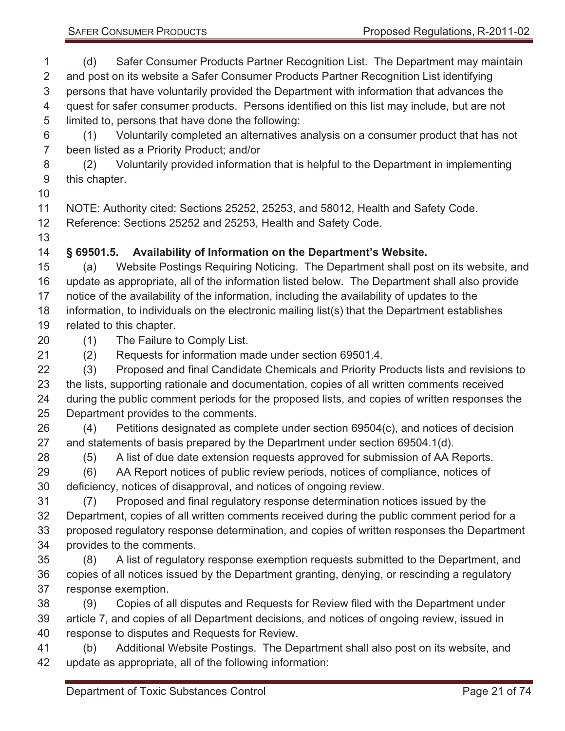(d) Safer Consumer Products Partner Recognition List. The Department may maintain and post on its website a Safer Consumer Products Partner Recognition List identifying persons that have voluntarily provided the Department with information that advances the quest for safer consumer products. Persons identified on this list may include, but are not limited to, persons that have done the following:

(1) Voluntarily completed an alternatives analysis on a consumer product that has not been listed as a Priority Product; and/or

(2) Voluntarily provided information that is helpful to the Department in implementing this chapter.

NOTE: Authority cited: Sections 25252, 25253, and 58012, Health and Safety Code. Reference: Sections 25252 and 25253, Health and Safety Code.

### § 69501.5. Availability of Information on the Department's Website.

(a) Website Postings Requiring Noticing. The Department shall post on its website, and update as appropriate, all of the information listed below. The Department shall also provide notice of the availability of the information, including the availability of updates to the information, to individuals on the electronic mailing list(s) that the Department establishes related to this chapter.

(1) The Failure to Comply List.

(2) Requests for information made under section 69501.4.

(3) Proposed and final Candidate Chemicals and Priority Products lists and revisions to the lists, supporting rationale and documentation, copies of all written comments received during the public comment periods for the proposed lists, and copies of written responses the Department provides to the comments.

(4) Petitions designated as complete under section 69504(c), and notices of decision and statements of basis prepared by the Department under section 69504.1(d).

(5) A list of due date extension requests approved for submission of AA Reports.

(6) AA Report notices of public review periods, notices of compliance, notices of deficiency, notices of disapproval, and notices of ongoing review.

(7) Proposed and final regulatory response determination notices issued by the Department, copies of all written comments received during the public comment period for a proposed regulatory response determination, and copies of written responses the Department provides to the comments.

(8) A list of regulatory response exemption requests submitted to the Department, and copies of all notices issued by the Department granting, denying, or rescinding a regulatory response exemption.

(9) Copies of all disputes and Requests for Review filed with the Department under article 7, and copies of all Department decisions, and notices of ongoing review, issued in response to disputes and Requests for Review.

(b) Additional Website Postings. The Department shall also post on its website, and update as appropriate, all of the following information: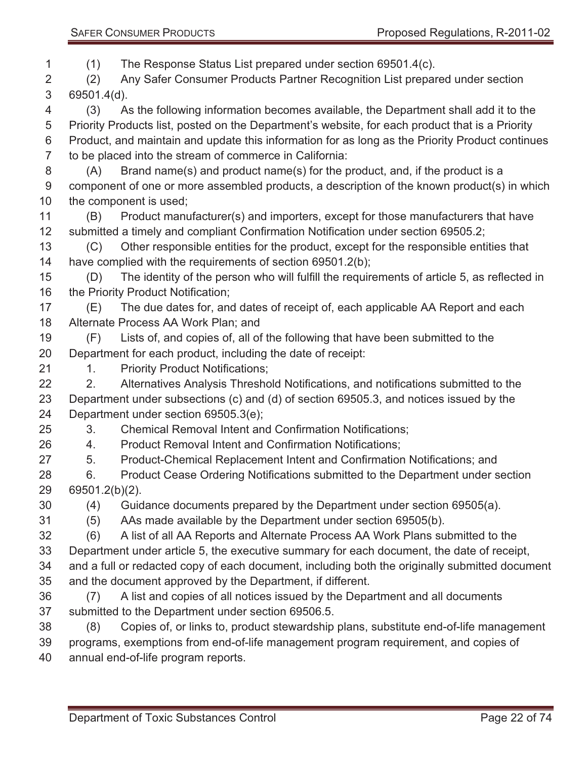(1) The Response Status List prepared under section 69501.4(c).

(2) Any Safer Consumer Products Partner Recognition List prepared under section 69501.4(d).

(3) As the following information becomes available, the Department shall add it to the Priority Products list, posted on the Department's website, for each product that is a Priority Product, and maintain and update this information for as long as the Priority Product continues to be placed into the stream of commerce in California:

(A) Brand name(s) and product name(s) for the product, and, if the product is a component of one or more assembled products, a description of the known product(s) in which the component is used;

(B) Product manufacturer(s) and importers, except for those manufacturers that have submitted a timely and compliant Confirmation Notification under section 69505.2;

(C) Other responsible entities for the product, except for the responsible entities that have complied with the requirements of section 69501.2(b);

(D) The identity of the person who will fulfill the requirements of article 5, as reflected in the Priority Product Notification;

(E) The due dates for, and dates of receipt of, each applicable AA Report and each Alternate Process AA Work Plan; and

(F) Lists of, and copies of, all of the following that have been submitted to the Department for each product, including the date of receipt:

1. Priority Product Notifications;

2. Alternatives Analysis Threshold Notifications, and notifications submitted to the Department under subsections (c) and (d) of section 69505.3, and notices issued by the Department under section 69505.3(e);

3. Chemical Removal Intent and Confirmation Notifications;

4. Product Removal Intent and Confirmation Notifications;

5. Product-Chemical Replacement Intent and Confirmation Notifications; and

6. Product Cease Ordering Notifications submitted to the Department under section 69501.2(b)(2).

(4) Guidance documents prepared by the Department under section 69505(a).

(5) AAs made available by the Department under section 69505(b).

(6) A list of all AA Reports and Alternate Process AA Work Plans submitted to the Department under article 5, the executive summary for each document, the date of receipt, and a full or redacted copy of each document, including both the originally submitted document and the document approved by the Department, if different.

(7) A list and copies of all notices issued by the Department and all documents submitted to the Department under section 69506.5.

(8) Copies of, or links to, product stewardship plans, substitute end-of-life management programs, exemptions from end-of-life management program requirement, and copies of annual end-of-life program reports.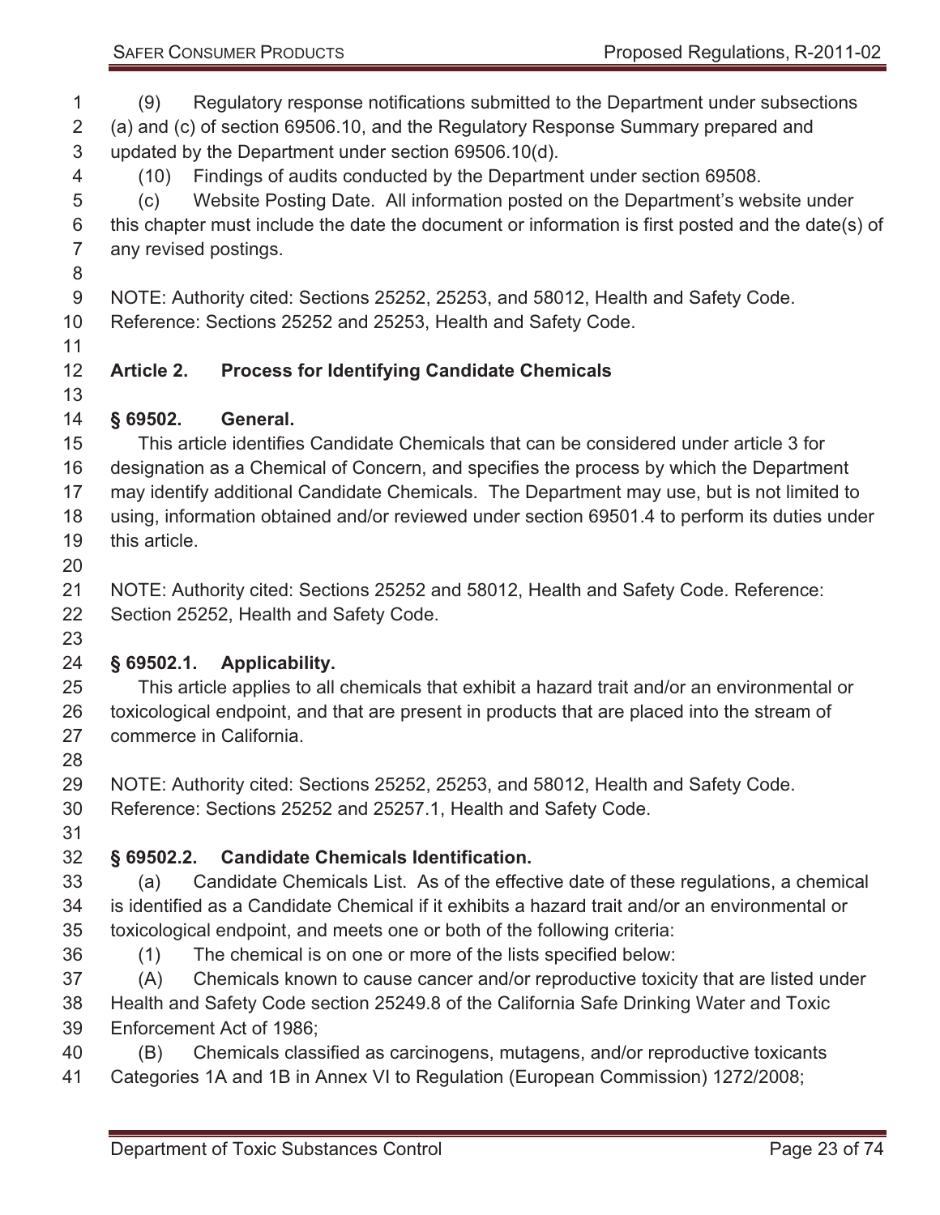(9) Regulatory response notifications submitted to the Department under subsections (a) and (c) of section 69506.10, and the Regulatory Response Summary prepared and updated by the Department under section 69506.10(d).

(10) Findings of audits conducted by the Department under section 69508.

(c) Website Posting Date. All information posted on the Department's website under this chapter must include the date the document or information is first posted and the date(s) of any revised postings.

NOTE: Authority cited: Sections 25252, 25253, and 58012, Health and Safety Code. Reference: Sections 25252 and 25253, Health and Safety Code.

## Article 2. Process for Identifying Candidate Chemicals

### § 69502. General.

This article identifies Candidate Chemicals that can be considered under article 3 for designation as a Chemical of Concern, and specifies the process by which the Department may identify additional Candidate Chemicals. The Department may use, but is not limited to using, information obtained and/or reviewed under section 69501.4 to perform its duties under this article.

NOTE: Authority cited: Sections 25252 and 58012, Health and Safety Code. Reference: Section 25252, Health and Safety Code.

### § 69502.1. Applicability.

This article applies to all chemicals that exhibit a hazard trait and/or an environmental or toxicological endpoint, and that are present in products that are placed into the stream of commerce in California.

NOTE: Authority cited: Sections 25252, 25253, and 58012, Health and Safety Code. Reference: Sections 25252 and 25257.1, Health and Safety Code.

### § 69502.2. Candidate Chemicals Identification.

(a) Candidate Chemicals List. As of the effective date of these regulations, a chemical is identified as a Candidate Chemical if it exhibits a hazard trait and/or an environmental or toxicological endpoint, and meets one or both of the following criteria:

(1) The chemical is on one or more of the lists specified below:

(A) Chemicals known to cause cancer and/or reproductive toxicity that are listed under Health and Safety Code section 25249.8 of the California Safe Drinking Water and Toxic Enforcement Act of 1986;

(B) Chemicals classified as carcinogens, mutagens, and/or reproductive toxicants Categories 1A and 1B in Annex VI to Regulation (European Commission) 1272/2008;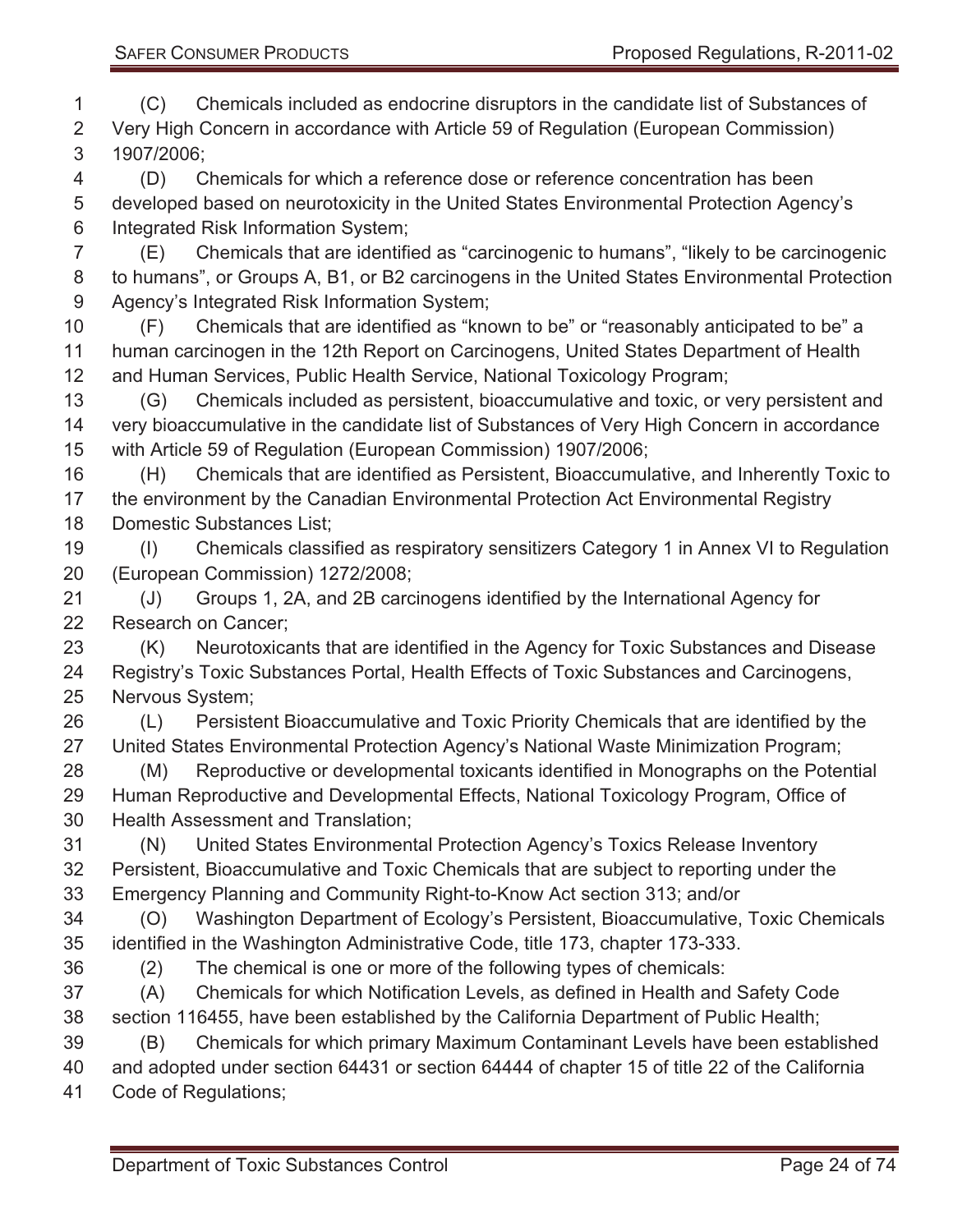(C) Chemicals included as endocrine disruptors in the candidate list of Substances of Very High Concern in accordance with Article 59 of Regulation (European Commission) 1907/2006;

(D) Chemicals for which a reference dose or reference concentration has been developed based on neurotoxicity in the United States Environmental Protection Agency's Integrated Risk Information System;

(E) Chemicals that are identified as "carcinogenic to humans", "likely to be carcinogenic to humans", or Groups A, B1, or B2 carcinogens in the United States Environmental Protection Agency's Integrated Risk Information System;

(F) Chemicals that are identified as "known to be" or "reasonably anticipated to be" a human carcinogen in the 12th Report on Carcinogens, United States Department of Health and Human Services, Public Health Service, National Toxicology Program;

(G) Chemicals included as persistent, bioaccumulative and toxic, or very persistent and very bioaccumulative in the candidate list of Substances of Very High Concern in accordance with Article 59 of Regulation (European Commission) 1907/2006;

(H) Chemicals that are identified as Persistent, Bioaccumulative, and Inherently Toxic to the environment by the Canadian Environmental Protection Act Environmental Registry Domestic Substances List;

(I) Chemicals classified as respiratory sensitizers Category 1 in Annex VI to Regulation (European Commission) 1272/2008;

(J) Groups 1, 2A, and 2B carcinogens identified by the International Agency for Research on Cancer;

(K) Neurotoxicants that are identified in the Agency for Toxic Substances and Disease Registry's Toxic Substances Portal, Health Effects of Toxic Substances and Carcinogens, Nervous System;

(L) Persistent Bioaccumulative and Toxic Priority Chemicals that are identified by the United States Environmental Protection Agency's National Waste Minimization Program;

(M) Reproductive or developmental toxicants identified in Monographs on the Potential Human Reproductive and Developmental Effects, National Toxicology Program, Office of Health Assessment and Translation;

(N) United States Environmental Protection Agency's Toxics Release Inventory Persistent, Bioaccumulative and Toxic Chemicals that are subject to reporting under the Emergency Planning and Community Right-to-Know Act section 313; and/or

(O) Washington Department of Ecology's Persistent, Bioaccumulative, Toxic Chemicals identified in the Washington Administrative Code, title 173, chapter 173-333.

(2) The chemical is one or more of the following types of chemicals:

(A) Chemicals for which Notification Levels, as defined in Health and Safety Code section 116455, have been established by the California Department of Public Health;

(B) Chemicals for which primary Maximum Contaminant Levels have been established and adopted under section 64431 or section 64444 of chapter 15 of title 22 of the California Code of Regulations;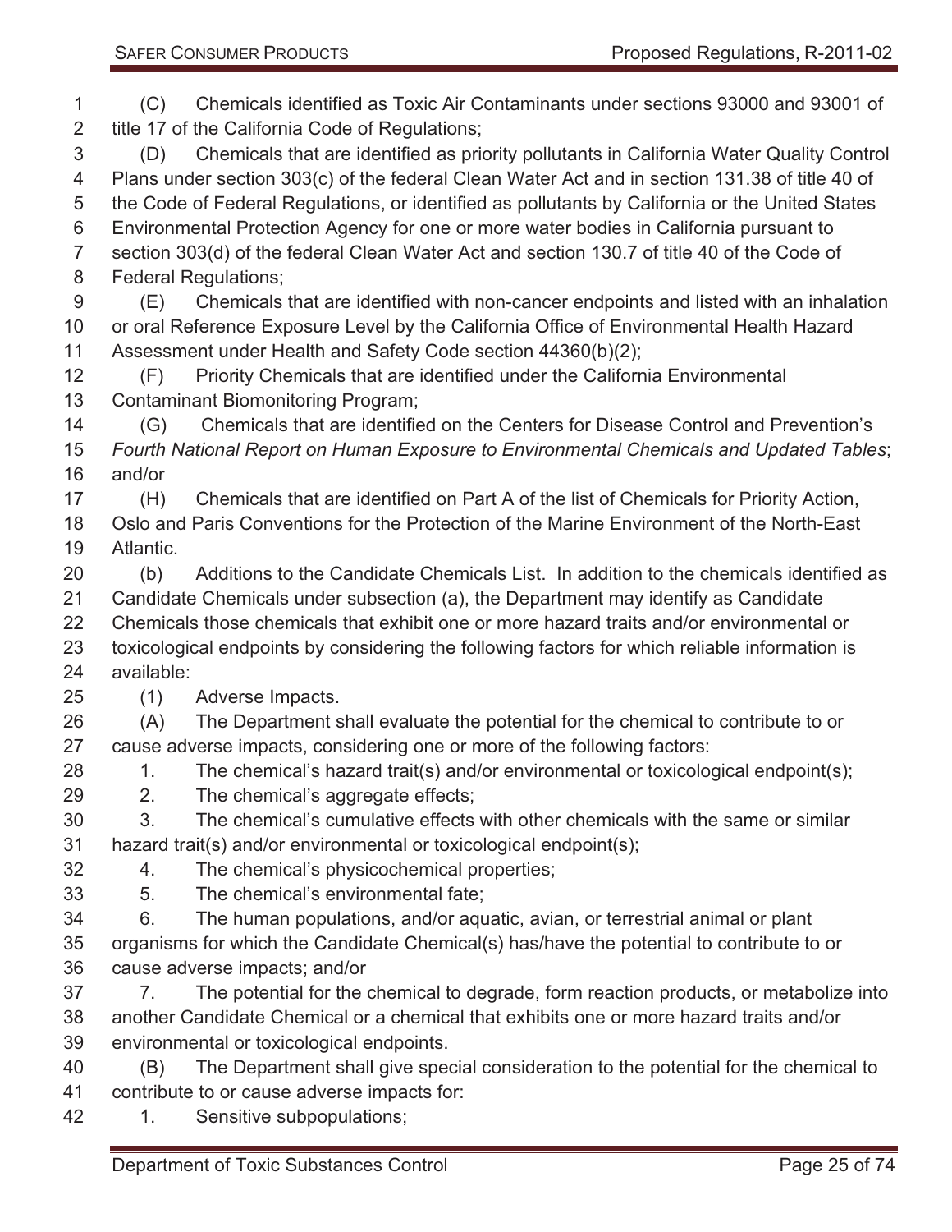(C) Chemicals identified as Toxic Air Contaminants under sections 93000 and 93001 of title 17 of the California Code of Regulations;

(D) Chemicals that are identified as priority pollutants in California Water Quality Control Plans under section 303(c) of the federal Clean Water Act and in section 131.38 of title 40 of the Code of Federal Regulations, or identified as pollutants by California or the United States Environmental Protection Agency for one or more water bodies in California pursuant to section 303(d) of the federal Clean Water Act and section 130.7 of title 40 of the Code of Federal Regulations;

(E) Chemicals that are identified with non-cancer endpoints and listed with an inhalation or oral Reference Exposure Level by the California Office of Environmental Health Hazard Assessment under Health and Safety Code section 44360(b)(2);

(F) Priority Chemicals that are identified under the California Environmental Contaminant Biomonitoring Program;

(G) Chemicals that are identified on the Centers for Disease Control and Prevention's *Fourth National Report on Human Exposure to Environmental Chemicals and Updated Tables*; and/or

(H) Chemicals that are identified on Part A of the list of Chemicals for Priority Action, Oslo and Paris Conventions for the Protection of the Marine Environment of the North-East Atlantic.

(b) Additions to the Candidate Chemicals List. In addition to the chemicals identified as Candidate Chemicals under subsection (a), the Department may identify as Candidate Chemicals those chemicals that exhibit one or more hazard traits and/or environmental or toxicological endpoints by considering the following factors for which reliable information is available:

(1) Adverse Impacts.

(A) The Department shall evaluate the potential for the chemical to contribute to or cause adverse impacts, considering one or more of the following factors:

1. The chemical's hazard trait(s) and/or environmental or toxicological endpoint(s);

2. The chemical's aggregate effects;

3. The chemical's cumulative effects with other chemicals with the same or similar hazard trait(s) and/or environmental or toxicological endpoint(s);

4. The chemical's physicochemical properties;

5. The chemical's environmental fate;

6. The human populations, and/or aquatic, avian, or terrestrial animal or plant organisms for which the Candidate Chemical(s) has/have the potential to contribute to or cause adverse impacts; and/or

7. The potential for the chemical to degrade, form reaction products, or metabolize into another Candidate Chemical or a chemical that exhibits one or more hazard traits and/or environmental or toxicological endpoints.

(B) The Department shall give special consideration to the potential for the chemical to contribute to or cause adverse impacts for:

1. Sensitive subpopulations;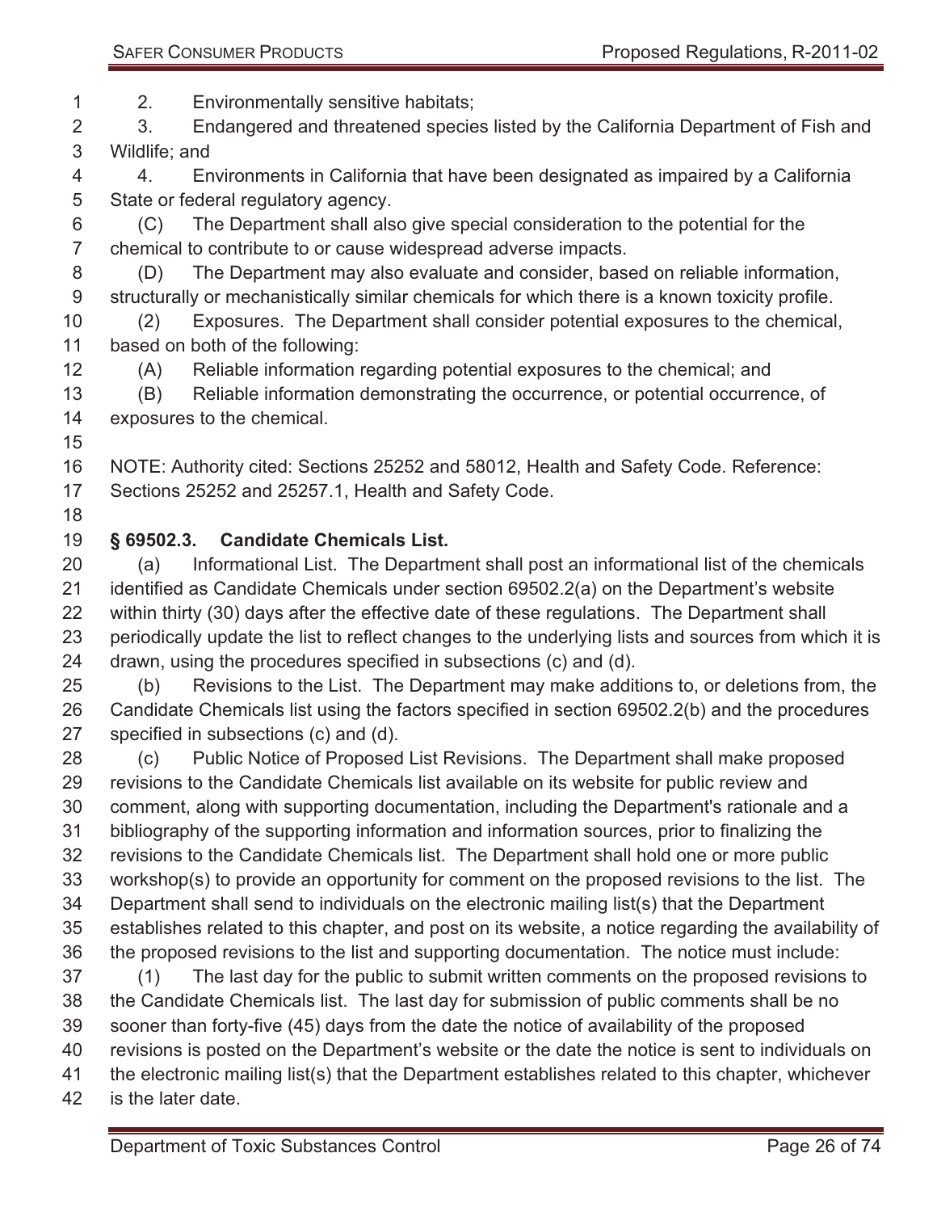2. Environmentally sensitive habitats;

3. Endangered and threatened species listed by the California Department of Fish and Wildlife; and

4. Environments in California that have been designated as impaired by a California State or federal regulatory agency.

(C) The Department shall also give special consideration to the potential for the chemical to contribute to or cause widespread adverse impacts.

(D) The Department may also evaluate and consider, based on reliable information, structurally or mechanistically similar chemicals for which there is a known toxicity profile.

(2) Exposures. The Department shall consider potential exposures to the chemical, based on both of the following:

(A) Reliable information regarding potential exposures to the chemical; and

(B) Reliable information demonstrating the occurrence, or potential occurrence, of exposures to the chemical.

NOTE: Authority cited: Sections 25252 and 58012, Health and Safety Code. Reference: Sections 25252 and 25257.1, Health and Safety Code.

### § 69502.3. Candidate Chemicals List.

(a) Informational List. The Department shall post an informational list of the chemicals identified as Candidate Chemicals under section 69502.2(a) on the Department's website within thirty (30) days after the effective date of these regulations. The Department shall periodically update the list to reflect changes to the underlying lists and sources from which it is drawn, using the procedures specified in subsections (c) and (d).

(b) Revisions to the List. The Department may make additions to, or deletions from, the Candidate Chemicals list using the factors specified in section 69502.2(b) and the procedures specified in subsections (c) and (d).

(c) Public Notice of Proposed List Revisions. The Department shall make proposed revisions to the Candidate Chemicals list available on its website for public review and comment, along with supporting documentation, including the Department's rationale and a bibliography of the supporting information and information sources, prior to finalizing the revisions to the Candidate Chemicals list. The Department shall hold one or more public workshop(s) to provide an opportunity for comment on the proposed revisions to the list. The Department shall send to individuals on the electronic mailing list(s) that the Department establishes related to this chapter, and post on its website, a notice regarding the availability of the proposed revisions to the list and supporting documentation. The notice must include:

(1) The last day for the public to submit written comments on the proposed revisions to the Candidate Chemicals list. The last day for submission of public comments shall be no sooner than forty-five (45) days from the date the notice of availability of the proposed revisions is posted on the Department's website or the date the notice is sent to individuals on the electronic mailing list(s) that the Department establishes related to this chapter, whichever is the later date.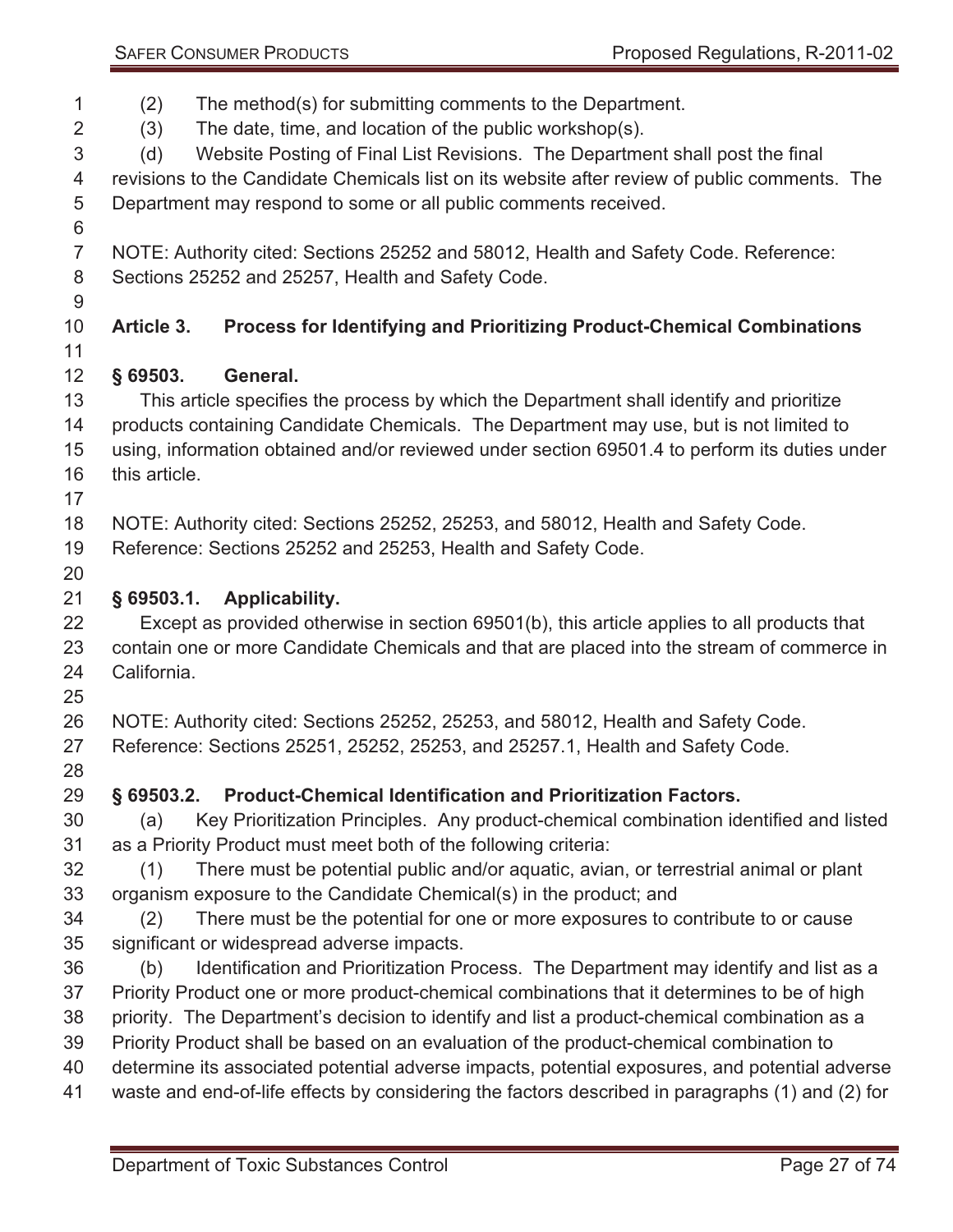(2) The method(s) for submitting comments to the Department.

(3) The date, time, and location of the public workshop(s).

(d) Website Posting of Final List Revisions. The Department shall post the final revisions to the Candidate Chemicals list on its website after review of public comments. The Department may respond to some or all public comments received.

NOTE: Authority cited: Sections 25252 and 58012, Health and Safety Code. Reference: Sections 25252 and 25257, Health and Safety Code.

## Article 3. Process for Identifying and Prioritizing Product-Chemical Combinations

### § 69503. General.

This article specifies the process by which the Department shall identify and prioritize products containing Candidate Chemicals. The Department may use, but is not limited to using, information obtained and/or reviewed under section 69501.4 to perform its duties under this article.

NOTE: Authority cited: Sections 25252, 25253, and 58012, Health and Safety Code. Reference: Sections 25252 and 25253, Health and Safety Code.

### § 69503.1. Applicability.

Except as provided otherwise in section 69501(b), this article applies to all products that contain one or more Candidate Chemicals and that are placed into the stream of commerce in California.

NOTE: Authority cited: Sections 25252, 25253, and 58012, Health and Safety Code. Reference: Sections 25251, 25252, 25253, and 25257.1, Health and Safety Code.

### § 69503.2. Product-Chemical Identification and Prioritization Factors.

(a) Key Prioritization Principles. Any product-chemical combination identified and listed as a Priority Product must meet both of the following criteria:

(1) There must be potential public and/or aquatic, avian, or terrestrial animal or plant organism exposure to the Candidate Chemical(s) in the product; and

(2) There must be the potential for one or more exposures to contribute to or cause significant or widespread adverse impacts.

(b) Identification and Prioritization Process. The Department may identify and list as a Priority Product one or more product-chemical combinations that it determines to be of high priority. The Department's decision to identify and list a product-chemical combination as a Priority Product shall be based on an evaluation of the product-chemical combination to determine its associated potential adverse impacts, potential exposures, and potential adverse waste and end-of-life effects by considering the factors described in paragraphs (1) and (2) for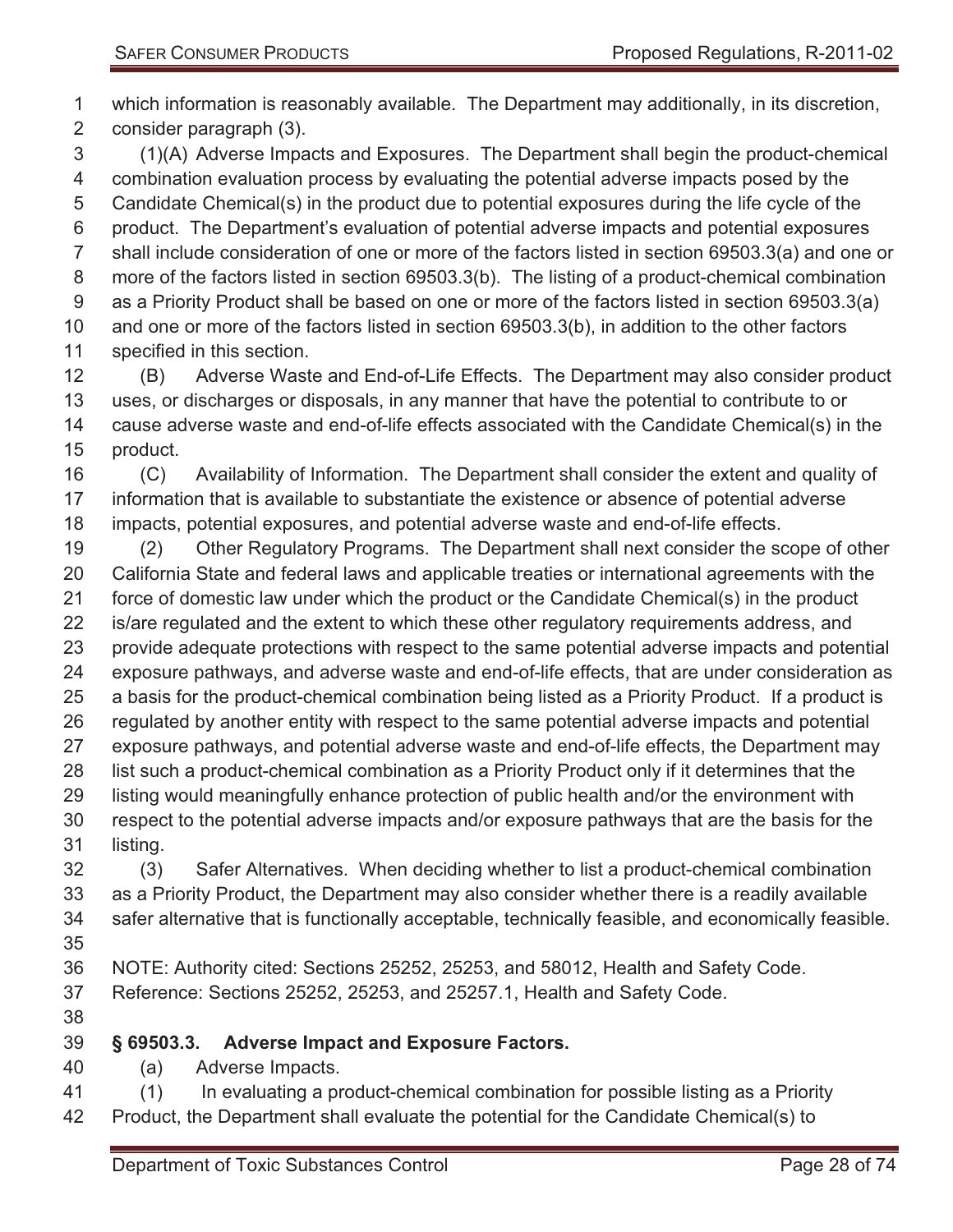which information is reasonably available. The Department may additionally, in its discretion, consider paragraph (3).

(1)(A) Adverse Impacts and Exposures. The Department shall begin the product-chemical combination evaluation process by evaluating the potential adverse impacts posed by the Candidate Chemical(s) in the product due to potential exposures during the life cycle of the product. The Department's evaluation of potential adverse impacts and potential exposures shall include consideration of one or more of the factors listed in section 69503.3(a) and one or more of the factors listed in section 69503.3(b). The listing of a product-chemical combination as a Priority Product shall be based on one or more of the factors listed in section 69503.3(a) and one or more of the factors listed in section 69503.3(b), in addition to the other factors specified in this section.

(B) Adverse Waste and End-of-Life Effects. The Department may also consider product uses, or discharges or disposals, in any manner that have the potential to contribute to or cause adverse waste and end-of-life effects associated with the Candidate Chemical(s) in the product.

(C) Availability of Information. The Department shall consider the extent and quality of information that is available to substantiate the existence or absence of potential adverse impacts, potential exposures, and potential adverse waste and end-of-life effects.

(2) Other Regulatory Programs. The Department shall next consider the scope of other California State and federal laws and applicable treaties or international agreements with the force of domestic law under which the product or the Candidate Chemical(s) in the product is/are regulated and the extent to which these other regulatory requirements address, and provide adequate protections with respect to the same potential adverse impacts and potential exposure pathways, and adverse waste and end-of-life effects, that are under consideration as a basis for the product-chemical combination being listed as a Priority Product. If a product is regulated by another entity with respect to the same potential adverse impacts and potential exposure pathways, and potential adverse waste and end-of-life effects, the Department may list such a product-chemical combination as a Priority Product only if it determines that the listing would meaningfully enhance protection of public health and/or the environment with respect to the potential adverse impacts and/or exposure pathways that are the basis for the listing.

(3) Safer Alternatives. When deciding whether to list a product-chemical combination as a Priority Product, the Department may also consider whether there is a readily available safer alternative that is functionally acceptable, technically feasible, and economically feasible.

NOTE: Authority cited: Sections 25252, 25253, and 58012, Health and Safety Code. Reference: Sections 25252, 25253, and 25257.1, Health and Safety Code.

### § 69503.3. Adverse Impact and Exposure Factors.

(a) Adverse Impacts.

(1) In evaluating a product-chemical combination for possible listing as a Priority Product, the Department shall evaluate the potential for the Candidate Chemical(s) to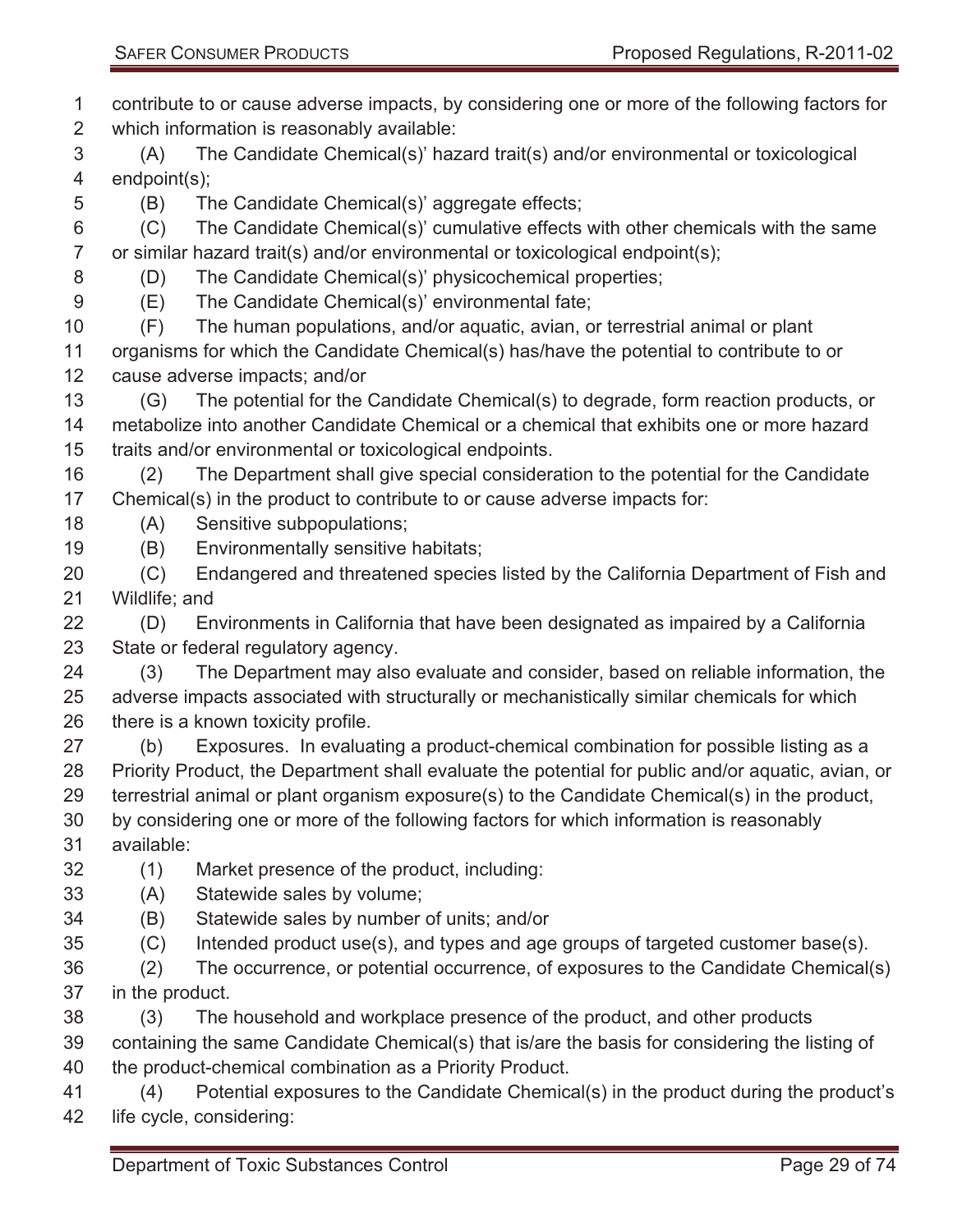contribute to or cause adverse impacts, by considering one or more of the following factors for which information is reasonably available:

(A) The Candidate Chemical(s)' hazard trait(s) and/or environmental or toxicological endpoint(s);

(B) The Candidate Chemical(s)' aggregate effects;

(C) The Candidate Chemical(s)' cumulative effects with other chemicals with the same or similar hazard trait(s) and/or environmental or toxicological endpoint(s);

(D) The Candidate Chemical(s)' physicochemical properties;

(E) The Candidate Chemical(s)' environmental fate;

(F) The human populations, and/or aquatic, avian, or terrestrial animal or plant organisms for which the Candidate Chemical(s) has/have the potential to contribute to or cause adverse impacts; and/or

(G) The potential for the Candidate Chemical(s) to degrade, form reaction products, or metabolize into another Candidate Chemical or a chemical that exhibits one or more hazard traits and/or environmental or toxicological endpoints.

(2) The Department shall give special consideration to the potential for the Candidate Chemical(s) in the product to contribute to or cause adverse impacts for:

(A) Sensitive subpopulations;

(B) Environmentally sensitive habitats;

(C) Endangered and threatened species listed by the California Department of Fish and Wildlife; and

(D) Environments in California that have been designated as impaired by a California State or federal regulatory agency.

(3) The Department may also evaluate and consider, based on reliable information, the adverse impacts associated with structurally or mechanistically similar chemicals for which there is a known toxicity profile.

(b) Exposures. In evaluating a product-chemical combination for possible listing as a Priority Product, the Department shall evaluate the potential for public and/or aquatic, avian, or terrestrial animal or plant organism exposure(s) to the Candidate Chemical(s) in the product, by considering one or more of the following factors for which information is reasonably available:

(1) Market presence of the product, including:

(A) Statewide sales by volume;

(B) Statewide sales by number of units; and/or

(C) Intended product use(s), and types and age groups of targeted customer base(s).

(2) The occurrence, or potential occurrence, of exposures to the Candidate Chemical(s) in the product.

(3) The household and workplace presence of the product, and other products containing the same Candidate Chemical(s) that is/are the basis for considering the listing of the product-chemical combination as a Priority Product.

(4) Potential exposures to the Candidate Chemical(s) in the product during the product's life cycle, considering: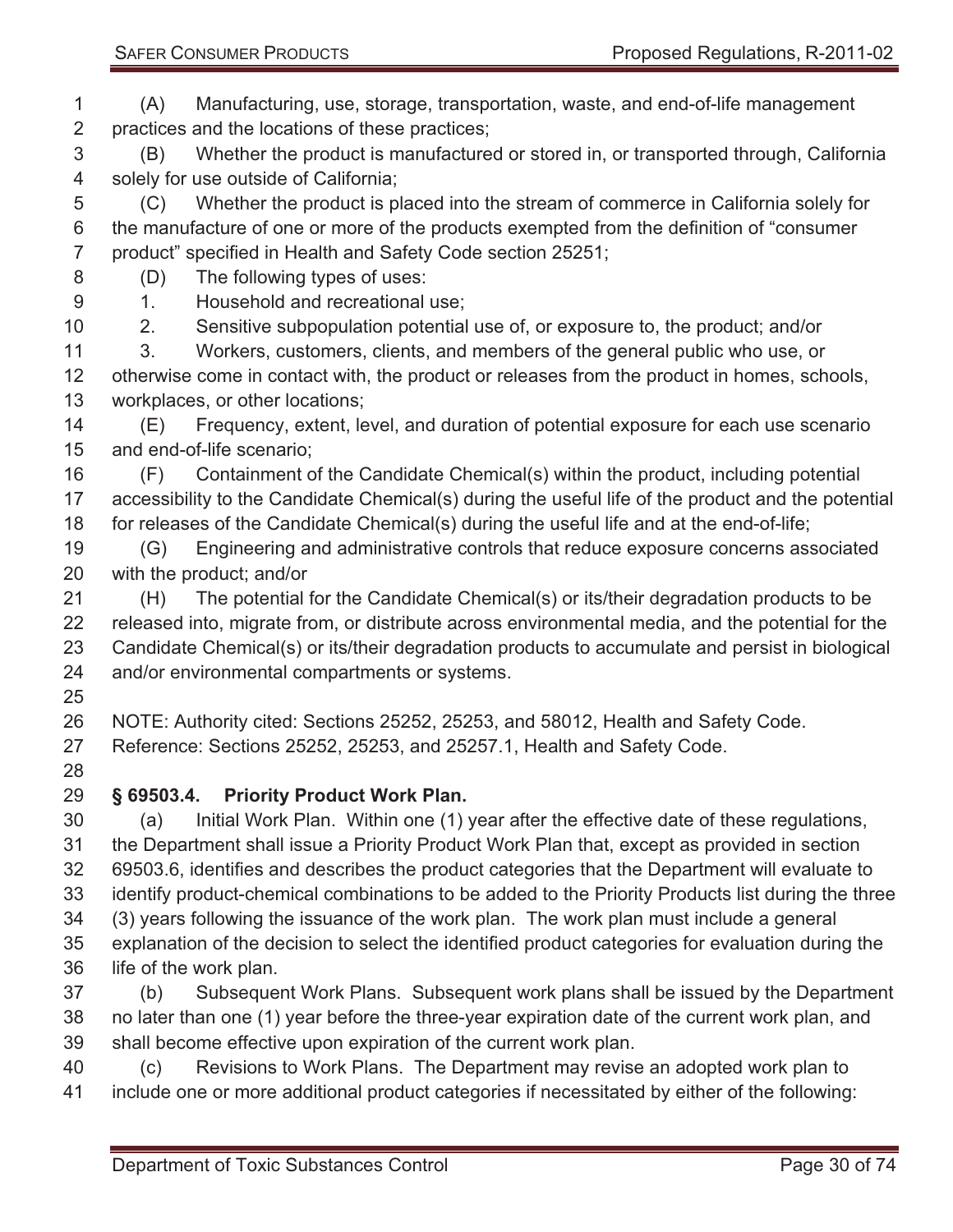(A) Manufacturing, use, storage, transportation, waste, and end-of-life management practices and the locations of these practices;

(B) Whether the product is manufactured or stored in, or transported through, California solely for use outside of California;

(C) Whether the product is placed into the stream of commerce in California solely for the manufacture of one or more of the products exempted from the definition of "consumer product" specified in Health and Safety Code section 25251;

(D) The following types of uses:

1. Household and recreational use;
2. Sensitive subpopulation potential use of, or exposure to, the product; and/or
3. Workers, customers, clients, and members of the general public who use, or otherwise come in contact with, the product or releases from the product in homes, schools, workplaces, or other locations;

(E) Frequency, extent, level, and duration of potential exposure for each use scenario and end-of-life scenario;

(F) Containment of the Candidate Chemical(s) within the product, including potential accessibility to the Candidate Chemical(s) during the useful life of the product and the potential for releases of the Candidate Chemical(s) during the useful life and at the end-of-life;

(G) Engineering and administrative controls that reduce exposure concerns associated with the product; and/or

(H) The potential for the Candidate Chemical(s) or its/their degradation products to be released into, migrate from, or distribute across environmental media, and the potential for the Candidate Chemical(s) or its/their degradation products to accumulate and persist in biological and/or environmental compartments or systems.

NOTE: Authority cited: Sections 25252, 25253, and 58012, Health and Safety Code. Reference: Sections 25252, 25253, and 25257.1, Health and Safety Code.

## § 69503.4. Priority Product Work Plan.

(a) Initial Work Plan. Within one (1) year after the effective date of these regulations, the Department shall issue a Priority Product Work Plan that, except as provided in section 69503.6, identifies and describes the product categories that the Department will evaluate to identify product-chemical combinations to be added to the Priority Products list during the three (3) years following the issuance of the work plan. The work plan must include a general explanation of the decision to select the identified product categories for evaluation during the life of the work plan.

(b) Subsequent Work Plans. Subsequent work plans shall be issued by the Department no later than one (1) year before the three-year expiration date of the current work plan, and shall become effective upon expiration of the current work plan.

(c) Revisions to Work Plans. The Department may revise an adopted work plan to include one or more additional product categories if necessitated by either of the following: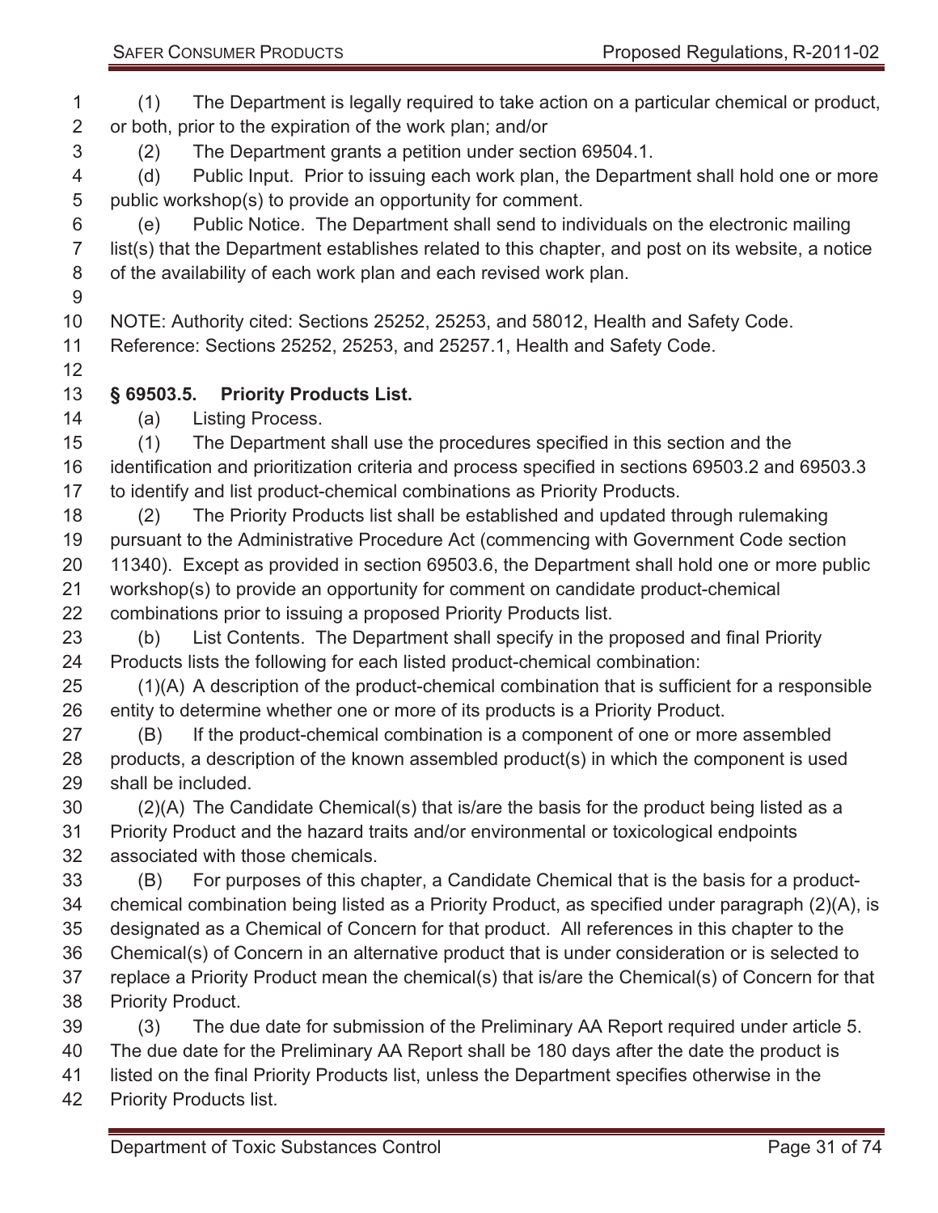(1) The Department is legally required to take action on a particular chemical or product, or both, prior to the expiration of the work plan; and/or

(2) The Department grants a petition under section 69504.1.

(d) Public Input. Prior to issuing each work plan, the Department shall hold one or more public workshop(s) to provide an opportunity for comment.

(e) Public Notice. The Department shall send to individuals on the electronic mailing list(s) that the Department establishes related to this chapter, and post on its website, a notice of the availability of each work plan and each revised work plan.

NOTE: Authority cited: Sections 25252, 25253, and 58012, Health and Safety Code. Reference: Sections 25252, 25253, and 25257.1, Health and Safety Code.

### § 69503.5. Priority Products List.

(a) Listing Process.

(1) The Department shall use the procedures specified in this section and the identification and prioritization criteria and process specified in sections 69503.2 and 69503.3 to identify and list product-chemical combinations as Priority Products.

(2) The Priority Products list shall be established and updated through rulemaking pursuant to the Administrative Procedure Act (commencing with Government Code section 11340). Except as provided in section 69503.6, the Department shall hold one or more public workshop(s) to provide an opportunity for comment on candidate product-chemical combinations prior to issuing a proposed Priority Products list.

(b) List Contents. The Department shall specify in the proposed and final Priority Products lists the following for each listed product-chemical combination:

(1)(A) A description of the product-chemical combination that is sufficient for a responsible entity to determine whether one or more of its products is a Priority Product.

(B) If the product-chemical combination is a component of one or more assembled products, a description of the known assembled product(s) in which the component is used shall be included.

(2)(A) The Candidate Chemical(s) that is/are the basis for the product being listed as a Priority Product and the hazard traits and/or environmental or toxicological endpoints associated with those chemicals.

(B) For purposes of this chapter, a Candidate Chemical that is the basis for a product-chemical combination being listed as a Priority Product, as specified under paragraph (2)(A), is designated as a Chemical of Concern for that product. All references in this chapter to the Chemical(s) of Concern in an alternative product that is under consideration or is selected to replace a Priority Product mean the chemical(s) that is/are the Chemical(s) of Concern for that Priority Product.

(3) The due date for submission of the Preliminary AA Report required under article 5. The due date for the Preliminary AA Report shall be 180 days after the date the product is listed on the final Priority Products list, unless the Department specifies otherwise in the Priority Products list.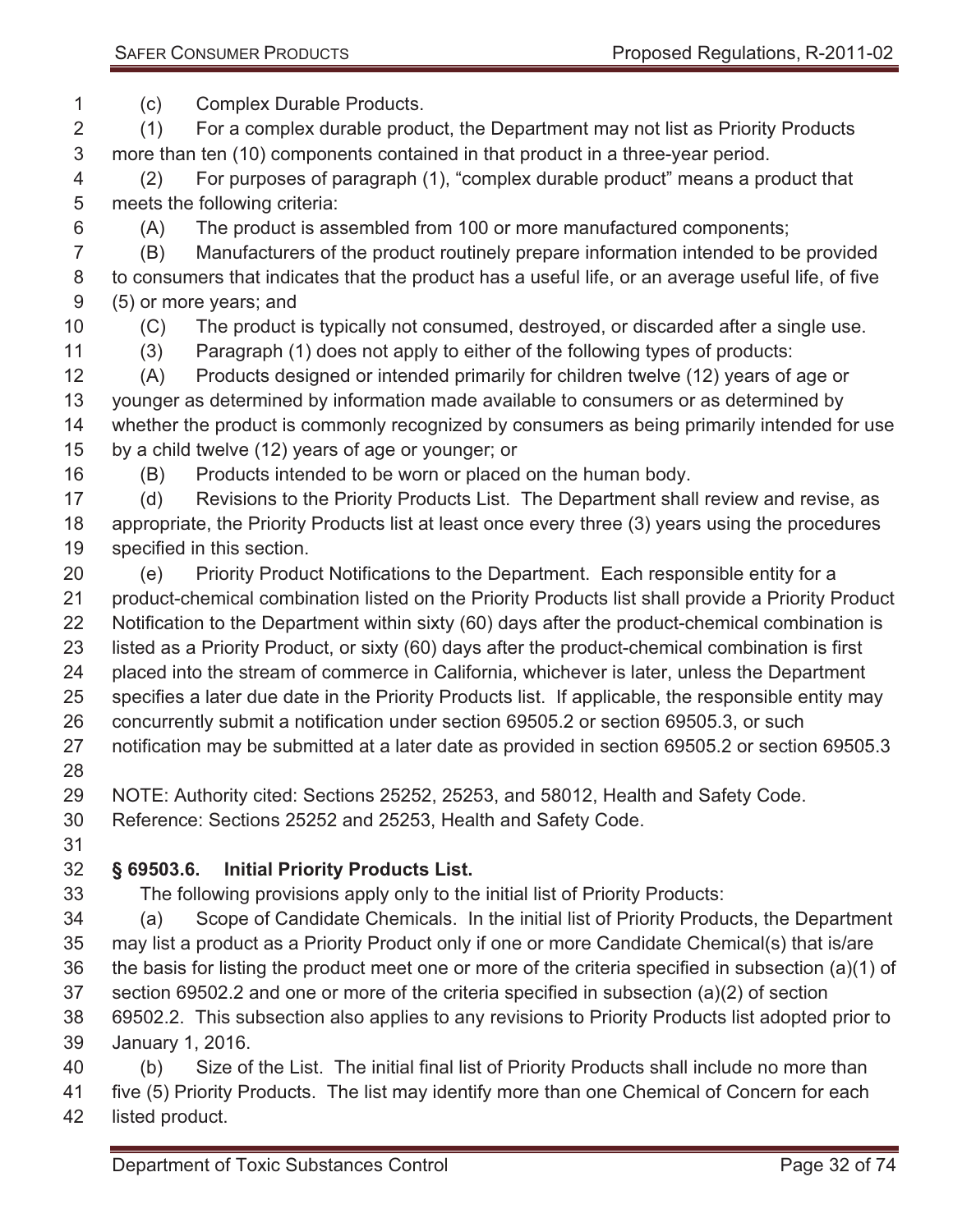(c) Complex Durable Products.

(1) For a complex durable product, the Department may not list as Priority Products more than ten (10) components contained in that product in a three-year period.

(2) For purposes of paragraph (1), "complex durable product" means a product that meets the following criteria:

(A) The product is assembled from 100 or more manufactured components;

(B) Manufacturers of the product routinely prepare information intended to be provided to consumers that indicates that the product has a useful life, or an average useful life, of five (5) or more years; and

(C) The product is typically not consumed, destroyed, or discarded after a single use.

(3) Paragraph (1) does not apply to either of the following types of products:

(A) Products designed or intended primarily for children twelve (12) years of age or younger as determined by information made available to consumers or as determined by whether the product is commonly recognized by consumers as being primarily intended for use by a child twelve (12) years of age or younger; or

(B) Products intended to be worn or placed on the human body.

(d) Revisions to the Priority Products List. The Department shall review and revise, as appropriate, the Priority Products list at least once every three (3) years using the procedures specified in this section.

(e) Priority Product Notifications to the Department. Each responsible entity for a product-chemical combination listed on the Priority Products list shall provide a Priority Product Notification to the Department within sixty (60) days after the product-chemical combination is listed as a Priority Product, or sixty (60) days after the product-chemical combination is first placed into the stream of commerce in California, whichever is later, unless the Department specifies a later due date in the Priority Products list. If applicable, the responsible entity may concurrently submit a notification under section 69505.2 or section 69505.3, or such notification may be submitted at a later date as provided in section 69505.2 or section 69505.3

NOTE: Authority cited: Sections 25252, 25253, and 58012, Health and Safety Code.
Reference: Sections 25252 and 25253, Health and Safety Code.

## § 69503.6. Initial Priority Products List.

The following provisions apply only to the initial list of Priority Products:

(a) Scope of Candidate Chemicals. In the initial list of Priority Products, the Department may list a product as a Priority Product only if one or more Candidate Chemical(s) that is/are the basis for listing the product meet one or more of the criteria specified in subsection (a)(1) of section 69502.2 and one or more of the criteria specified in subsection (a)(2) of section 69502.2. This subsection also applies to any revisions to Priority Products list adopted prior to January 1, 2016.

(b) Size of the List. The initial final list of Priority Products shall include no more than five (5) Priority Products. The list may identify more than one Chemical of Concern for each listed product.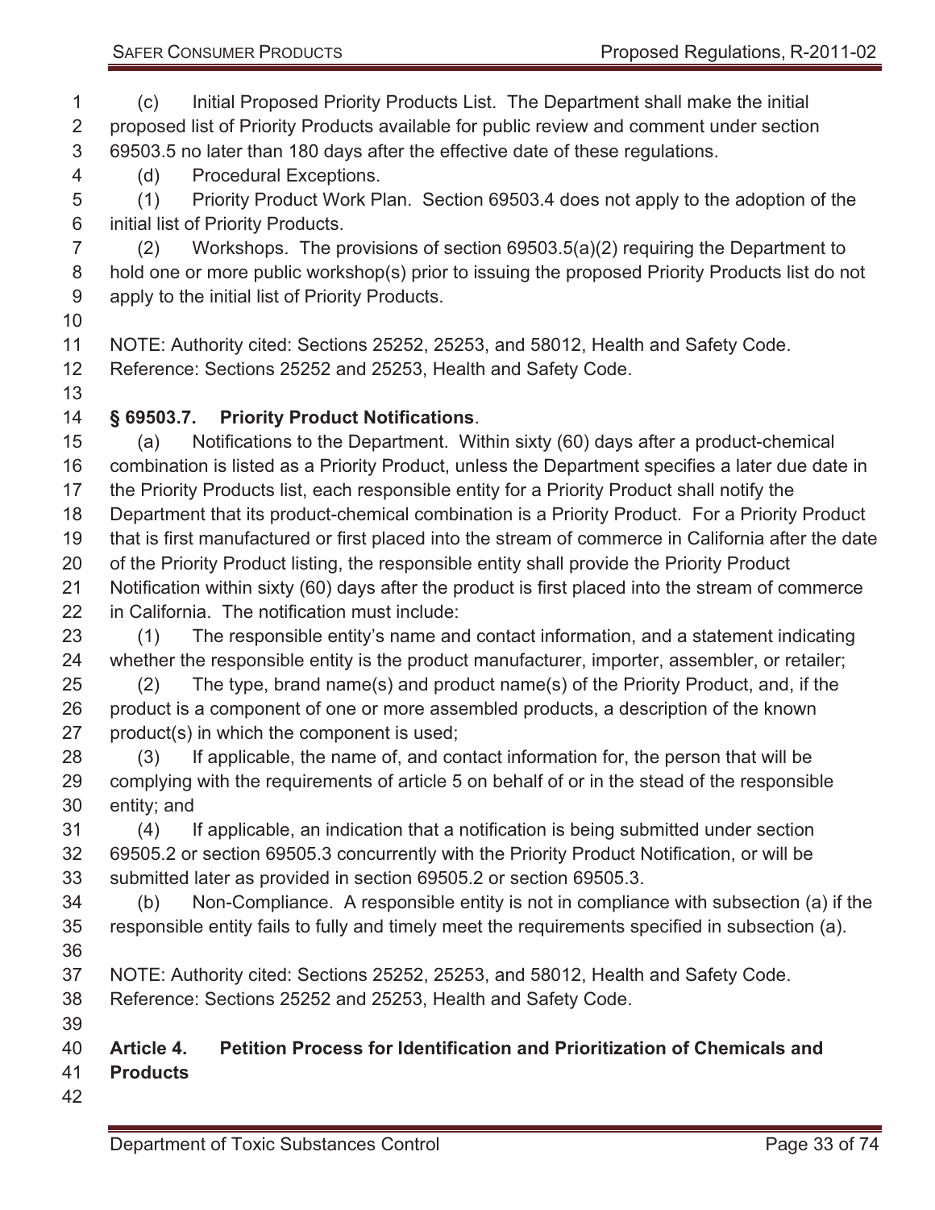(c) Initial Proposed Priority Products List. The Department shall make the initial proposed list of Priority Products available for public review and comment under section 69503.5 no later than 180 days after the effective date of these regulations.

(d) Procedural Exceptions.

(1) Priority Product Work Plan. Section 69503.4 does not apply to the adoption of the initial list of Priority Products.

(2) Workshops. The provisions of section 69503.5(a)(2) requiring the Department to hold one or more public workshop(s) prior to issuing the proposed Priority Products list do not apply to the initial list of Priority Products.

NOTE: Authority cited: Sections 25252, 25253, and 58012, Health and Safety Code. Reference: Sections 25252 and 25253, Health and Safety Code.

### § 69503.7. Priority Product Notifications.

(a) Notifications to the Department. Within sixty (60) days after a product-chemical combination is listed as a Priority Product, unless the Department specifies a later due date in the Priority Products list, each responsible entity for a Priority Product shall notify the Department that its product-chemical combination is a Priority Product. For a Priority Product that is first manufactured or first placed into the stream of commerce in California after the date of the Priority Product listing, the responsible entity shall provide the Priority Product Notification within sixty (60) days after the product is first placed into the stream of commerce in California. The notification must include:

(1) The responsible entity's name and contact information, and a statement indicating whether the responsible entity is the product manufacturer, importer, assembler, or retailer;

(2) The type, brand name(s) and product name(s) of the Priority Product, and, if the product is a component of one or more assembled products, a description of the known product(s) in which the component is used;

(3) If applicable, the name of, and contact information for, the person that will be complying with the requirements of article 5 on behalf of or in the stead of the responsible entity; and

(4) If applicable, an indication that a notification is being submitted under section 69505.2 or section 69505.3 concurrently with the Priority Product Notification, or will be submitted later as provided in section 69505.2 or section 69505.3.

(b) Non-Compliance. A responsible entity is not in compliance with subsection (a) if the responsible entity fails to fully and timely meet the requirements specified in subsection (a).

NOTE: Authority cited: Sections 25252, 25253, and 58012, Health and Safety Code. Reference: Sections 25252 and 25253, Health and Safety Code.

## Article 4. Petition Process for Identification and Prioritization of Chemicals and Products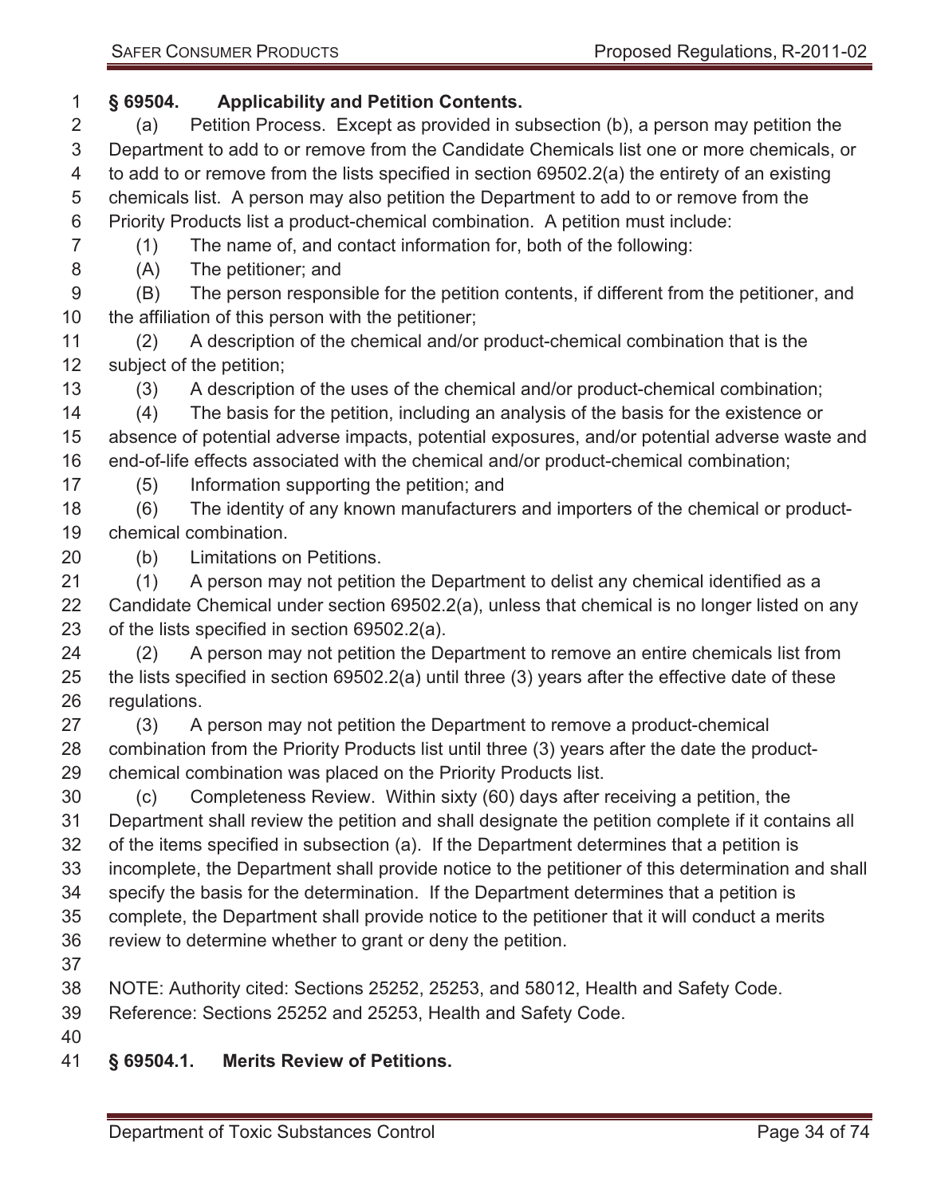### § 69504. Applicability and Petition Contents.

(a) Petition Process. Except as provided in subsection (b), a person may petition the Department to add to or remove from the Candidate Chemicals list one or more chemicals, or to add to or remove from the lists specified in section 69502.2(a) the entirety of an existing chemicals list. A person may also petition the Department to add to or remove from the Priority Products list a product-chemical combination. A petition must include:

(1) The name of, and contact information for, both of the following:

(A) The petitioner; and

(B) The person responsible for the petition contents, if different from the petitioner, and the affiliation of this person with the petitioner;

(2) A description of the chemical and/or product-chemical combination that is the subject of the petition;

(3) A description of the uses of the chemical and/or product-chemical combination;

(4) The basis for the petition, including an analysis of the basis for the existence or absence of potential adverse impacts, potential exposures, and/or potential adverse waste and end-of-life effects associated with the chemical and/or product-chemical combination;

(5) Information supporting the petition; and

(6) The identity of any known manufacturers and importers of the chemical or product-chemical combination.

(b) Limitations on Petitions.

(1) A person may not petition the Department to delist any chemical identified as a Candidate Chemical under section 69502.2(a), unless that chemical is no longer listed on any of the lists specified in section 69502.2(a).

(2) A person may not petition the Department to remove an entire chemicals list from the lists specified in section 69502.2(a) until three (3) years after the effective date of these regulations.

(3) A person may not petition the Department to remove a product-chemical combination from the Priority Products list until three (3) years after the date the product-chemical combination was placed on the Priority Products list.

(c) Completeness Review. Within sixty (60) days after receiving a petition, the Department shall review the petition and shall designate the petition complete if it contains all of the items specified in subsection (a). If the Department determines that a petition is incomplete, the Department shall provide notice to the petitioner of this determination and shall specify the basis for the determination. If the Department determines that a petition is complete, the Department shall provide notice to the petitioner that it will conduct a merits review to determine whether to grant or deny the petition.

NOTE: Authority cited: Sections 25252, 25253, and 58012, Health and Safety Code.
Reference: Sections 25252 and 25253, Health and Safety Code.

### § 69504.1. Merits Review of Petitions.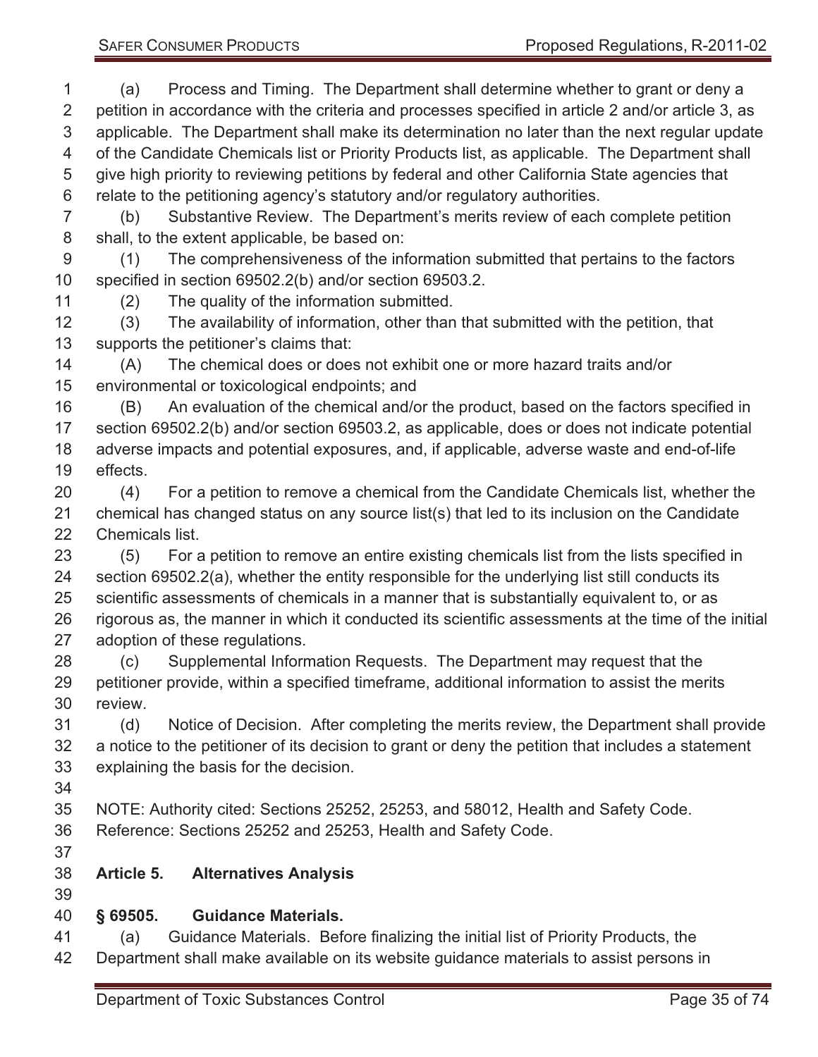(a) Process and Timing. The Department shall determine whether to grant or deny a petition in accordance with the criteria and processes specified in article 2 and/or article 3, as applicable. The Department shall make its determination no later than the next regular update of the Candidate Chemicals list or Priority Products list, as applicable. The Department shall give high priority to reviewing petitions by federal and other California State agencies that relate to the petitioning agency's statutory and/or regulatory authorities.

(b) Substantive Review. The Department's merits review of each complete petition shall, to the extent applicable, be based on:

(1) The comprehensiveness of the information submitted that pertains to the factors specified in section 69502.2(b) and/or section 69503.2.

(2) The quality of the information submitted.

(3) The availability of information, other than that submitted with the petition, that supports the petitioner's claims that:

(A) The chemical does or does not exhibit one or more hazard traits and/or environmental or toxicological endpoints; and

(B) An evaluation of the chemical and/or the product, based on the factors specified in section 69502.2(b) and/or section 69503.2, as applicable, does or does not indicate potential adverse impacts and potential exposures, and, if applicable, adverse waste and end-of-life effects.

(4) For a petition to remove a chemical from the Candidate Chemicals list, whether the chemical has changed status on any source list(s) that led to its inclusion on the Candidate Chemicals list.

(5) For a petition to remove an entire existing chemicals list from the lists specified in section 69502.2(a), whether the entity responsible for the underlying list still conducts its scientific assessments of chemicals in a manner that is substantially equivalent to, or as rigorous as, the manner in which it conducted its scientific assessments at the time of the initial adoption of these regulations.

(c) Supplemental Information Requests. The Department may request that the petitioner provide, within a specified timeframe, additional information to assist the merits review.

(d) Notice of Decision. After completing the merits review, the Department shall provide a notice to the petitioner of its decision to grant or deny the petition that includes a statement explaining the basis for the decision.

NOTE: Authority cited: Sections 25252, 25253, and 58012, Health and Safety Code. Reference: Sections 25252 and 25253, Health and Safety Code.

## Article 5. Alternatives Analysis

### § 69505. Guidance Materials.

(a) Guidance Materials. Before finalizing the initial list of Priority Products, the Department shall make available on its website guidance materials to assist persons in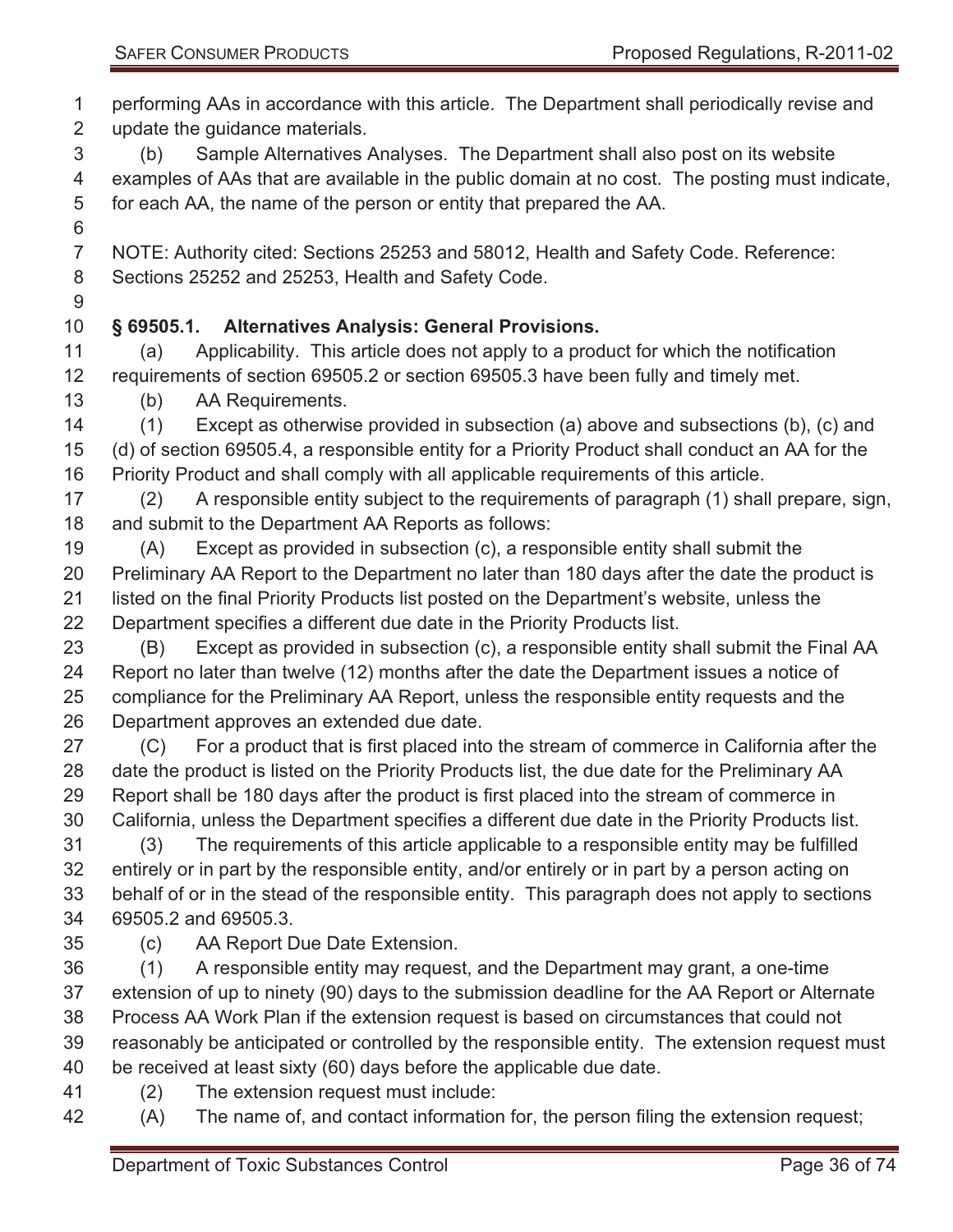performing AAs in accordance with this article. The Department shall periodically revise and update the guidance materials.

(b) Sample Alternatives Analyses. The Department shall also post on its website examples of AAs that are available in the public domain at no cost. The posting must indicate, for each AA, the name of the person or entity that prepared the AA.

NOTE: Authority cited: Sections 25253 and 58012, Health and Safety Code. Reference: Sections 25252 and 25253, Health and Safety Code.

**§ 69505.1. Alternatives Analysis: General Provisions.**

(a) Applicability. This article does not apply to a product for which the notification requirements of section 69505.2 or section 69505.3 have been fully and timely met.

(b) AA Requirements.

(1) Except as otherwise provided in subsection (a) above and subsections (b), (c) and (d) of section 69505.4, a responsible entity for a Priority Product shall conduct an AA for the Priority Product and shall comply with all applicable requirements of this article.

(2) A responsible entity subject to the requirements of paragraph (1) shall prepare, sign, and submit to the Department AA Reports as follows:

(A) Except as provided in subsection (c), a responsible entity shall submit the Preliminary AA Report to the Department no later than 180 days after the date the product is listed on the final Priority Products list posted on the Department's website, unless the Department specifies a different due date in the Priority Products list.

(B) Except as provided in subsection (c), a responsible entity shall submit the Final AA Report no later than twelve (12) months after the date the Department issues a notice of compliance for the Preliminary AA Report, unless the responsible entity requests and the Department approves an extended due date.

(C) For a product that is first placed into the stream of commerce in California after the date the product is listed on the Priority Products list, the due date for the Preliminary AA Report shall be 180 days after the product is first placed into the stream of commerce in California, unless the Department specifies a different due date in the Priority Products list.

(3) The requirements of this article applicable to a responsible entity may be fulfilled entirely or in part by the responsible entity, and/or entirely or in part by a person acting on behalf of or in the stead of the responsible entity. This paragraph does not apply to sections 69505.2 and 69505.3.

(c) AA Report Due Date Extension.

(1) A responsible entity may request, and the Department may grant, a one-time extension of up to ninety (90) days to the submission deadline for the AA Report or Alternate Process AA Work Plan if the extension request is based on circumstances that could not reasonably be anticipated or controlled by the responsible entity. The extension request must be received at least sixty (60) days before the applicable due date.

(2) The extension request must include:

(A) The name of, and contact information for, the person filing the extension request;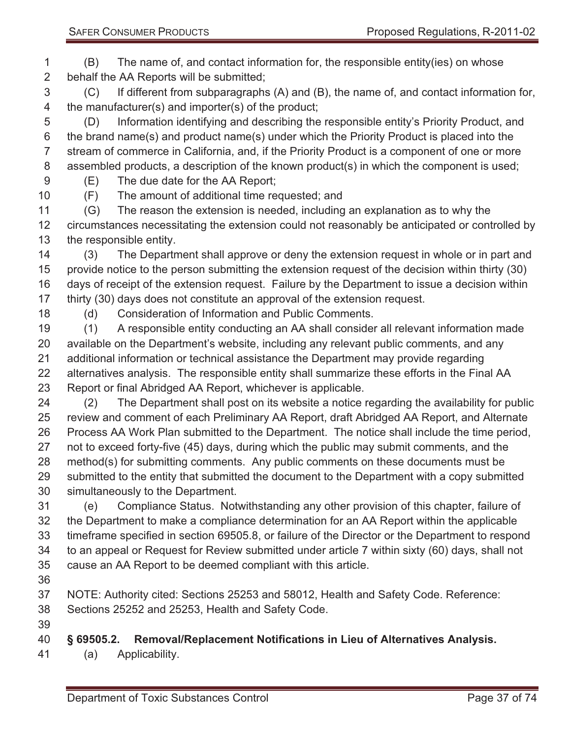(B) The name of, and contact information for, the responsible entity(ies) on whose behalf the AA Reports will be submitted;

(C) If different from subparagraphs (A) and (B), the name of, and contact information for, the manufacturer(s) and importer(s) of the product;

(D) Information identifying and describing the responsible entity's Priority Product, and the brand name(s) and product name(s) under which the Priority Product is placed into the stream of commerce in California, and, if the Priority Product is a component of one or more assembled products, a description of the known product(s) in which the component is used;

(E) The due date for the AA Report;

(F) The amount of additional time requested; and

(G) The reason the extension is needed, including an explanation as to why the circumstances necessitating the extension could not reasonably be anticipated or controlled by the responsible entity.

(3) The Department shall approve or deny the extension request in whole or in part and provide notice to the person submitting the extension request of the decision within thirty (30) days of receipt of the extension request. Failure by the Department to issue a decision within thirty (30) days does not constitute an approval of the extension request.

(d) Consideration of Information and Public Comments.

(1) A responsible entity conducting an AA shall consider all relevant information made available on the Department's website, including any relevant public comments, and any additional information or technical assistance the Department may provide regarding alternatives analysis. The responsible entity shall summarize these efforts in the Final AA Report or final Abridged AA Report, whichever is applicable.

(2) The Department shall post on its website a notice regarding the availability for public review and comment of each Preliminary AA Report, draft Abridged AA Report, and Alternate Process AA Work Plan submitted to the Department. The notice shall include the time period, not to exceed forty-five (45) days, during which the public may submit comments, and the method(s) for submitting comments. Any public comments on these documents must be submitted to the entity that submitted the document to the Department with a copy submitted simultaneously to the Department.

(e) Compliance Status. Notwithstanding any other provision of this chapter, failure of the Department to make a compliance determination for an AA Report within the applicable timeframe specified in section 69505.8, or failure of the Director or the Department to respond to an appeal or Request for Review submitted under article 7 within sixty (60) days, shall not cause an AA Report to be deemed compliant with this article.

NOTE: Authority cited: Sections 25253 and 58012, Health and Safety Code. Reference: Sections 25252 and 25253, Health and Safety Code.

## § 69505.2. Removal/Replacement Notifications in Lieu of Alternatives Analysis.

(a) Applicability.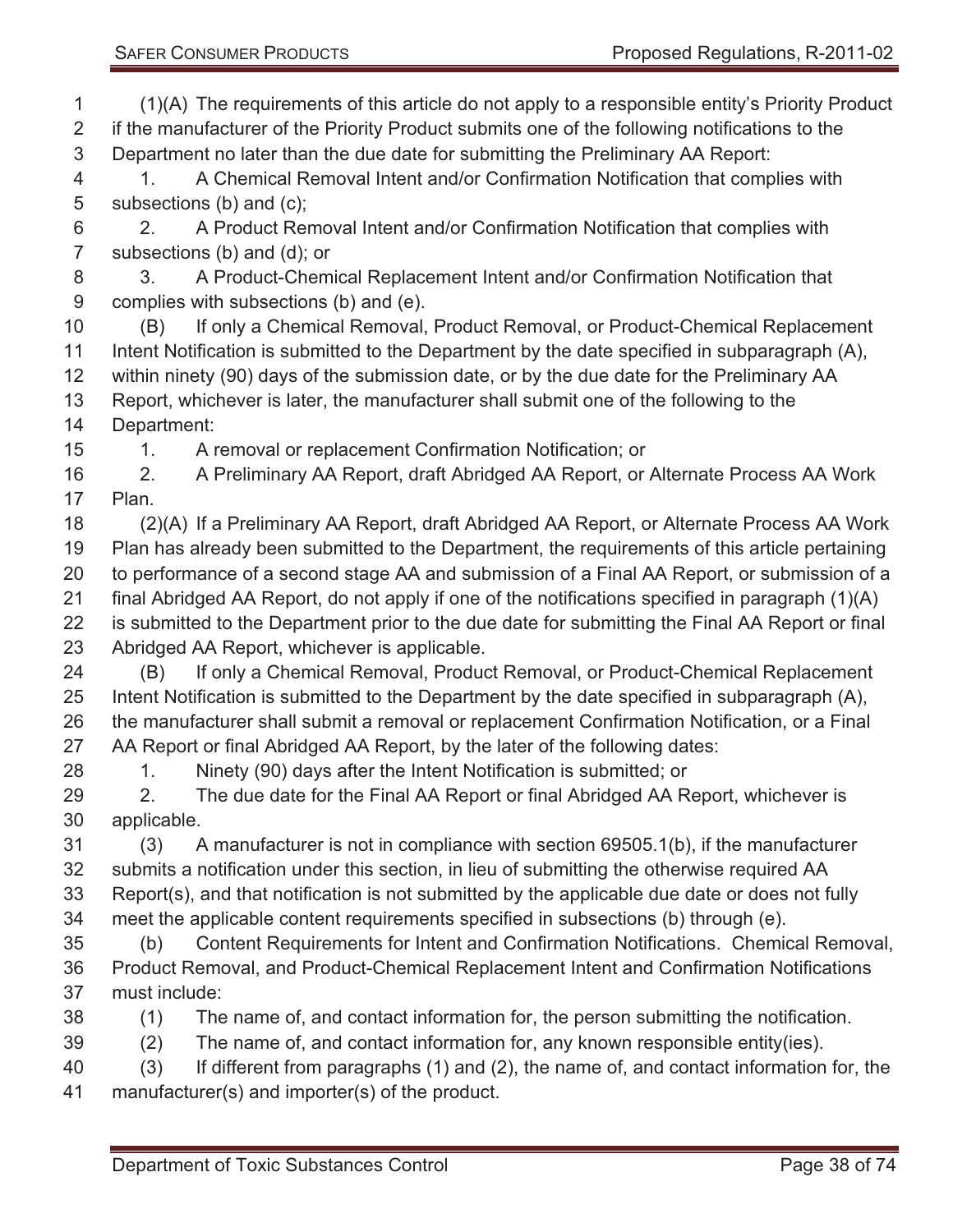(1)(A) The requirements of this article do not apply to a responsible entity's Priority Product if the manufacturer of the Priority Product submits one of the following notifications to the Department no later than the due date for submitting the Preliminary AA Report:

1. A Chemical Removal Intent and/or Confirmation Notification that complies with subsections (b) and (c);

2. A Product Removal Intent and/or Confirmation Notification that complies with subsections (b) and (d); or

3. A Product-Chemical Replacement Intent and/or Confirmation Notification that complies with subsections (b) and (e).

(B) If only a Chemical Removal, Product Removal, or Product-Chemical Replacement Intent Notification is submitted to the Department by the date specified in subparagraph (A), within ninety (90) days of the submission date, or by the due date for the Preliminary AA Report, whichever is later, the manufacturer shall submit one of the following to the Department:

1. A removal or replacement Confirmation Notification; or

2. A Preliminary AA Report, draft Abridged AA Report, or Alternate Process AA Work Plan.

(2)(A) If a Preliminary AA Report, draft Abridged AA Report, or Alternate Process AA Work Plan has already been submitted to the Department, the requirements of this article pertaining to performance of a second stage AA and submission of a Final AA Report, or submission of a final Abridged AA Report, do not apply if one of the notifications specified in paragraph (1)(A) is submitted to the Department prior to the due date for submitting the Final AA Report or final Abridged AA Report, whichever is applicable.

(B) If only a Chemical Removal, Product Removal, or Product-Chemical Replacement Intent Notification is submitted to the Department by the date specified in subparagraph (A), the manufacturer shall submit a removal or replacement Confirmation Notification, or a Final AA Report or final Abridged AA Report, by the later of the following dates:

1. Ninety (90) days after the Intent Notification is submitted; or

2. The due date for the Final AA Report or final Abridged AA Report, whichever is applicable.

(3) A manufacturer is not in compliance with section 69505.1(b), if the manufacturer submits a notification under this section, in lieu of submitting the otherwise required AA Report(s), and that notification is not submitted by the applicable due date or does not fully meet the applicable content requirements specified in subsections (b) through (e).

(b) Content Requirements for Intent and Confirmation Notifications. Chemical Removal, Product Removal, and Product-Chemical Replacement Intent and Confirmation Notifications must include:

(1) The name of, and contact information for, the person submitting the notification.

(2) The name of, and contact information for, any known responsible entity(ies).

(3) If different from paragraphs (1) and (2), the name of, and contact information for, the manufacturer(s) and importer(s) of the product.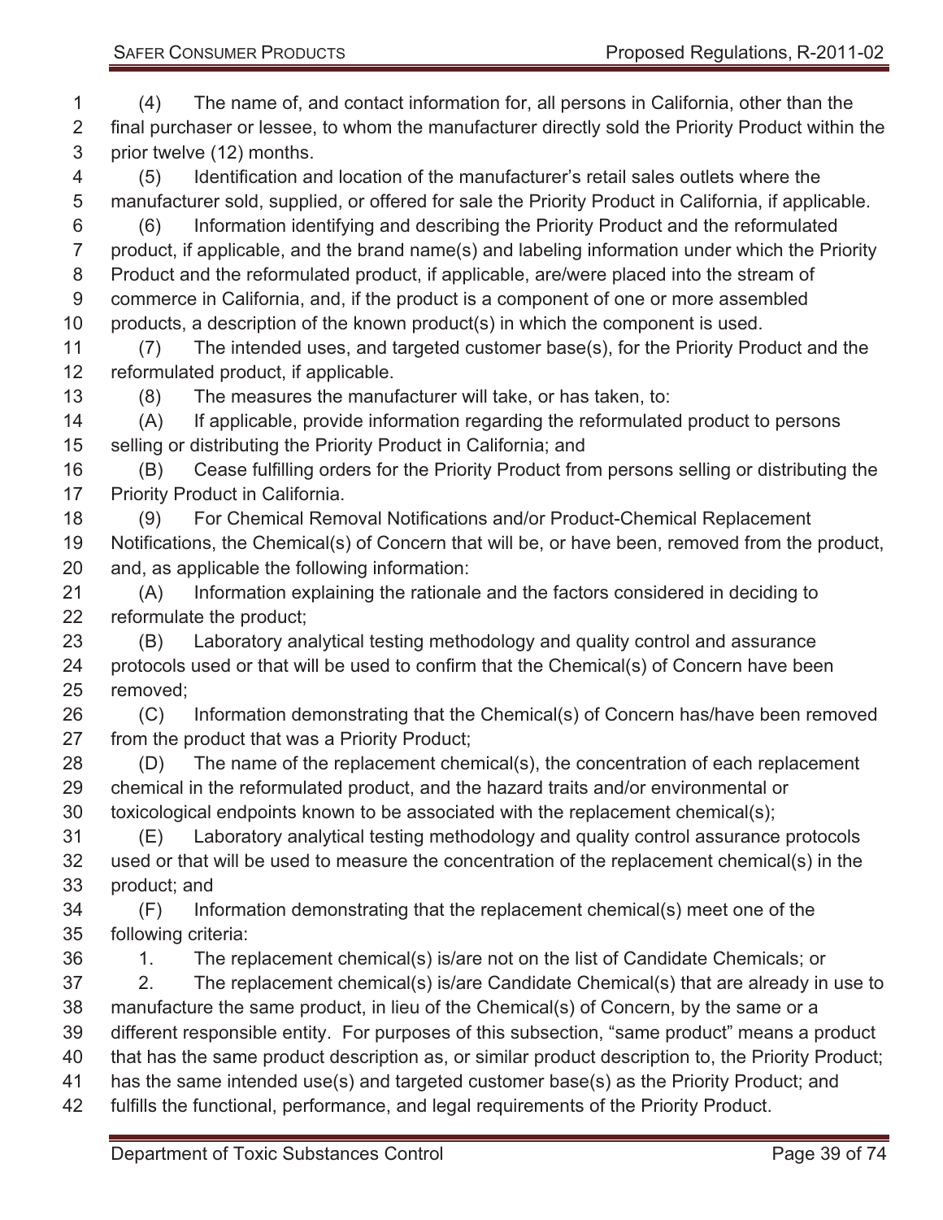(4) The name of, and contact information for, all persons in California, other than the final purchaser or lessee, to whom the manufacturer directly sold the Priority Product within the prior twelve (12) months.

(5) Identification and location of the manufacturer's retail sales outlets where the manufacturer sold, supplied, or offered for sale the Priority Product in California, if applicable.

(6) Information identifying and describing the Priority Product and the reformulated product, if applicable, and the brand name(s) and labeling information under which the Priority Product and the reformulated product, if applicable, are/were placed into the stream of commerce in California, and, if the product is a component of one or more assembled products, a description of the known product(s) in which the component is used.

(7) The intended uses, and targeted customer base(s), for the Priority Product and the reformulated product, if applicable.

(8) The measures the manufacturer will take, or has taken, to:

(A) If applicable, provide information regarding the reformulated product to persons selling or distributing the Priority Product in California; and

(B) Cease fulfilling orders for the Priority Product from persons selling or distributing the Priority Product in California.

(9) For Chemical Removal Notifications and/or Product-Chemical Replacement Notifications, the Chemical(s) of Concern that will be, or have been, removed from the product, and, as applicable the following information:

(A) Information explaining the rationale and the factors considered in deciding to reformulate the product;

(B) Laboratory analytical testing methodology and quality control and assurance protocols used or that will be used to confirm that the Chemical(s) of Concern have been removed;

(C) Information demonstrating that the Chemical(s) of Concern has/have been removed from the product that was a Priority Product;

(D) The name of the replacement chemical(s), the concentration of each replacement chemical in the reformulated product, and the hazard traits and/or environmental or toxicological endpoints known to be associated with the replacement chemical(s);

(E) Laboratory analytical testing methodology and quality control assurance protocols used or that will be used to measure the concentration of the replacement chemical(s) in the product; and

(F) Information demonstrating that the replacement chemical(s) meet one of the following criteria:

1. The replacement chemical(s) is/are not on the list of Candidate Chemicals; or

2. The replacement chemical(s) is/are Candidate Chemical(s) that are already in use to manufacture the same product, in lieu of the Chemical(s) of Concern, by the same or a different responsible entity. For purposes of this subsection, "same product" means a product that has the same product description as, or similar product description to, the Priority Product; has the same intended use(s) and targeted customer base(s) as the Priority Product; and fulfills the functional, performance, and legal requirements of the Priority Product.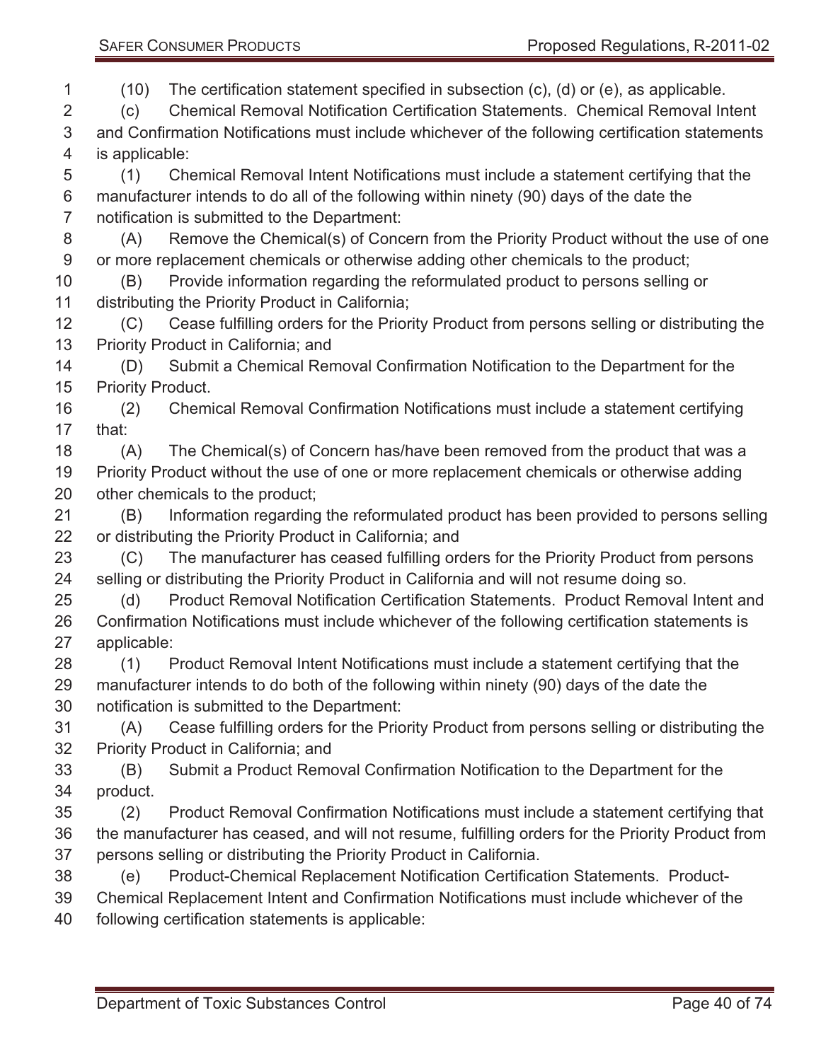(10) The certification statement specified in subsection (c), (d) or (e), as applicable.

(c) Chemical Removal Notification Certification Statements. Chemical Removal Intent and Confirmation Notifications must include whichever of the following certification statements is applicable:

(1) Chemical Removal Intent Notifications must include a statement certifying that the manufacturer intends to do all of the following within ninety (90) days of the date the notification is submitted to the Department:

(A) Remove the Chemical(s) of Concern from the Priority Product without the use of one or more replacement chemicals or otherwise adding other chemicals to the product;

(B) Provide information regarding the reformulated product to persons selling or distributing the Priority Product in California;

(C) Cease fulfilling orders for the Priority Product from persons selling or distributing the Priority Product in California; and

(D) Submit a Chemical Removal Confirmation Notification to the Department for the Priority Product.

(2) Chemical Removal Confirmation Notifications must include a statement certifying that:

(A) The Chemical(s) of Concern has/have been removed from the product that was a Priority Product without the use of one or more replacement chemicals or otherwise adding other chemicals to the product;

(B) Information regarding the reformulated product has been provided to persons selling or distributing the Priority Product in California; and

(C) The manufacturer has ceased fulfilling orders for the Priority Product from persons selling or distributing the Priority Product in California and will not resume doing so.

(d) Product Removal Notification Certification Statements. Product Removal Intent and Confirmation Notifications must include whichever of the following certification statements is applicable:

(1) Product Removal Intent Notifications must include a statement certifying that the manufacturer intends to do both of the following within ninety (90) days of the date the notification is submitted to the Department:

(A) Cease fulfilling orders for the Priority Product from persons selling or distributing the Priority Product in California; and

(B) Submit a Product Removal Confirmation Notification to the Department for the product.

(2) Product Removal Confirmation Notifications must include a statement certifying that the manufacturer has ceased, and will not resume, fulfilling orders for the Priority Product from persons selling or distributing the Priority Product in California.

(e) Product-Chemical Replacement Notification Certification Statements. Product-Chemical Replacement Intent and Confirmation Notifications must include whichever of the following certification statements is applicable: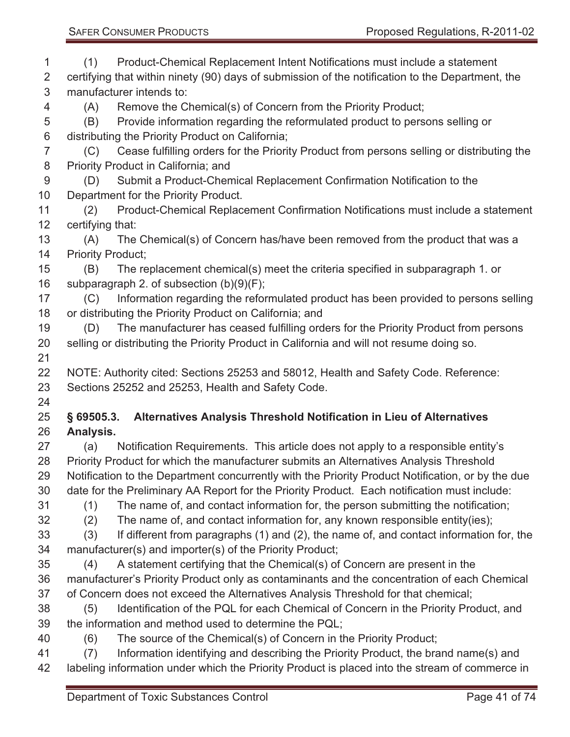(1) Product-Chemical Replacement Intent Notifications must include a statement certifying that within ninety (90) days of submission of the notification to the Department, the manufacturer intends to:

(A) Remove the Chemical(s) of Concern from the Priority Product;

(B) Provide information regarding the reformulated product to persons selling or distributing the Priority Product on California;

(C) Cease fulfilling orders for the Priority Product from persons selling or distributing the Priority Product in California; and

(D) Submit a Product-Chemical Replacement Confirmation Notification to the Department for the Priority Product.

(2) Product-Chemical Replacement Confirmation Notifications must include a statement certifying that:

(A) The Chemical(s) of Concern has/have been removed from the product that was a Priority Product;

(B) The replacement chemical(s) meet the criteria specified in subparagraph 1. or subparagraph 2. of subsection (b)(9)(F);

(C) Information regarding the reformulated product has been provided to persons selling or distributing the Priority Product on California; and

(D) The manufacturer has ceased fulfilling orders for the Priority Product from persons selling or distributing the Priority Product in California and will not resume doing so.

NOTE: Authority cited: Sections 25253 and 58012, Health and Safety Code. Reference: Sections 25252 and 25253, Health and Safety Code.

**§ 69505.3. Alternatives Analysis Threshold Notification in Lieu of Alternatives Analysis.**

(a) Notification Requirements. This article does not apply to a responsible entity's Priority Product for which the manufacturer submits an Alternatives Analysis Threshold Notification to the Department concurrently with the Priority Product Notification, or by the due date for the Preliminary AA Report for the Priority Product. Each notification must include:

(1) The name of, and contact information for, the person submitting the notification;

(2) The name of, and contact information for, any known responsible entity(ies);

(3) If different from paragraphs (1) and (2), the name of, and contact information for, the manufacturer(s) and importer(s) of the Priority Product;

(4) A statement certifying that the Chemical(s) of Concern are present in the manufacturer's Priority Product only as contaminants and the concentration of each Chemical of Concern does not exceed the Alternatives Analysis Threshold for that chemical;

(5) Identification of the PQL for each Chemical of Concern in the Priority Product, and the information and method used to determine the PQL;

(6) The source of the Chemical(s) of Concern in the Priority Product;

(7) Information identifying and describing the Priority Product, the brand name(s) and labeling information under which the Priority Product is placed into the stream of commerce in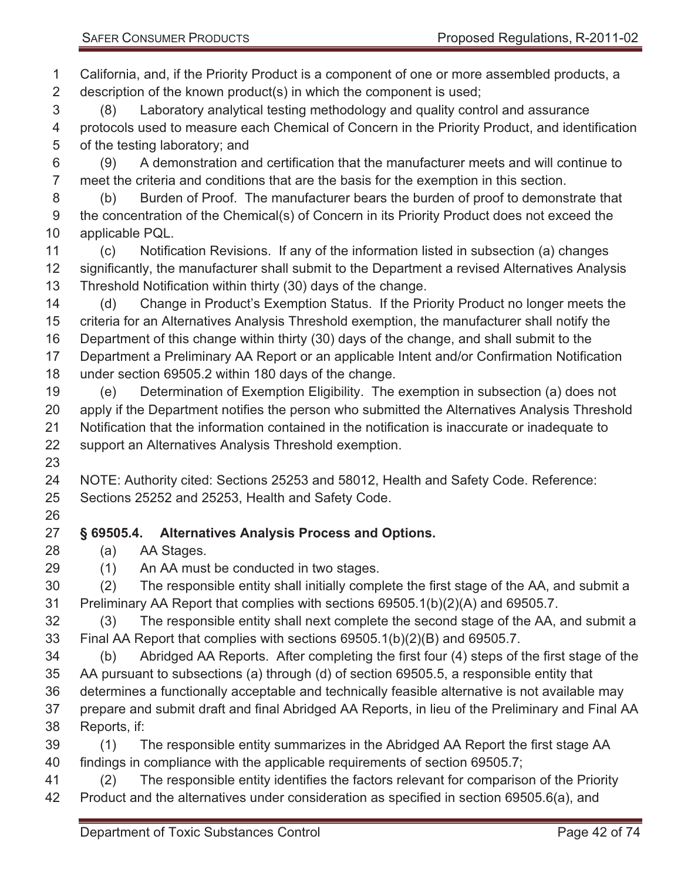California, and, if the Priority Product is a component of one or more assembled products, a description of the known product(s) in which the component is used;

(8) Laboratory analytical testing methodology and quality control and assurance protocols used to measure each Chemical of Concern in the Priority Product, and identification of the testing laboratory; and

(9) A demonstration and certification that the manufacturer meets and will continue to meet the criteria and conditions that are the basis for the exemption in this section.

(b) Burden of Proof. The manufacturer bears the burden of proof to demonstrate that the concentration of the Chemical(s) of Concern in its Priority Product does not exceed the applicable PQL.

(c) Notification Revisions. If any of the information listed in subsection (a) changes significantly, the manufacturer shall submit to the Department a revised Alternatives Analysis Threshold Notification within thirty (30) days of the change.

(d) Change in Product's Exemption Status. If the Priority Product no longer meets the criteria for an Alternatives Analysis Threshold exemption, the manufacturer shall notify the Department of this change within thirty (30) days of the change, and shall submit to the Department a Preliminary AA Report or an applicable Intent and/or Confirmation Notification under section 69505.2 within 180 days of the change.

(e) Determination of Exemption Eligibility. The exemption in subsection (a) does not apply if the Department notifies the person who submitted the Alternatives Analysis Threshold Notification that the information contained in the notification is inaccurate or inadequate to support an Alternatives Analysis Threshold exemption.

NOTE: Authority cited: Sections 25253 and 58012, Health and Safety Code. Reference: Sections 25252 and 25253, Health and Safety Code.

**§ 69505.4. Alternatives Analysis Process and Options.**

(a) AA Stages.

(1) An AA must be conducted in two stages.

(2) The responsible entity shall initially complete the first stage of the AA, and submit a Preliminary AA Report that complies with sections 69505.1(b)(2)(A) and 69505.7.

(3) The responsible entity shall next complete the second stage of the AA, and submit a Final AA Report that complies with sections 69505.1(b)(2)(B) and 69505.7.

(b) Abridged AA Reports. After completing the first four (4) steps of the first stage of the AA pursuant to subsections (a) through (d) of section 69505.5, a responsible entity that determines a functionally acceptable and technically feasible alternative is not available may prepare and submit draft and final Abridged AA Reports, in lieu of the Preliminary and Final AA Reports, if:

(1) The responsible entity summarizes in the Abridged AA Report the first stage AA findings in compliance with the applicable requirements of section 69505.7;

(2) The responsible entity identifies the factors relevant for comparison of the Priority Product and the alternatives under consideration as specified in section 69505.6(a), and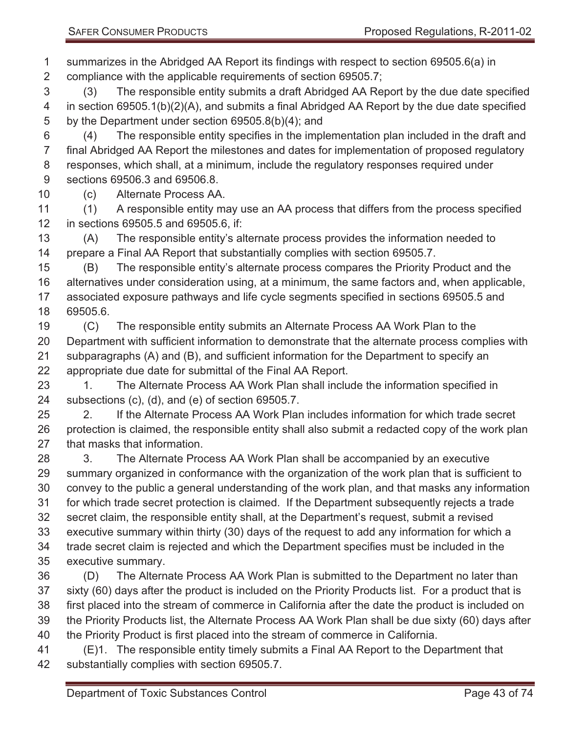summarizes in the Abridged AA Report its findings with respect to section 69505.6(a) in compliance with the applicable requirements of section 69505.7;

(3) The responsible entity submits a draft Abridged AA Report by the due date specified in section 69505.1(b)(2)(A), and submits a final Abridged AA Report by the due date specified by the Department under section 69505.8(b)(4); and

(4) The responsible entity specifies in the implementation plan included in the draft and final Abridged AA Report the milestones and dates for implementation of proposed regulatory responses, which shall, at a minimum, include the regulatory responses required under sections 69506.3 and 69506.8.

(c) Alternate Process AA.

(1) A responsible entity may use an AA process that differs from the process specified in sections 69505.5 and 69505.6, if:

(A) The responsible entity's alternate process provides the information needed to prepare a Final AA Report that substantially complies with section 69505.7.

(B) The responsible entity's alternate process compares the Priority Product and the alternatives under consideration using, at a minimum, the same factors and, when applicable, associated exposure pathways and life cycle segments specified in sections 69505.5 and 69505.6.

(C) The responsible entity submits an Alternate Process AA Work Plan to the Department with sufficient information to demonstrate that the alternate process complies with subparagraphs (A) and (B), and sufficient information for the Department to specify an appropriate due date for submittal of the Final AA Report.

1. The Alternate Process AA Work Plan shall include the information specified in subsections (c), (d), and (e) of section 69505.7.

2. If the Alternate Process AA Work Plan includes information for which trade secret protection is claimed, the responsible entity shall also submit a redacted copy of the work plan that masks that information.

3. The Alternate Process AA Work Plan shall be accompanied by an executive summary organized in conformance with the organization of the work plan that is sufficient to convey to the public a general understanding of the work plan, and that masks any information for which trade secret protection is claimed. If the Department subsequently rejects a trade secret claim, the responsible entity shall, at the Department's request, submit a revised executive summary within thirty (30) days of the request to add any information for which a trade secret claim is rejected and which the Department specifies must be included in the executive summary.

(D) The Alternate Process AA Work Plan is submitted to the Department no later than sixty (60) days after the product is included on the Priority Products list. For a product that is first placed into the stream of commerce in California after the date the product is included on the Priority Products list, the Alternate Process AA Work Plan shall be due sixty (60) days after the Priority Product is first placed into the stream of commerce in California.

(E)1. The responsible entity timely submits a Final AA Report to the Department that substantially complies with section 69505.7.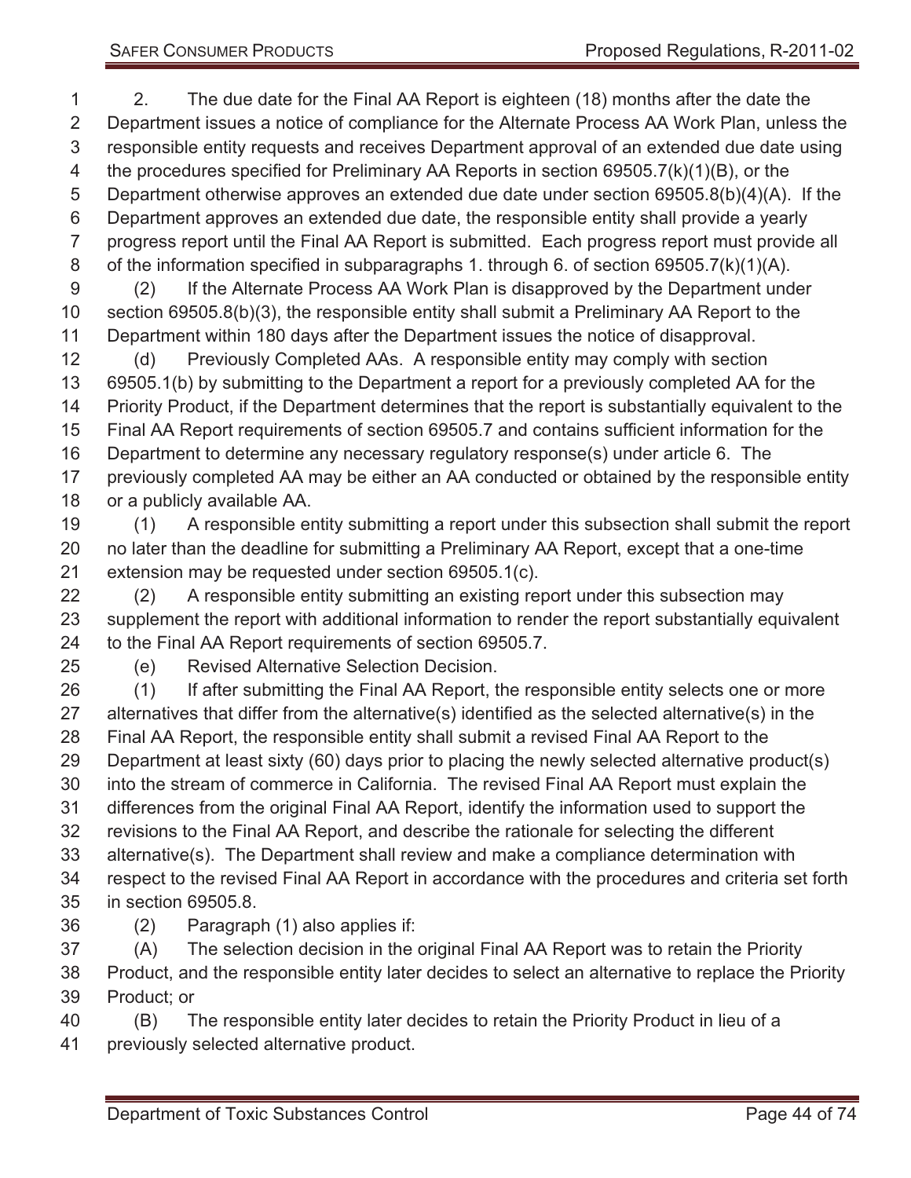2. The due date for the Final AA Report is eighteen (18) months after the date the Department issues a notice of compliance for the Alternate Process AA Work Plan, unless the responsible entity requests and receives Department approval of an extended due date using the procedures specified for Preliminary AA Reports in section 69505.7(k)(1)(B), or the Department otherwise approves an extended due date under section 69505.8(b)(4)(A). If the Department approves an extended due date, the responsible entity shall provide a yearly progress report until the Final AA Report is submitted. Each progress report must provide all of the information specified in subparagraphs 1. through 6. of section 69505.7(k)(1)(A).

(2) If the Alternate Process AA Work Plan is disapproved by the Department under section 69505.8(b)(3), the responsible entity shall submit a Preliminary AA Report to the Department within 180 days after the Department issues the notice of disapproval.

(d) Previously Completed AAs. A responsible entity may comply with section 69505.1(b) by submitting to the Department a report for a previously completed AA for the Priority Product, if the Department determines that the report is substantially equivalent to the Final AA Report requirements of section 69505.7 and contains sufficient information for the Department to determine any necessary regulatory response(s) under article 6. The previously completed AA may be either an AA conducted or obtained by the responsible entity or a publicly available AA.

(1) A responsible entity submitting a report under this subsection shall submit the report no later than the deadline for submitting a Preliminary AA Report, except that a one-time extension may be requested under section 69505.1(c).

(2) A responsible entity submitting an existing report under this subsection may supplement the report with additional information to render the report substantially equivalent to the Final AA Report requirements of section 69505.7.

(e) Revised Alternative Selection Decision.

(1) If after submitting the Final AA Report, the responsible entity selects one or more alternatives that differ from the alternative(s) identified as the selected alternative(s) in the Final AA Report, the responsible entity shall submit a revised Final AA Report to the Department at least sixty (60) days prior to placing the newly selected alternative product(s) into the stream of commerce in California. The revised Final AA Report must explain the differences from the original Final AA Report, identify the information used to support the revisions to the Final AA Report, and describe the rationale for selecting the different alternative(s). The Department shall review and make a compliance determination with respect to the revised Final AA Report in accordance with the procedures and criteria set forth in section 69505.8.

(2) Paragraph (1) also applies if:

(A) The selection decision in the original Final AA Report was to retain the Priority Product, and the responsible entity later decides to select an alternative to replace the Priority Product; or

(B) The responsible entity later decides to retain the Priority Product in lieu of a previously selected alternative product.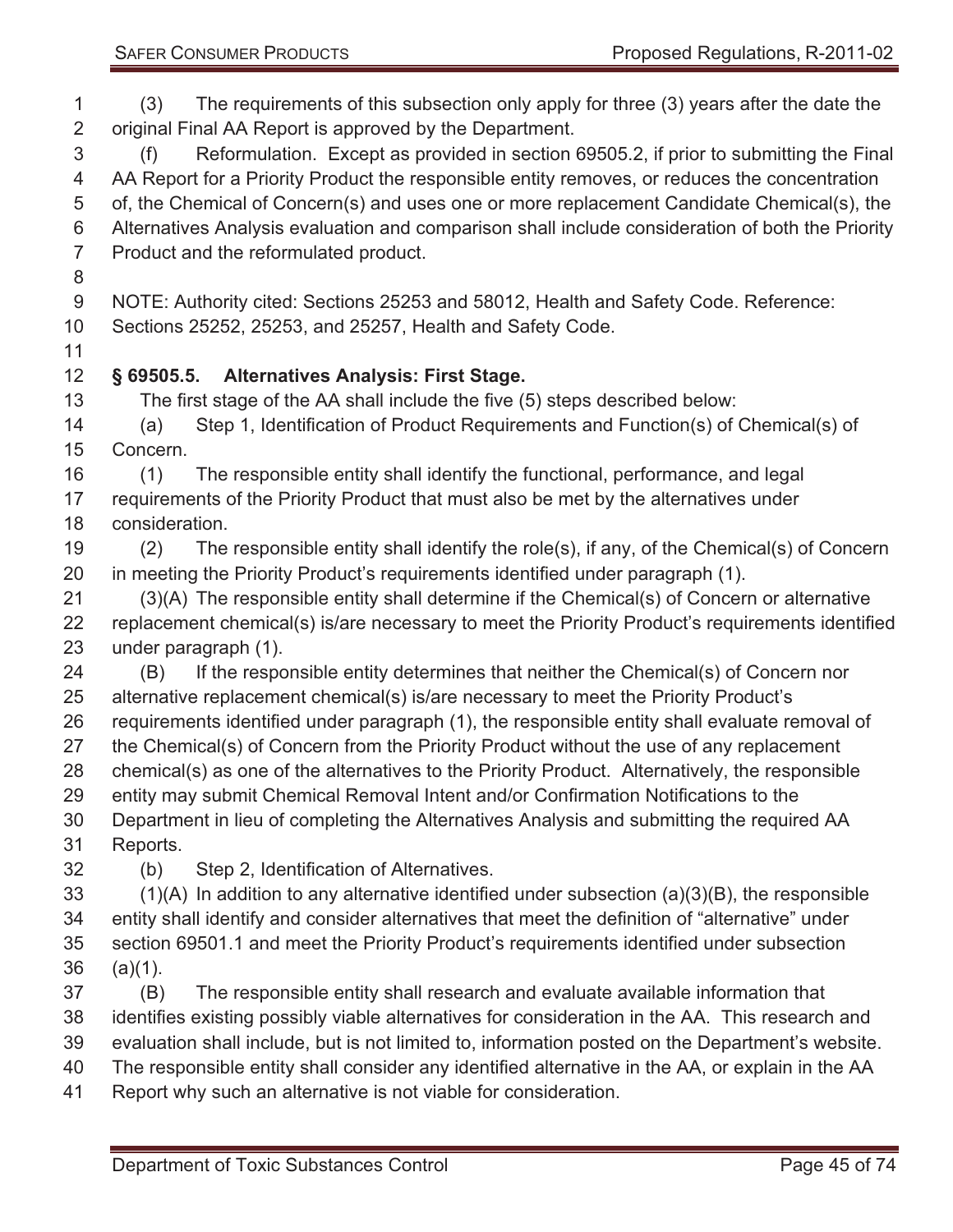(3) The requirements of this subsection only apply for three (3) years after the date the original Final AA Report is approved by the Department.

(f) Reformulation. Except as provided in section 69505.2, if prior to submitting the Final AA Report for a Priority Product the responsible entity removes, or reduces the concentration of, the Chemical of Concern(s) and uses one or more replacement Candidate Chemical(s), the Alternatives Analysis evaluation and comparison shall include consideration of both the Priority Product and the reformulated product.

NOTE: Authority cited: Sections 25253 and 58012, Health and Safety Code. Reference: Sections 25252, 25253, and 25257, Health and Safety Code.

### § 69505.5. Alternatives Analysis: First Stage.

The first stage of the AA shall include the five (5) steps described below:

(a) Step 1, Identification of Product Requirements and Function(s) of Chemical(s) of Concern.

(1) The responsible entity shall identify the functional, performance, and legal requirements of the Priority Product that must also be met by the alternatives under consideration.

(2) The responsible entity shall identify the role(s), if any, of the Chemical(s) of Concern in meeting the Priority Product's requirements identified under paragraph (1).

(3)(A) The responsible entity shall determine if the Chemical(s) of Concern or alternative replacement chemical(s) is/are necessary to meet the Priority Product's requirements identified under paragraph (1).

(B) If the responsible entity determines that neither the Chemical(s) of Concern nor alternative replacement chemical(s) is/are necessary to meet the Priority Product's requirements identified under paragraph (1), the responsible entity shall evaluate removal of the Chemical(s) of Concern from the Priority Product without the use of any replacement chemical(s) as one of the alternatives to the Priority Product. Alternatively, the responsible entity may submit Chemical Removal Intent and/or Confirmation Notifications to the Department in lieu of completing the Alternatives Analysis and submitting the required AA Reports.

(b) Step 2, Identification of Alternatives.

(1)(A) In addition to any alternative identified under subsection (a)(3)(B), the responsible entity shall identify and consider alternatives that meet the definition of "alternative" under section 69501.1 and meet the Priority Product's requirements identified under subsection (a)(1).

(B) The responsible entity shall research and evaluate available information that identifies existing possibly viable alternatives for consideration in the AA. This research and evaluation shall include, but is not limited to, information posted on the Department's website. The responsible entity shall consider any identified alternative in the AA, or explain in the AA Report why such an alternative is not viable for consideration.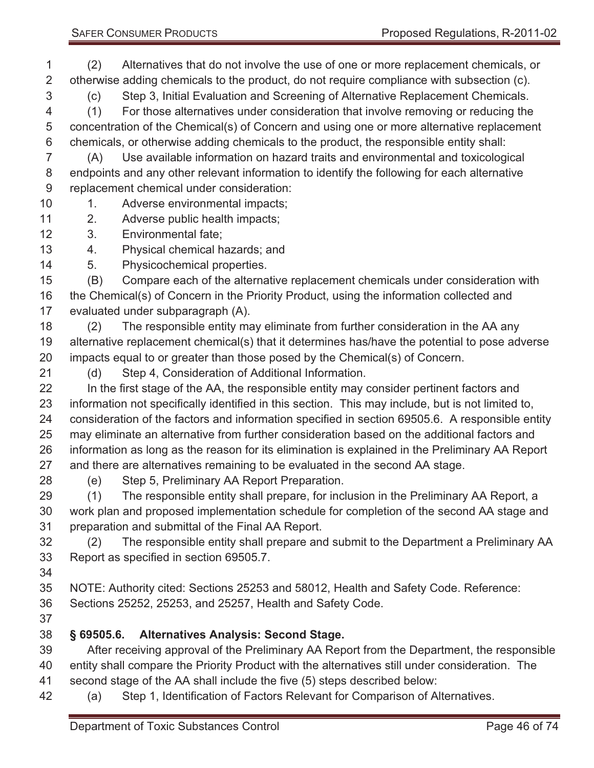(2) Alternatives that do not involve the use of one or more replacement chemicals, or otherwise adding chemicals to the product, do not require compliance with subsection (c).

(c) Step 3, Initial Evaluation and Screening of Alternative Replacement Chemicals.

(1) For those alternatives under consideration that involve removing or reducing the concentration of the Chemical(s) of Concern and using one or more alternative replacement chemicals, or otherwise adding chemicals to the product, the responsible entity shall:

(A) Use available information on hazard traits and environmental and toxicological endpoints and any other relevant information to identify the following for each alternative replacement chemical under consideration:

1. Adverse environmental impacts;
2. Adverse public health impacts;
3. Environmental fate;
4. Physical chemical hazards; and
5. Physicochemical properties.

(B) Compare each of the alternative replacement chemicals under consideration with the Chemical(s) of Concern in the Priority Product, using the information collected and evaluated under subparagraph (A).

(2) The responsible entity may eliminate from further consideration in the AA any alternative replacement chemical(s) that it determines has/have the potential to pose adverse impacts equal to or greater than those posed by the Chemical(s) of Concern.

(d) Step 4, Consideration of Additional Information.

In the first stage of the AA, the responsible entity may consider pertinent factors and information not specifically identified in this section. This may include, but is not limited to, consideration of the factors and information specified in section 69505.6. A responsible entity may eliminate an alternative from further consideration based on the additional factors and information as long as the reason for its elimination is explained in the Preliminary AA Report and there are alternatives remaining to be evaluated in the second AA stage.

(e) Step 5, Preliminary AA Report Preparation.

(1) The responsible entity shall prepare, for inclusion in the Preliminary AA Report, a work plan and proposed implementation schedule for completion of the second AA stage and preparation and submittal of the Final AA Report.

(2) The responsible entity shall prepare and submit to the Department a Preliminary AA Report as specified in section 69505.7.

NOTE: Authority cited: Sections 25253 and 58012, Health and Safety Code. Reference: Sections 25252, 25253, and 25257, Health and Safety Code.

### § 69505.6. Alternatives Analysis: Second Stage.

After receiving approval of the Preliminary AA Report from the Department, the responsible entity shall compare the Priority Product with the alternatives still under consideration. The second stage of the AA shall include the five (5) steps described below:

(a) Step 1, Identification of Factors Relevant for Comparison of Alternatives.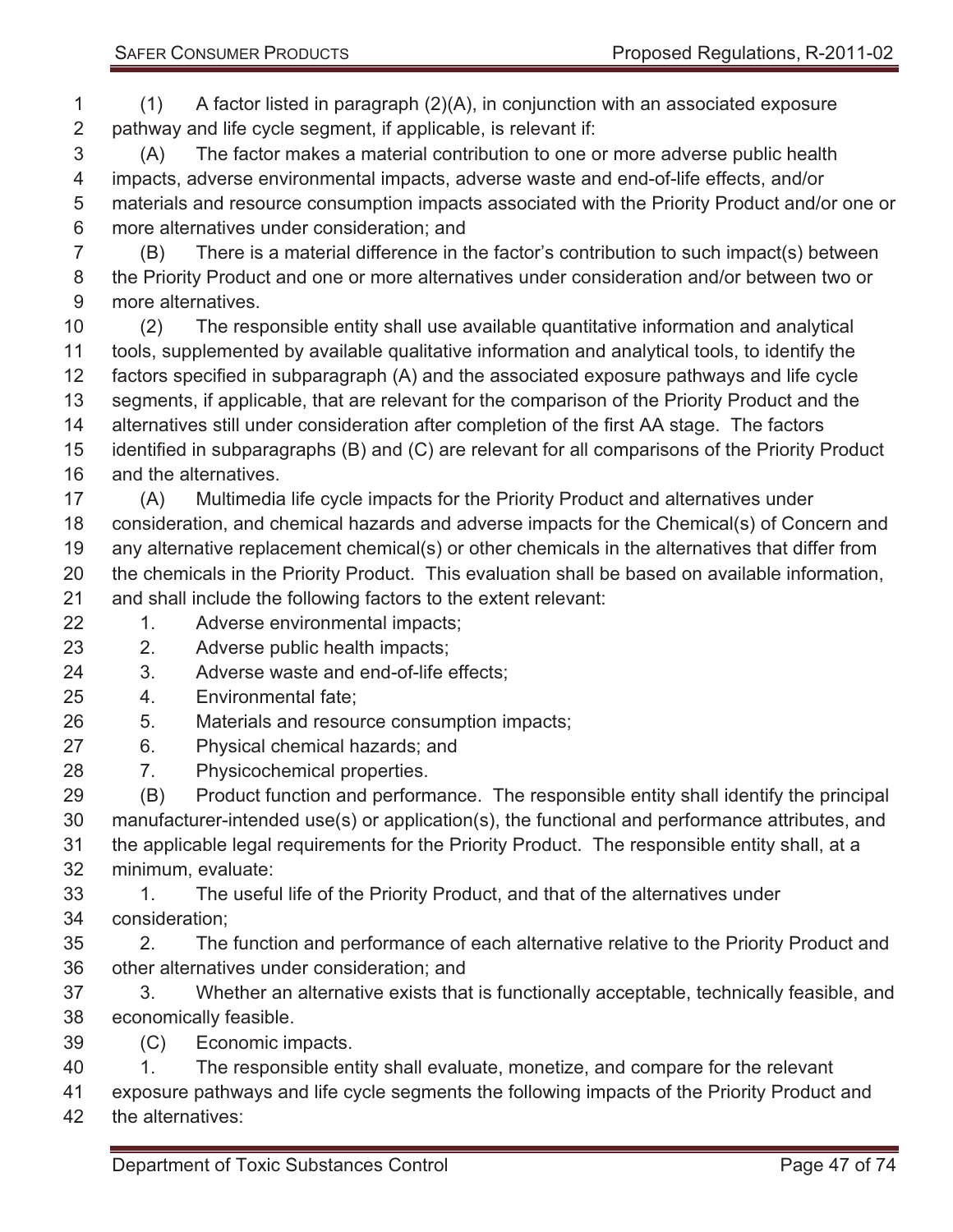(1) A factor listed in paragraph (2)(A), in conjunction with an associated exposure pathway and life cycle segment, if applicable, is relevant if:

(A) The factor makes a material contribution to one or more adverse public health impacts, adverse environmental impacts, adverse waste and end-of-life effects, and/or materials and resource consumption impacts associated with the Priority Product and/or one or more alternatives under consideration; and

(B) There is a material difference in the factor's contribution to such impact(s) between the Priority Product and one or more alternatives under consideration and/or between two or more alternatives.

(2) The responsible entity shall use available quantitative information and analytical tools, supplemented by available qualitative information and analytical tools, to identify the factors specified in subparagraph (A) and the associated exposure pathways and life cycle segments, if applicable, that are relevant for the comparison of the Priority Product and the alternatives still under consideration after completion of the first AA stage. The factors identified in subparagraphs (B) and (C) are relevant for all comparisons of the Priority Product and the alternatives.

(A) Multimedia life cycle impacts for the Priority Product and alternatives under consideration, and chemical hazards and adverse impacts for the Chemical(s) of Concern and any alternative replacement chemical(s) or other chemicals in the alternatives that differ from the chemicals in the Priority Product. This evaluation shall be based on available information, and shall include the following factors to the extent relevant:

1. Adverse environmental impacts;
2. Adverse public health impacts;
3. Adverse waste and end-of-life effects;
4. Environmental fate;
5. Materials and resource consumption impacts;
6. Physical chemical hazards; and
7. Physicochemical properties.

(B) Product function and performance. The responsible entity shall identify the principal manufacturer-intended use(s) or application(s), the functional and performance attributes, and the applicable legal requirements for the Priority Product. The responsible entity shall, at a minimum, evaluate:

1. The useful life of the Priority Product, and that of the alternatives under consideration;
2. The function and performance of each alternative relative to the Priority Product and other alternatives under consideration; and
3. Whether an alternative exists that is functionally acceptable, technically feasible, and economically feasible.

(C) Economic impacts.

1. The responsible entity shall evaluate, monetize, and compare for the relevant exposure pathways and life cycle segments the following impacts of the Priority Product and the alternatives: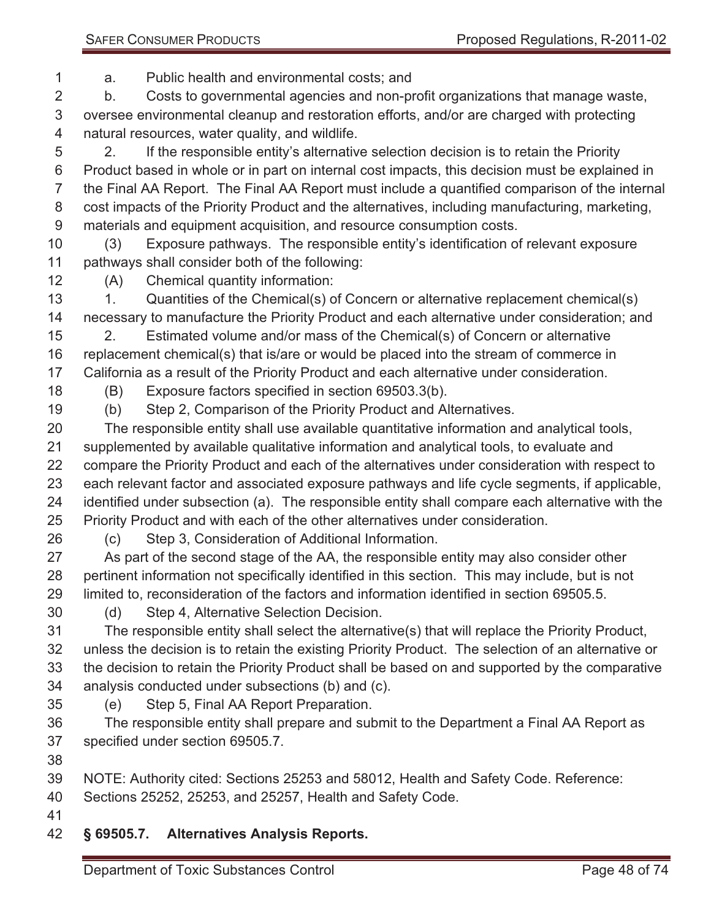a. Public health and environmental costs; and

b. Costs to governmental agencies and non-profit organizations that manage waste, oversee environmental cleanup and restoration efforts, and/or are charged with protecting natural resources, water quality, and wildlife.

2. If the responsible entity's alternative selection decision is to retain the Priority Product based in whole or in part on internal cost impacts, this decision must be explained in the Final AA Report. The Final AA Report must include a quantified comparison of the internal cost impacts of the Priority Product and the alternatives, including manufacturing, marketing, materials and equipment acquisition, and resource consumption costs.

(3) Exposure pathways. The responsible entity's identification of relevant exposure pathways shall consider both of the following:

(A) Chemical quantity information:

1. Quantities of the Chemical(s) of Concern or alternative replacement chemical(s) necessary to manufacture the Priority Product and each alternative under consideration; and

2. Estimated volume and/or mass of the Chemical(s) of Concern or alternative replacement chemical(s) that is/are or would be placed into the stream of commerce in California as a result of the Priority Product and each alternative under consideration.

(B) Exposure factors specified in section 69503.3(b).

(b) Step 2, Comparison of the Priority Product and Alternatives.

The responsible entity shall use available quantitative information and analytical tools, supplemented by available qualitative information and analytical tools, to evaluate and compare the Priority Product and each of the alternatives under consideration with respect to each relevant factor and associated exposure pathways and life cycle segments, if applicable, identified under subsection (a). The responsible entity shall compare each alternative with the Priority Product and with each of the other alternatives under consideration.

(c) Step 3, Consideration of Additional Information.

As part of the second stage of the AA, the responsible entity may also consider other pertinent information not specifically identified in this section. This may include, but is not limited to, reconsideration of the factors and information identified in section 69505.5.

(d) Step 4, Alternative Selection Decision.

The responsible entity shall select the alternative(s) that will replace the Priority Product, unless the decision is to retain the existing Priority Product. The selection of an alternative or the decision to retain the Priority Product shall be based on and supported by the comparative analysis conducted under subsections (b) and (c).

(e) Step 5, Final AA Report Preparation.

The responsible entity shall prepare and submit to the Department a Final AA Report as specified under section 69505.7.

NOTE: Authority cited: Sections 25253 and 58012, Health and Safety Code. Reference: Sections 25252, 25253, and 25257, Health and Safety Code.

## § 69505.7. Alternatives Analysis Reports.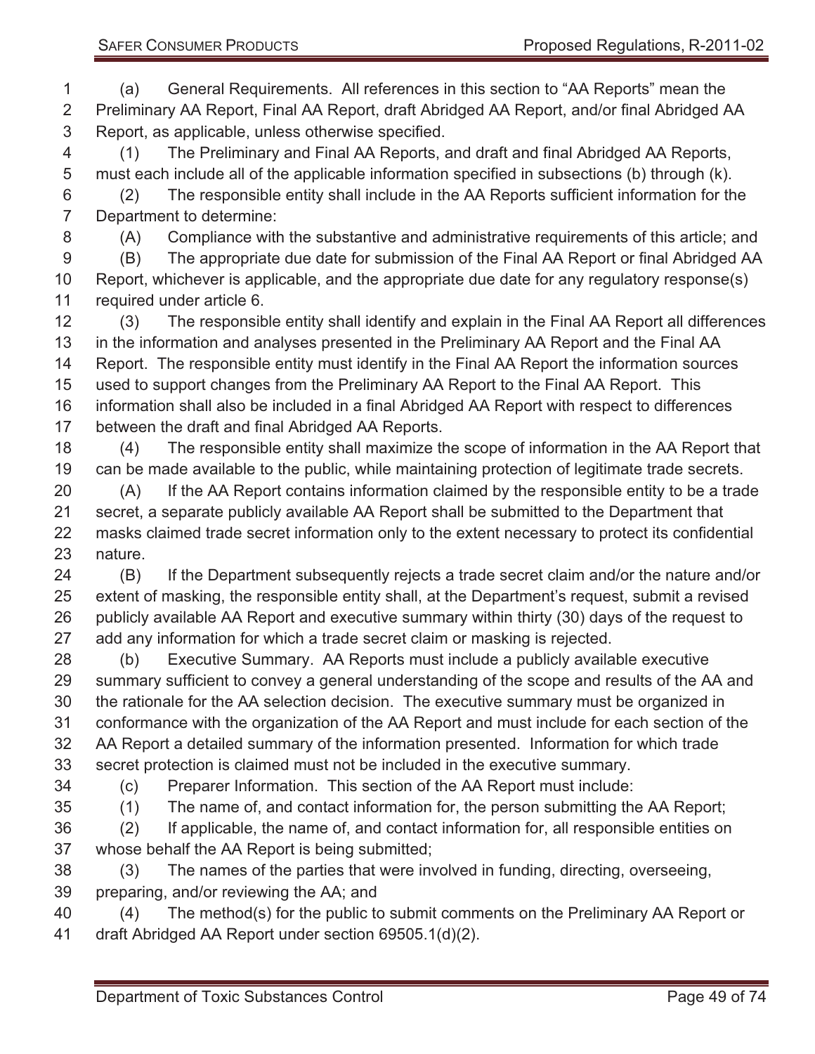(a) General Requirements. All references in this section to "AA Reports" mean the Preliminary AA Report, Final AA Report, draft Abridged AA Report, and/or final Abridged AA Report, as applicable, unless otherwise specified.

(1) The Preliminary and Final AA Reports, and draft and final Abridged AA Reports, must each include all of the applicable information specified in subsections (b) through (k).

(2) The responsible entity shall include in the AA Reports sufficient information for the Department to determine:

(A) Compliance with the substantive and administrative requirements of this article; and

(B) The appropriate due date for submission of the Final AA Report or final Abridged AA Report, whichever is applicable, and the appropriate due date for any regulatory response(s) required under article 6.

(3) The responsible entity shall identify and explain in the Final AA Report all differences in the information and analyses presented in the Preliminary AA Report and the Final AA Report. The responsible entity must identify in the Final AA Report the information sources used to support changes from the Preliminary AA Report to the Final AA Report. This information shall also be included in a final Abridged AA Report with respect to differences between the draft and final Abridged AA Reports.

(4) The responsible entity shall maximize the scope of information in the AA Report that can be made available to the public, while maintaining protection of legitimate trade secrets.

(A) If the AA Report contains information claimed by the responsible entity to be a trade secret, a separate publicly available AA Report shall be submitted to the Department that masks claimed trade secret information only to the extent necessary to protect its confidential nature.

(B) If the Department subsequently rejects a trade secret claim and/or the nature and/or extent of masking, the responsible entity shall, at the Department's request, submit a revised publicly available AA Report and executive summary within thirty (30) days of the request to add any information for which a trade secret claim or masking is rejected.

(b) Executive Summary. AA Reports must include a publicly available executive summary sufficient to convey a general understanding of the scope and results of the AA and the rationale for the AA selection decision. The executive summary must be organized in conformance with the organization of the AA Report and must include for each section of the AA Report a detailed summary of the information presented. Information for which trade secret protection is claimed must not be included in the executive summary.

(c) Preparer Information. This section of the AA Report must include:

(1) The name of, and contact information for, the person submitting the AA Report;

(2) If applicable, the name of, and contact information for, all responsible entities on whose behalf the AA Report is being submitted;

(3) The names of the parties that were involved in funding, directing, overseeing, preparing, and/or reviewing the AA; and

(4) The method(s) for the public to submit comments on the Preliminary AA Report or draft Abridged AA Report under section 69505.1(d)(2).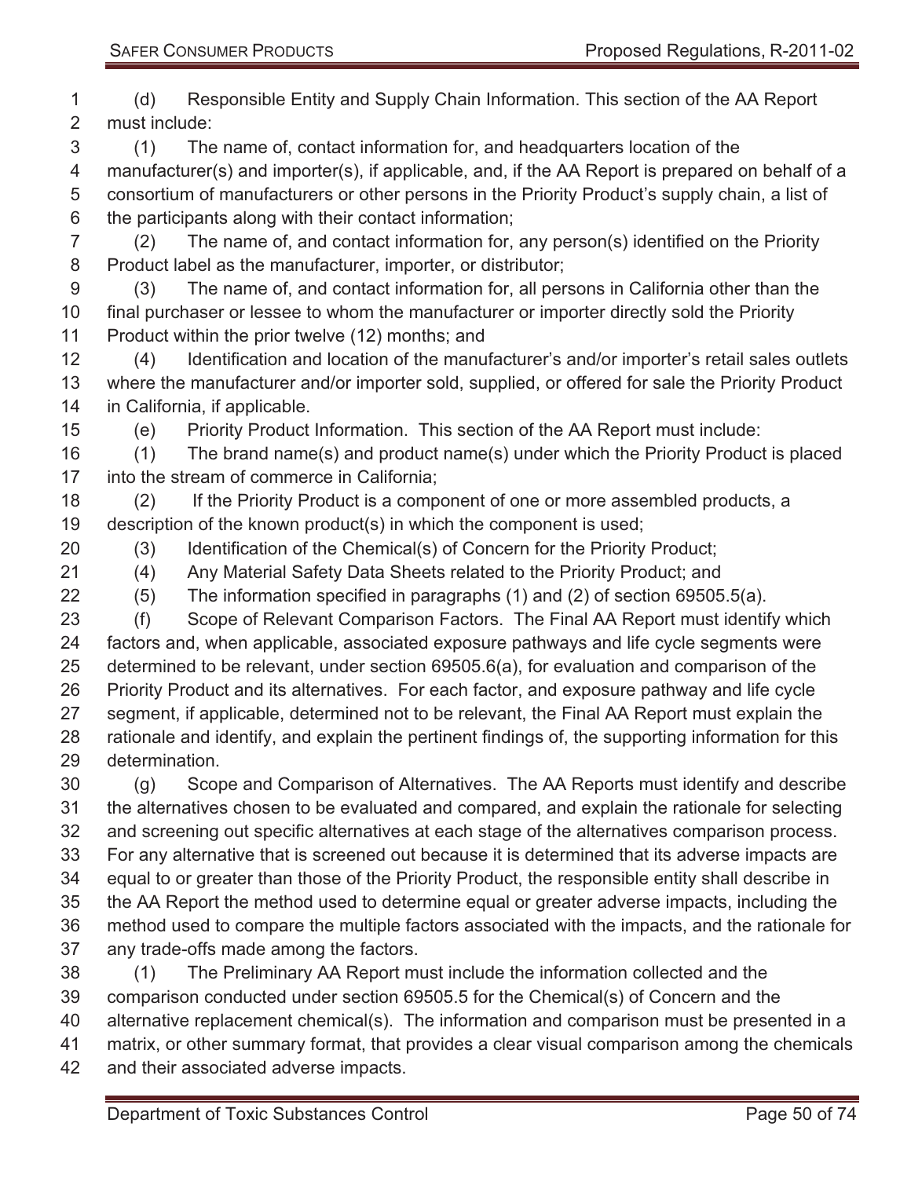(d) Responsible Entity and Supply Chain Information. This section of the AA Report must include:

(1) The name of, contact information for, and headquarters location of the manufacturer(s) and importer(s), if applicable, and, if the AA Report is prepared on behalf of a consortium of manufacturers or other persons in the Priority Product's supply chain, a list of the participants along with their contact information;

(2) The name of, and contact information for, any person(s) identified on the Priority Product label as the manufacturer, importer, or distributor;

(3) The name of, and contact information for, all persons in California other than the final purchaser or lessee to whom the manufacturer or importer directly sold the Priority Product within the prior twelve (12) months; and

(4) Identification and location of the manufacturer's and/or importer's retail sales outlets where the manufacturer and/or importer sold, supplied, or offered for sale the Priority Product in California, if applicable.

(e) Priority Product Information. This section of the AA Report must include:

(1) The brand name(s) and product name(s) under which the Priority Product is placed into the stream of commerce in California;

(2) If the Priority Product is a component of one or more assembled products, a description of the known product(s) in which the component is used;

(3) Identification of the Chemical(s) of Concern for the Priority Product;

(4) Any Material Safety Data Sheets related to the Priority Product; and

(5) The information specified in paragraphs (1) and (2) of section 69505.5(a).

(f) Scope of Relevant Comparison Factors. The Final AA Report must identify which factors and, when applicable, associated exposure pathways and life cycle segments were determined to be relevant, under section 69505.6(a), for evaluation and comparison of the Priority Product and its alternatives. For each factor, and exposure pathway and life cycle segment, if applicable, determined not to be relevant, the Final AA Report must explain the rationale and identify, and explain the pertinent findings of, the supporting information for this determination.

(g) Scope and Comparison of Alternatives. The AA Reports must identify and describe the alternatives chosen to be evaluated and compared, and explain the rationale for selecting and screening out specific alternatives at each stage of the alternatives comparison process. For any alternative that is screened out because it is determined that its adverse impacts are equal to or greater than those of the Priority Product, the responsible entity shall describe in the AA Report the method used to determine equal or greater adverse impacts, including the method used to compare the multiple factors associated with the impacts, and the rationale for any trade-offs made among the factors.

(1) The Preliminary AA Report must include the information collected and the comparison conducted under section 69505.5 for the Chemical(s) of Concern and the alternative replacement chemical(s). The information and comparison must be presented in a matrix, or other summary format, that provides a clear visual comparison among the chemicals and their associated adverse impacts.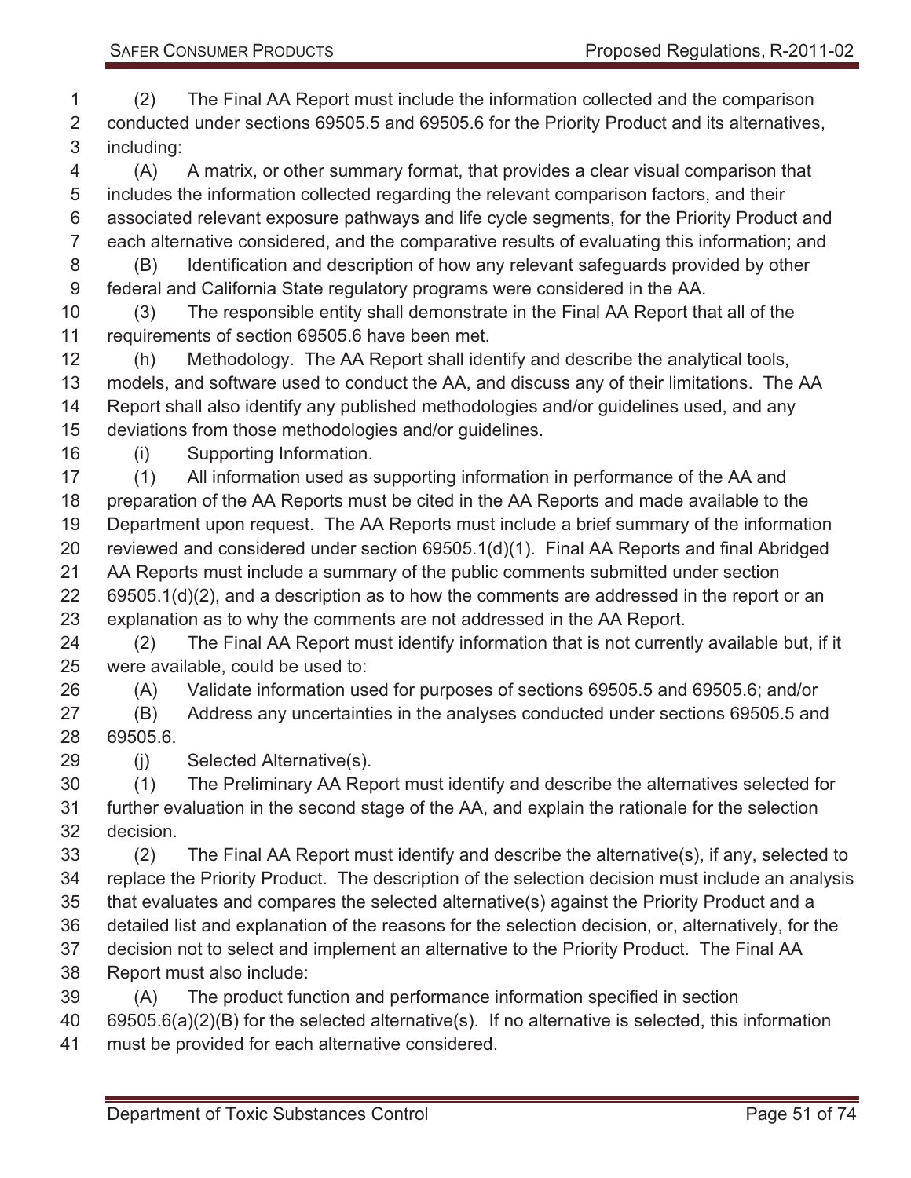(2) The Final AA Report must include the information collected and the comparison conducted under sections 69505.5 and 69505.6 for the Priority Product and its alternatives, including:

(A) A matrix, or other summary format, that provides a clear visual comparison that includes the information collected regarding the relevant comparison factors, and their associated relevant exposure pathways and life cycle segments, for the Priority Product and each alternative considered, and the comparative results of evaluating this information; and

(B) Identification and description of how any relevant safeguards provided by other federal and California State regulatory programs were considered in the AA.

(3) The responsible entity shall demonstrate in the Final AA Report that all of the requirements of section 69505.6 have been met.

(h) Methodology. The AA Report shall identify and describe the analytical tools, models, and software used to conduct the AA, and discuss any of their limitations. The AA Report shall also identify any published methodologies and/or guidelines used, and any deviations from those methodologies and/or guidelines.

(i) Supporting Information.

(1) All information used as supporting information in performance of the AA and preparation of the AA Reports must be cited in the AA Reports and made available to the Department upon request. The AA Reports must include a brief summary of the information reviewed and considered under section 69505.1(d)(1). Final AA Reports and final Abridged AA Reports must include a summary of the public comments submitted under section 69505.1(d)(2), and a description as to how the comments are addressed in the report or an explanation as to why the comments are not addressed in the AA Report.

(2) The Final AA Report must identify information that is not currently available but, if it were available, could be used to:

(A) Validate information used for purposes of sections 69505.5 and 69505.6; and/or

(B) Address any uncertainties in the analyses conducted under sections 69505.5 and 69505.6.

(j) Selected Alternative(s).

(1) The Preliminary AA Report must identify and describe the alternatives selected for further evaluation in the second stage of the AA, and explain the rationale for the selection decision.

(2) The Final AA Report must identify and describe the alternative(s), if any, selected to replace the Priority Product. The description of the selection decision must include an analysis that evaluates and compares the selected alternative(s) against the Priority Product and a detailed list and explanation of the reasons for the selection decision, or, alternatively, for the decision not to select and implement an alternative to the Priority Product. The Final AA Report must also include:

(A) The product function and performance information specified in section 69505.6(a)(2)(B) for the selected alternative(s). If no alternative is selected, this information must be provided for each alternative considered.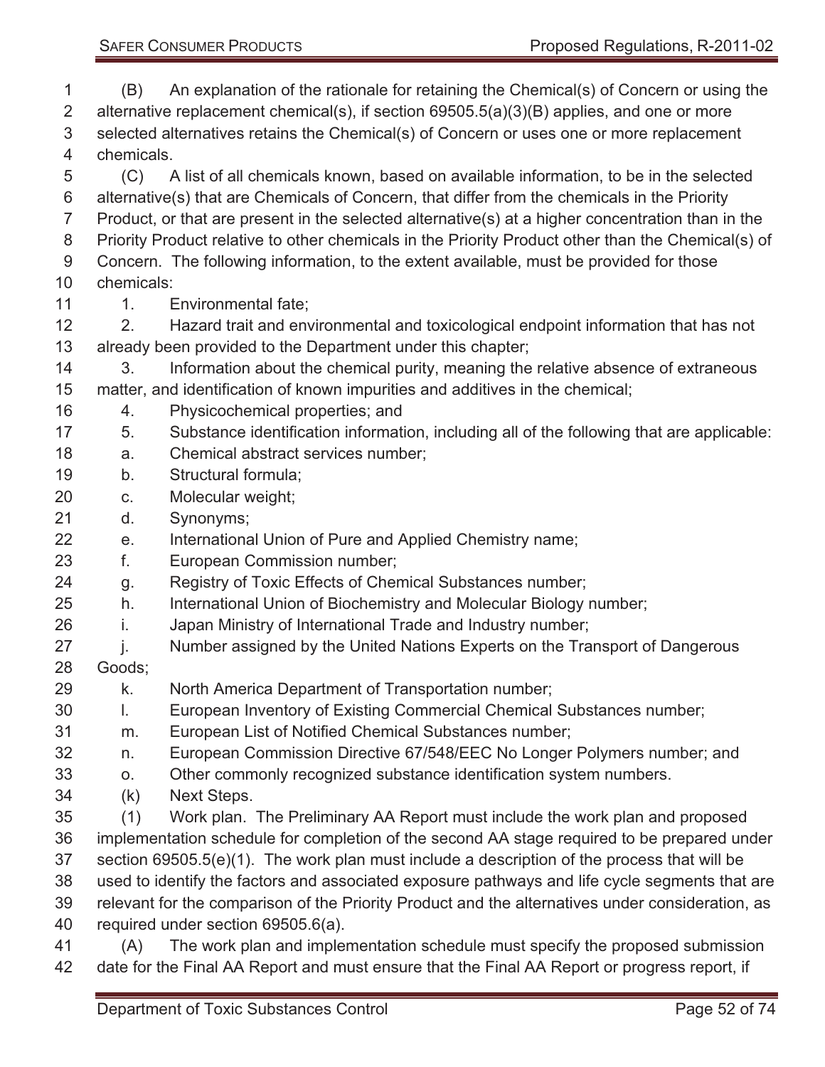(B) An explanation of the rationale for retaining the Chemical(s) of Concern or using the alternative replacement chemical(s), if section 69505.5(a)(3)(B) applies, and one or more selected alternatives retains the Chemical(s) of Concern or uses one or more replacement chemicals.

(C) A list of all chemicals known, based on available information, to be in the selected alternative(s) that are Chemicals of Concern, that differ from the chemicals in the Priority Product, or that are present in the selected alternative(s) at a higher concentration than in the Priority Product relative to other chemicals in the Priority Product other than the Chemical(s) of Concern. The following information, to the extent available, must be provided for those chemicals:

1. Environmental fate;
2. Hazard trait and environmental and toxicological endpoint information that has not already been provided to the Department under this chapter;
3. Information about the chemical purity, meaning the relative absence of extraneous matter, and identification of known impurities and additives in the chemical;
4. Physicochemical properties; and
5. Substance identification information, including all of the following that are applicable:
   a. Chemical abstract services number;
   b. Structural formula;
   c. Molecular weight;
   d. Synonyms;
   e. International Union of Pure and Applied Chemistry name;
   f. European Commission number;
   g. Registry of Toxic Effects of Chemical Substances number;
   h. International Union of Biochemistry and Molecular Biology number;
   i. Japan Ministry of International Trade and Industry number;
   j. Number assigned by the United Nations Experts on the Transport of Dangerous Goods;
   k. North America Department of Transportation number;
   l. European Inventory of Existing Commercial Chemical Substances number;
   m. European List of Notified Chemical Substances number;
   n. European Commission Directive 67/548/EEC No Longer Polymers number; and
   o. Other commonly recognized substance identification system numbers.

(k) Next Steps.

(1) Work plan. The Preliminary AA Report must include the work plan and proposed implementation schedule for completion of the second AA stage required to be prepared under section 69505.5(e)(1). The work plan must include a description of the process that will be used to identify the factors and associated exposure pathways and life cycle segments that are relevant for the comparison of the Priority Product and the alternatives under consideration, as required under section 69505.6(a).

(A) The work plan and implementation schedule must specify the proposed submission date for the Final AA Report and must ensure that the Final AA Report or progress report, if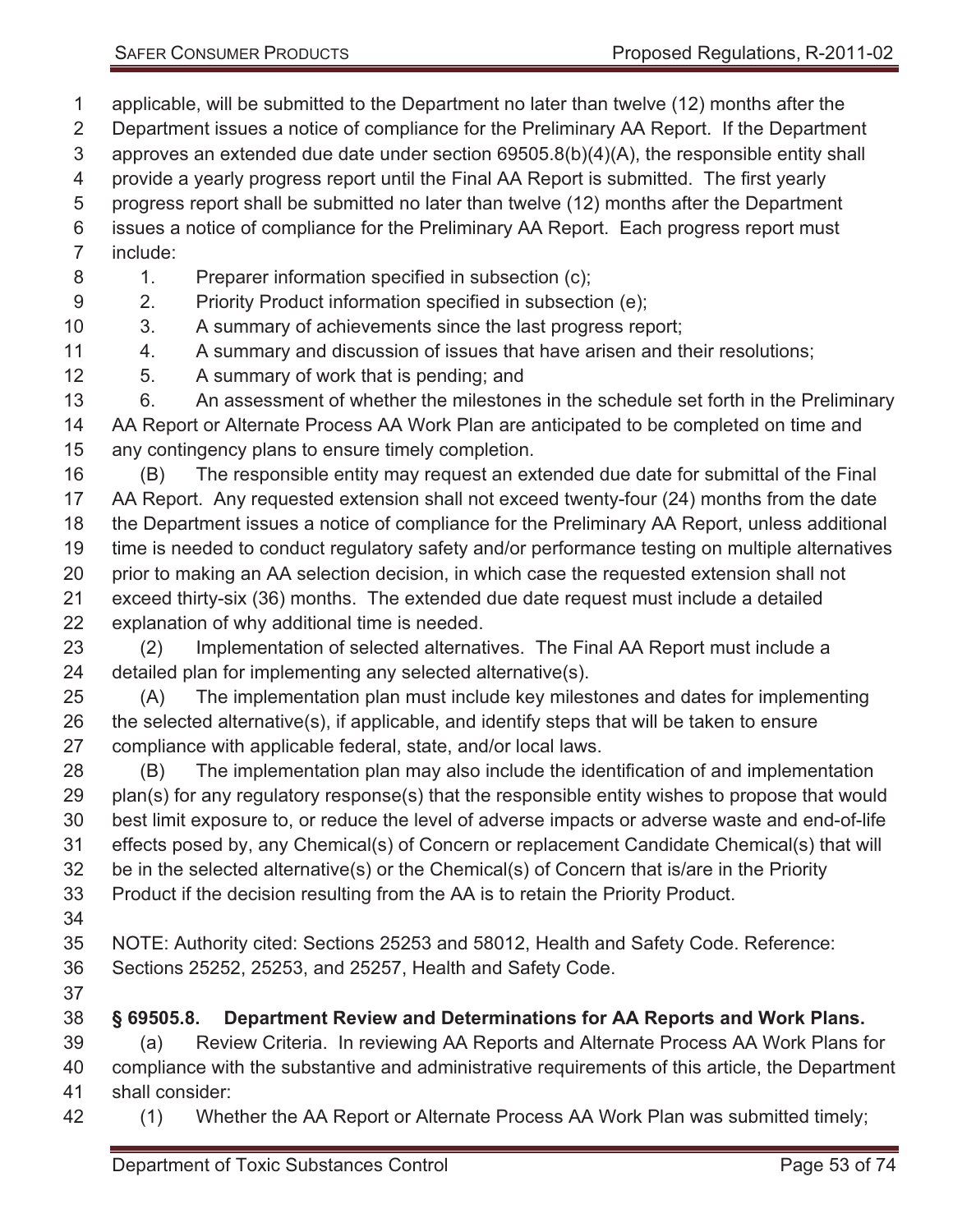applicable, will be submitted to the Department no later than twelve (12) months after the Department issues a notice of compliance for the Preliminary AA Report. If the Department approves an extended due date under section 69505.8(b)(4)(A), the responsible entity shall provide a yearly progress report until the Final AA Report is submitted. The first yearly progress report shall be submitted no later than twelve (12) months after the Department issues a notice of compliance for the Preliminary AA Report. Each progress report must include:

1. Preparer information specified in subsection (c);
2. Priority Product information specified in subsection (e);
3. A summary of achievements since the last progress report;
4. A summary and discussion of issues that have arisen and their resolutions;
5. A summary of work that is pending; and
6. An assessment of whether the milestones in the schedule set forth in the Preliminary AA Report or Alternate Process AA Work Plan are anticipated to be completed on time and any contingency plans to ensure timely completion.

(B) The responsible entity may request an extended due date for submittal of the Final AA Report. Any requested extension shall not exceed twenty-four (24) months from the date the Department issues a notice of compliance for the Preliminary AA Report, unless additional time is needed to conduct regulatory safety and/or performance testing on multiple alternatives prior to making an AA selection decision, in which case the requested extension shall not exceed thirty-six (36) months. The extended due date request must include a detailed explanation of why additional time is needed.

(2) Implementation of selected alternatives. The Final AA Report must include a detailed plan for implementing any selected alternative(s).

(A) The implementation plan must include key milestones and dates for implementing the selected alternative(s), if applicable, and identify steps that will be taken to ensure compliance with applicable federal, state, and/or local laws.

(B) The implementation plan may also include the identification of and implementation plan(s) for any regulatory response(s) that the responsible entity wishes to propose that would best limit exposure to, or reduce the level of adverse impacts or adverse waste and end-of-life effects posed by, any Chemical(s) of Concern or replacement Candidate Chemical(s) that will be in the selected alternative(s) or the Chemical(s) of Concern that is/are in the Priority Product if the decision resulting from the AA is to retain the Priority Product.

NOTE: Authority cited: Sections 25253 and 58012, Health and Safety Code. Reference: Sections 25252, 25253, and 25257, Health and Safety Code.

### § 69505.8. Department Review and Determinations for AA Reports and Work Plans.

(a) Review Criteria. In reviewing AA Reports and Alternate Process AA Work Plans for compliance with the substantive and administrative requirements of this article, the Department shall consider:

(1) Whether the AA Report or Alternate Process AA Work Plan was submitted timely;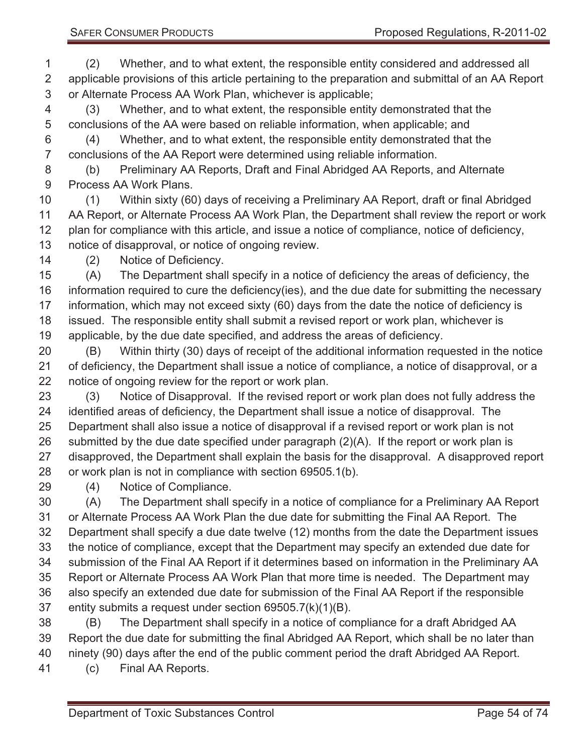(2) Whether, and to what extent, the responsible entity considered and addressed all applicable provisions of this article pertaining to the preparation and submittal of an AA Report or Alternate Process AA Work Plan, whichever is applicable;

(3) Whether, and to what extent, the responsible entity demonstrated that the conclusions of the AA were based on reliable information, when applicable; and

(4) Whether, and to what extent, the responsible entity demonstrated that the conclusions of the AA Report were determined using reliable information.

(b) Preliminary AA Reports, Draft and Final Abridged AA Reports, and Alternate Process AA Work Plans.

(1) Within sixty (60) days of receiving a Preliminary AA Report, draft or final Abridged AA Report, or Alternate Process AA Work Plan, the Department shall review the report or work plan for compliance with this article, and issue a notice of compliance, notice of deficiency, notice of disapproval, or notice of ongoing review.

(2) Notice of Deficiency.

(A) The Department shall specify in a notice of deficiency the areas of deficiency, the information required to cure the deficiency(ies), and the due date for submitting the necessary information, which may not exceed sixty (60) days from the date the notice of deficiency is issued. The responsible entity shall submit a revised report or work plan, whichever is applicable, by the due date specified, and address the areas of deficiency.

(B) Within thirty (30) days of receipt of the additional information requested in the notice of deficiency, the Department shall issue a notice of compliance, a notice of disapproval, or a notice of ongoing review for the report or work plan.

(3) Notice of Disapproval. If the revised report or work plan does not fully address the identified areas of deficiency, the Department shall issue a notice of disapproval. The Department shall also issue a notice of disapproval if a revised report or work plan is not submitted by the due date specified under paragraph (2)(A). If the report or work plan is disapproved, the Department shall explain the basis for the disapproval. A disapproved report or work plan is not in compliance with section 69505.1(b).

(4) Notice of Compliance.

(A) The Department shall specify in a notice of compliance for a Preliminary AA Report or Alternate Process AA Work Plan the due date for submitting the Final AA Report. The Department shall specify a due date twelve (12) months from the date the Department issues the notice of compliance, except that the Department may specify an extended due date for submission of the Final AA Report if it determines based on information in the Preliminary AA Report or Alternate Process AA Work Plan that more time is needed. The Department may also specify an extended due date for submission of the Final AA Report if the responsible entity submits a request under section 69505.7(k)(1)(B).

(B) The Department shall specify in a notice of compliance for a draft Abridged AA Report the due date for submitting the final Abridged AA Report, which shall be no later than ninety (90) days after the end of the public comment period the draft Abridged AA Report.

(c) Final AA Reports.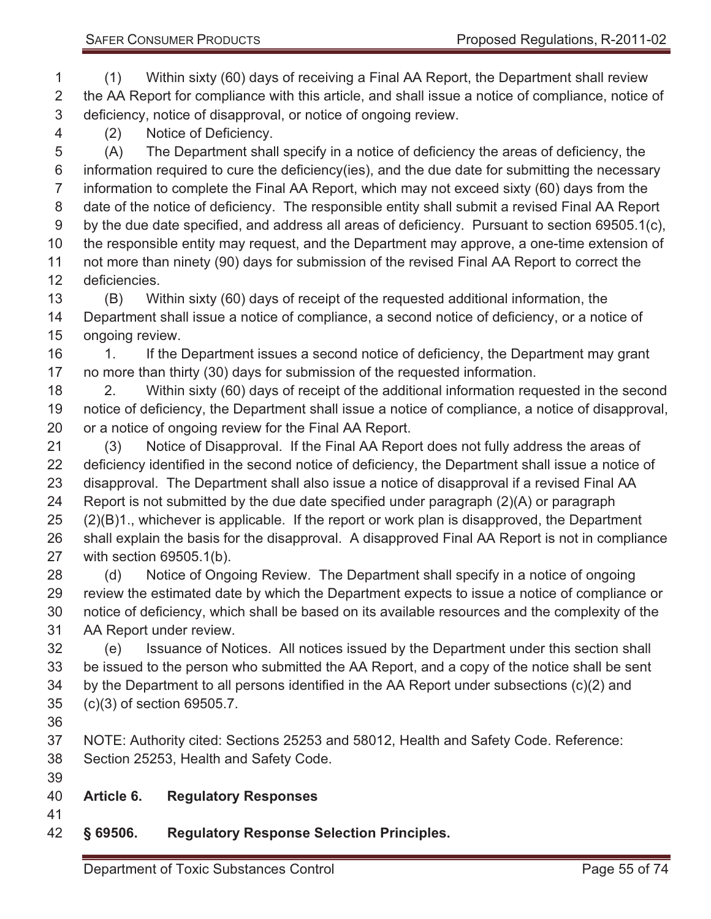(1) Within sixty (60) days of receiving a Final AA Report, the Department shall review the AA Report for compliance with this article, and shall issue a notice of compliance, notice of deficiency, notice of disapproval, or notice of ongoing review.

(2) Notice of Deficiency.

(A) The Department shall specify in a notice of deficiency the areas of deficiency, the information required to cure the deficiency(ies), and the due date for submitting the necessary information to complete the Final AA Report, which may not exceed sixty (60) days from the date of the notice of deficiency. The responsible entity shall submit a revised Final AA Report by the due date specified, and address all areas of deficiency. Pursuant to section 69505.1(c), the responsible entity may request, and the Department may approve, a one-time extension of not more than ninety (90) days for submission of the revised Final AA Report to correct the deficiencies.

(B) Within sixty (60) days of receipt of the requested additional information, the Department shall issue a notice of compliance, a second notice of deficiency, or a notice of ongoing review.

1. If the Department issues a second notice of deficiency, the Department may grant no more than thirty (30) days for submission of the requested information.

2. Within sixty (60) days of receipt of the additional information requested in the second notice of deficiency, the Department shall issue a notice of compliance, a notice of disapproval, or a notice of ongoing review for the Final AA Report.

(3) Notice of Disapproval. If the Final AA Report does not fully address the areas of deficiency identified in the second notice of deficiency, the Department shall issue a notice of disapproval. The Department shall also issue a notice of disapproval if a revised Final AA Report is not submitted by the due date specified under paragraph (2)(A) or paragraph (2)(B)1., whichever is applicable. If the report or work plan is disapproved, the Department shall explain the basis for the disapproval. A disapproved Final AA Report is not in compliance with section 69505.1(b).

(d) Notice of Ongoing Review. The Department shall specify in a notice of ongoing review the estimated date by which the Department expects to issue a notice of compliance or notice of deficiency, which shall be based on its available resources and the complexity of the AA Report under review.

(e) Issuance of Notices. All notices issued by the Department under this section shall be issued to the person who submitted the AA Report, and a copy of the notice shall be sent by the Department to all persons identified in the AA Report under subsections (c)(2) and (c)(3) of section 69505.7.

NOTE: Authority cited: Sections 25253 and 58012, Health and Safety Code. Reference: Section 25253, Health and Safety Code.

## Article 6. Regulatory Responses

### § 69506. Regulatory Response Selection Principles.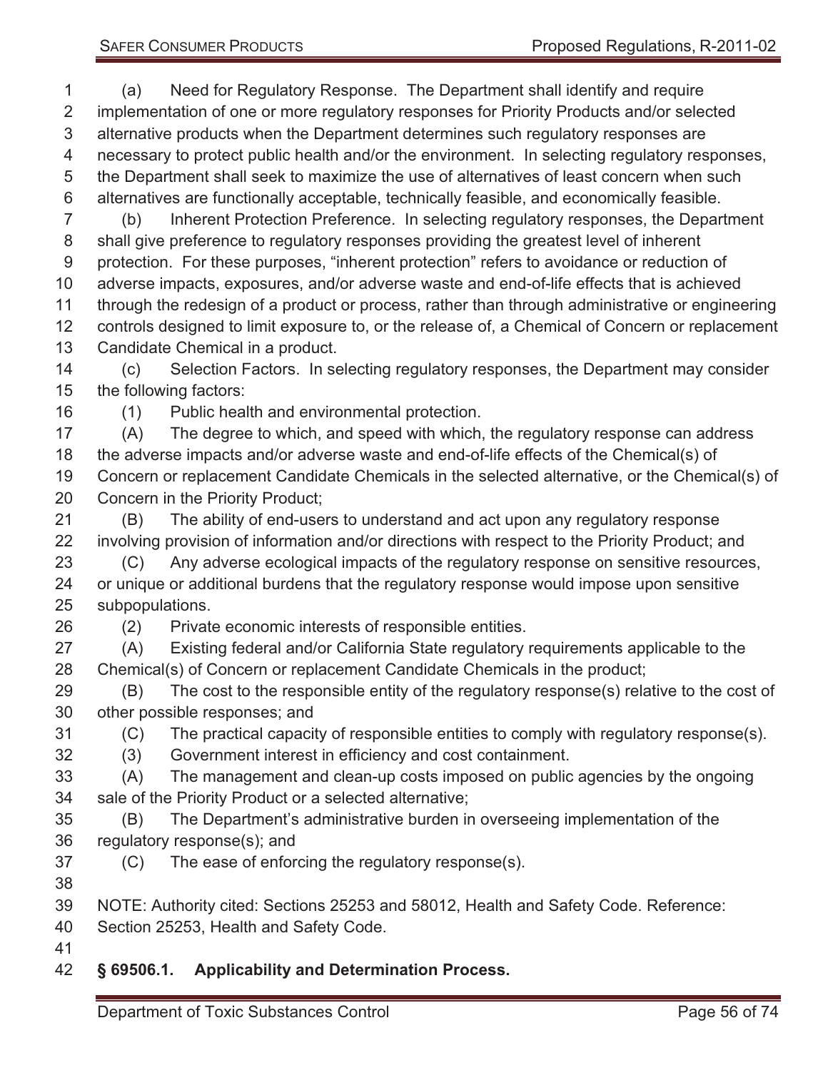(a) Need for Regulatory Response. The Department shall identify and require implementation of one or more regulatory responses for Priority Products and/or selected alternative products when the Department determines such regulatory responses are necessary to protect public health and/or the environment. In selecting regulatory responses, the Department shall seek to maximize the use of alternatives of least concern when such alternatives are functionally acceptable, technically feasible, and economically feasible.

(b) Inherent Protection Preference. In selecting regulatory responses, the Department shall give preference to regulatory responses providing the greatest level of inherent protection. For these purposes, "inherent protection" refers to avoidance or reduction of adverse impacts, exposures, and/or adverse waste and end-of-life effects that is achieved through the redesign of a product or process, rather than through administrative or engineering controls designed to limit exposure to, or the release of, a Chemical of Concern or replacement Candidate Chemical in a product.

(c) Selection Factors. In selecting regulatory responses, the Department may consider the following factors:

(1) Public health and environmental protection.

(A) The degree to which, and speed with which, the regulatory response can address the adverse impacts and/or adverse waste and end-of-life effects of the Chemical(s) of Concern or replacement Candidate Chemicals in the selected alternative, or the Chemical(s) of Concern in the Priority Product;

(B) The ability of end-users to understand and act upon any regulatory response involving provision of information and/or directions with respect to the Priority Product; and

(C) Any adverse ecological impacts of the regulatory response on sensitive resources, or unique or additional burdens that the regulatory response would impose upon sensitive subpopulations.

(2) Private economic interests of responsible entities.

(A) Existing federal and/or California State regulatory requirements applicable to the Chemical(s) of Concern or replacement Candidate Chemicals in the product;

(B) The cost to the responsible entity of the regulatory response(s) relative to the cost of other possible responses; and

(C) The practical capacity of responsible entities to comply with regulatory response(s).

(3) Government interest in efficiency and cost containment.

(A) The management and clean-up costs imposed on public agencies by the ongoing sale of the Priority Product or a selected alternative;

(B) The Department's administrative burden in overseeing implementation of the regulatory response(s); and

(C) The ease of enforcing the regulatory response(s).

NOTE: Authority cited: Sections 25253 and 58012, Health and Safety Code. Reference: Section 25253, Health and Safety Code.

### § 69506.1. Applicability and Determination Process.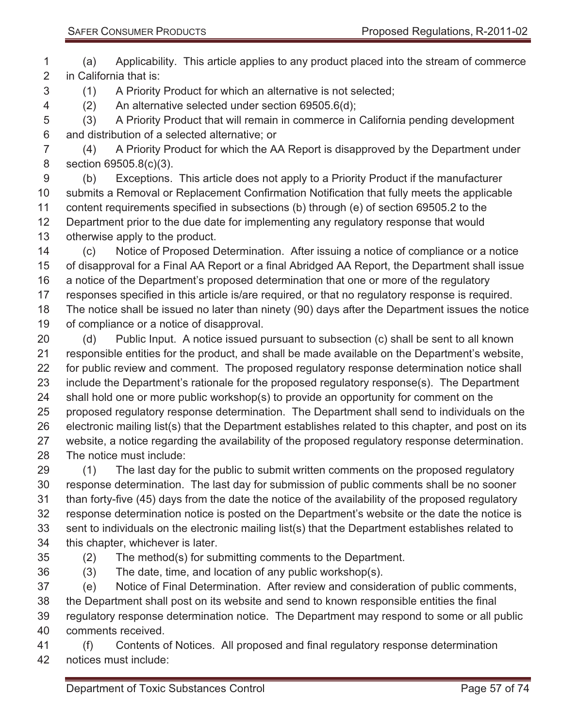(a) Applicability. This article applies to any product placed into the stream of commerce in California that is:

(1) A Priority Product for which an alternative is not selected;

(2) An alternative selected under section 69505.6(d);

(3) A Priority Product that will remain in commerce in California pending development and distribution of a selected alternative; or

(4) A Priority Product for which the AA Report is disapproved by the Department under section 69505.8(c)(3).

(b) Exceptions. This article does not apply to a Priority Product if the manufacturer submits a Removal or Replacement Confirmation Notification that fully meets the applicable content requirements specified in subsections (b) through (e) of section 69505.2 to the Department prior to the due date for implementing any regulatory response that would otherwise apply to the product.

(c) Notice of Proposed Determination. After issuing a notice of compliance or a notice of disapproval for a Final AA Report or a final Abridged AA Report, the Department shall issue a notice of the Department's proposed determination that one or more of the regulatory responses specified in this article is/are required, or that no regulatory response is required. The notice shall be issued no later than ninety (90) days after the Department issues the notice of compliance or a notice of disapproval.

(d) Public Input. A notice issued pursuant to subsection (c) shall be sent to all known responsible entities for the product, and shall be made available on the Department's website, for public review and comment. The proposed regulatory response determination notice shall include the Department's rationale for the proposed regulatory response(s). The Department shall hold one or more public workshop(s) to provide an opportunity for comment on the proposed regulatory response determination. The Department shall send to individuals on the electronic mailing list(s) that the Department establishes related to this chapter, and post on its website, a notice regarding the availability of the proposed regulatory response determination. The notice must include:

(1) The last day for the public to submit written comments on the proposed regulatory response determination. The last day for submission of public comments shall be no sooner than forty-five (45) days from the date the notice of the availability of the proposed regulatory response determination notice is posted on the Department's website or the date the notice is sent to individuals on the electronic mailing list(s) that the Department establishes related to this chapter, whichever is later.

(2) The method(s) for submitting comments to the Department.

(3) The date, time, and location of any public workshop(s).

(e) Notice of Final Determination. After review and consideration of public comments, the Department shall post on its website and send to known responsible entities the final regulatory response determination notice. The Department may respond to some or all public comments received.

(f) Contents of Notices. All proposed and final regulatory response determination notices must include: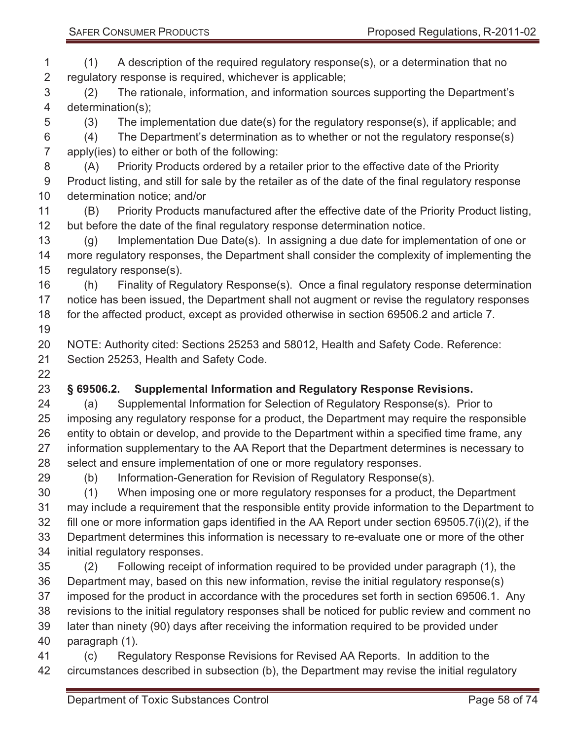(1) A description of the required regulatory response(s), or a determination that no regulatory response is required, whichever is applicable;

(2) The rationale, information, and information sources supporting the Department's determination(s);

(3) The implementation due date(s) for the regulatory response(s), if applicable; and

(4) The Department's determination as to whether or not the regulatory response(s) apply(ies) to either or both of the following:

(A) Priority Products ordered by a retailer prior to the effective date of the Priority Product listing, and still for sale by the retailer as of the date of the final regulatory response determination notice; and/or

(B) Priority Products manufactured after the effective date of the Priority Product listing, but before the date of the final regulatory response determination notice.

(g) Implementation Due Date(s). In assigning a due date for implementation of one or more regulatory responses, the Department shall consider the complexity of implementing the regulatory response(s).

(h) Finality of Regulatory Response(s). Once a final regulatory response determination notice has been issued, the Department shall not augment or revise the regulatory responses for the affected product, except as provided otherwise in section 69506.2 and article 7.

NOTE: Authority cited: Sections 25253 and 58012, Health and Safety Code. Reference: Section 25253, Health and Safety Code.

### § 69506.2. Supplemental Information and Regulatory Response Revisions.

(a) Supplemental Information for Selection of Regulatory Response(s). Prior to imposing any regulatory response for a product, the Department may require the responsible entity to obtain or develop, and provide to the Department within a specified time frame, any information supplementary to the AA Report that the Department determines is necessary to select and ensure implementation of one or more regulatory responses.

(b) Information-Generation for Revision of Regulatory Response(s).

(1) When imposing one or more regulatory responses for a product, the Department may include a requirement that the responsible entity provide information to the Department to fill one or more information gaps identified in the AA Report under section 69505.7(i)(2), if the Department determines this information is necessary to re-evaluate one or more of the other initial regulatory responses.

(2) Following receipt of information required to be provided under paragraph (1), the Department may, based on this new information, revise the initial regulatory response(s) imposed for the product in accordance with the procedures set forth in section 69506.1. Any revisions to the initial regulatory responses shall be noticed for public review and comment no later than ninety (90) days after receiving the information required to be provided under paragraph (1).

(c) Regulatory Response Revisions for Revised AA Reports. In addition to the circumstances described in subsection (b), the Department may revise the initial regulatory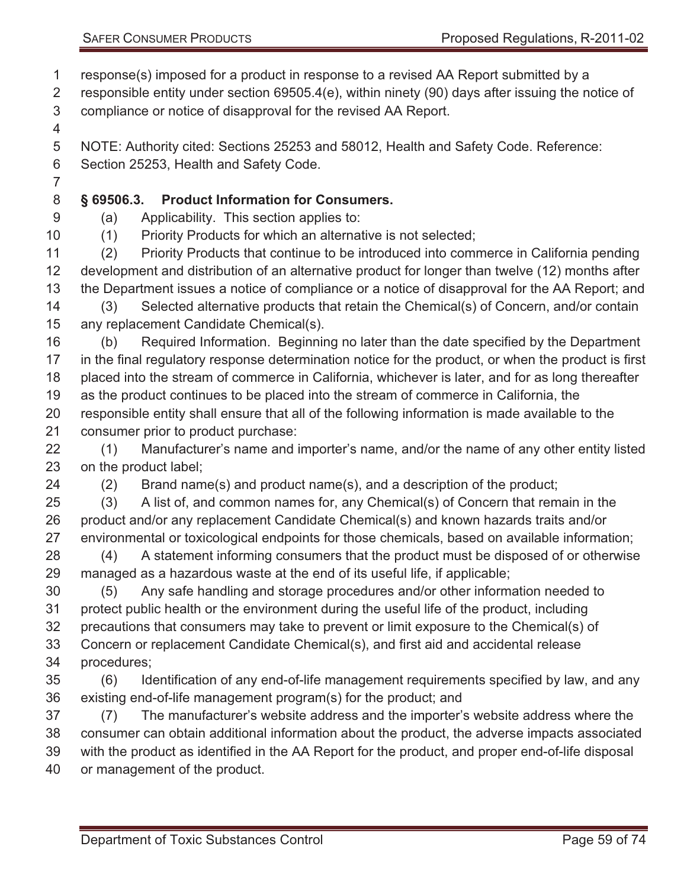response(s) imposed for a product in response to a revised AA Report submitted by a responsible entity under section 69505.4(e), within ninety (90) days after issuing the notice of compliance or notice of disapproval for the revised AA Report.

NOTE: Authority cited: Sections 25253 and 58012, Health and Safety Code. Reference: Section 25253, Health and Safety Code.

**§ 69506.3. Product Information for Consumers.**

(a) Applicability. This section applies to:

(1) Priority Products for which an alternative is not selected;

(2) Priority Products that continue to be introduced into commerce in California pending development and distribution of an alternative product for longer than twelve (12) months after the Department issues a notice of compliance or a notice of disapproval for the AA Report; and

(3) Selected alternative products that retain the Chemical(s) of Concern, and/or contain any replacement Candidate Chemical(s).

(b) Required Information. Beginning no later than the date specified by the Department in the final regulatory response determination notice for the product, or when the product is first placed into the stream of commerce in California, whichever is later, and for as long thereafter as the product continues to be placed into the stream of commerce in California, the responsible entity shall ensure that all of the following information is made available to the consumer prior to product purchase:

(1) Manufacturer's name and importer's name, and/or the name of any other entity listed on the product label;

(2) Brand name(s) and product name(s), and a description of the product;

(3) A list of, and common names for, any Chemical(s) of Concern that remain in the product and/or any replacement Candidate Chemical(s) and known hazards traits and/or environmental or toxicological endpoints for those chemicals, based on available information;

(4) A statement informing consumers that the product must be disposed of or otherwise managed as a hazardous waste at the end of its useful life, if applicable;

(5) Any safe handling and storage procedures and/or other information needed to protect public health or the environment during the useful life of the product, including precautions that consumers may take to prevent or limit exposure to the Chemical(s) of Concern or replacement Candidate Chemical(s), and first aid and accidental release procedures;

(6) Identification of any end-of-life management requirements specified by law, and any existing end-of-life management program(s) for the product; and

(7) The manufacturer's website address and the importer's website address where the consumer can obtain additional information about the product, the adverse impacts associated with the product as identified in the AA Report for the product, and proper end-of-life disposal or management of the product.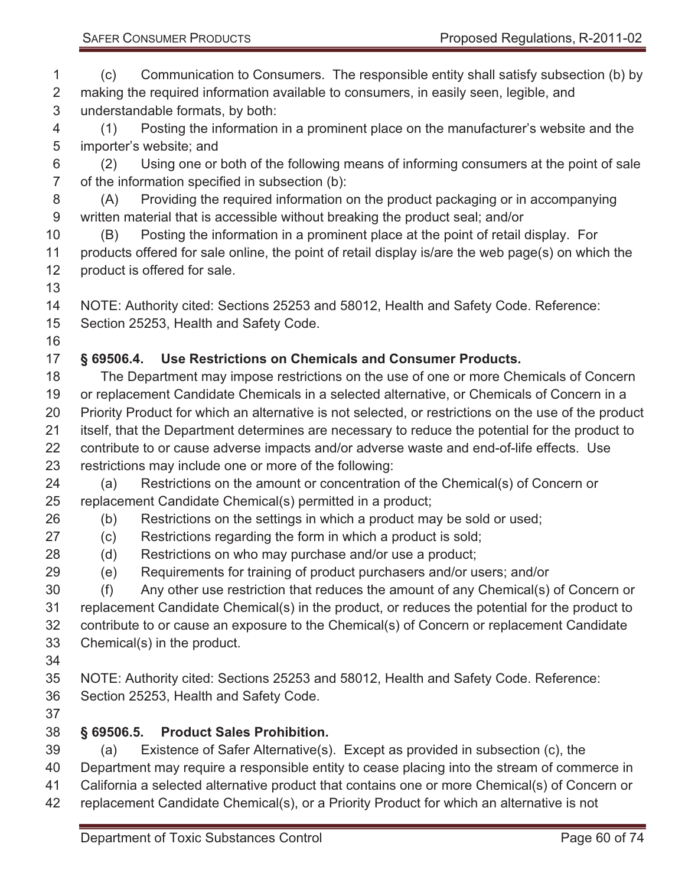(c) Communication to Consumers. The responsible entity shall satisfy subsection (b) by making the required information available to consumers, in easily seen, legible, and understandable formats, by both:

(1) Posting the information in a prominent place on the manufacturer's website and the importer's website; and

(2) Using one or both of the following means of informing consumers at the point of sale of the information specified in subsection (b):

(A) Providing the required information on the product packaging or in accompanying written material that is accessible without breaking the product seal; and/or

(B) Posting the information in a prominent place at the point of retail display. For products offered for sale online, the point of retail display is/are the web page(s) on which the product is offered for sale.

NOTE: Authority cited: Sections 25253 and 58012, Health and Safety Code. Reference: Section 25253, Health and Safety Code.

### § 69506.4. Use Restrictions on Chemicals and Consumer Products.

The Department may impose restrictions on the use of one or more Chemicals of Concern or replacement Candidate Chemicals in a selected alternative, or Chemicals of Concern in a Priority Product for which an alternative is not selected, or restrictions on the use of the product itself, that the Department determines are necessary to reduce the potential for the product to contribute to or cause adverse impacts and/or adverse waste and end-of-life effects. Use restrictions may include one or more of the following:

(a) Restrictions on the amount or concentration of the Chemical(s) of Concern or replacement Candidate Chemical(s) permitted in a product;

(b) Restrictions on the settings in which a product may be sold or used;

(c) Restrictions regarding the form in which a product is sold;

(d) Restrictions on who may purchase and/or use a product;

(e) Requirements for training of product purchasers and/or users; and/or

(f) Any other use restriction that reduces the amount of any Chemical(s) of Concern or replacement Candidate Chemical(s) in the product, or reduces the potential for the product to contribute to or cause an exposure to the Chemical(s) of Concern or replacement Candidate Chemical(s) in the product.

NOTE: Authority cited: Sections 25253 and 58012, Health and Safety Code. Reference: Section 25253, Health and Safety Code.

### § 69506.5. Product Sales Prohibition.

(a) Existence of Safer Alternative(s). Except as provided in subsection (c), the Department may require a responsible entity to cease placing into the stream of commerce in California a selected alternative product that contains one or more Chemical(s) of Concern or replacement Candidate Chemical(s), or a Priority Product for which an alternative is not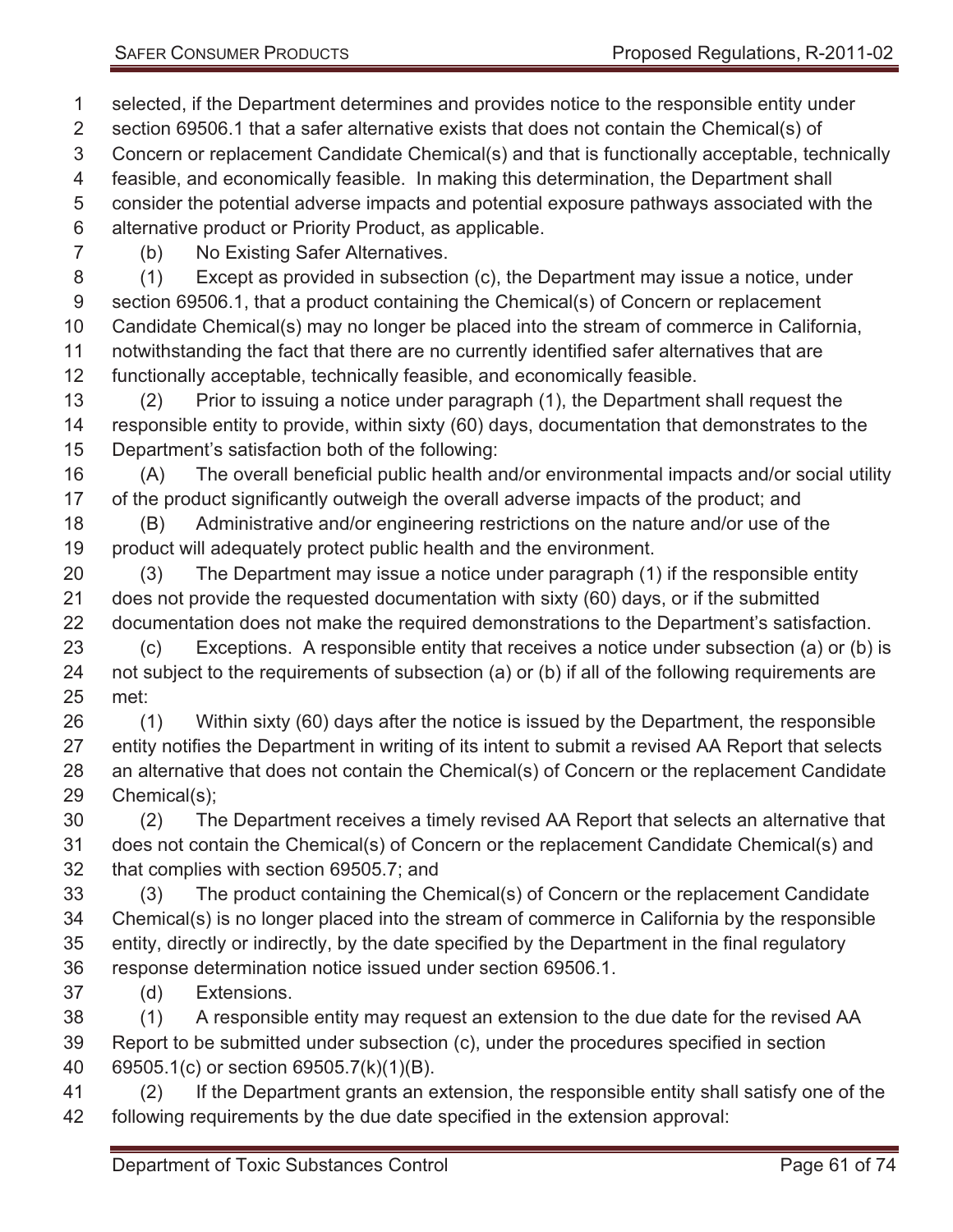selected, if the Department determines and provides notice to the responsible entity under section 69506.1 that a safer alternative exists that does not contain the Chemical(s) of Concern or replacement Candidate Chemical(s) and that is functionally acceptable, technically feasible, and economically feasible. In making this determination, the Department shall consider the potential adverse impacts and potential exposure pathways associated with the alternative product or Priority Product, as applicable.

(b) No Existing Safer Alternatives.

(1) Except as provided in subsection (c), the Department may issue a notice, under section 69506.1, that a product containing the Chemical(s) of Concern or replacement Candidate Chemical(s) may no longer be placed into the stream of commerce in California, notwithstanding the fact that there are no currently identified safer alternatives that are functionally acceptable, technically feasible, and economically feasible.

(2) Prior to issuing a notice under paragraph (1), the Department shall request the responsible entity to provide, within sixty (60) days, documentation that demonstrates to the Department's satisfaction both of the following:

(A) The overall beneficial public health and/or environmental impacts and/or social utility of the product significantly outweigh the overall adverse impacts of the product; and

(B) Administrative and/or engineering restrictions on the nature and/or use of the product will adequately protect public health and the environment.

(3) The Department may issue a notice under paragraph (1) if the responsible entity does not provide the requested documentation with sixty (60) days, or if the submitted documentation does not make the required demonstrations to the Department's satisfaction.

(c) Exceptions. A responsible entity that receives a notice under subsection (a) or (b) is not subject to the requirements of subsection (a) or (b) if all of the following requirements are met:

(1) Within sixty (60) days after the notice is issued by the Department, the responsible entity notifies the Department in writing of its intent to submit a revised AA Report that selects an alternative that does not contain the Chemical(s) of Concern or the replacement Candidate Chemical(s);

(2) The Department receives a timely revised AA Report that selects an alternative that does not contain the Chemical(s) of Concern or the replacement Candidate Chemical(s) and that complies with section 69505.7; and

(3) The product containing the Chemical(s) of Concern or the replacement Candidate Chemical(s) is no longer placed into the stream of commerce in California by the responsible entity, directly or indirectly, by the date specified by the Department in the final regulatory response determination notice issued under section 69506.1.

(d) Extensions.

(1) A responsible entity may request an extension to the due date for the revised AA Report to be submitted under subsection (c), under the procedures specified in section 69505.1(c) or section 69505.7(k)(1)(B).

(2) If the Department grants an extension, the responsible entity shall satisfy one of the following requirements by the due date specified in the extension approval: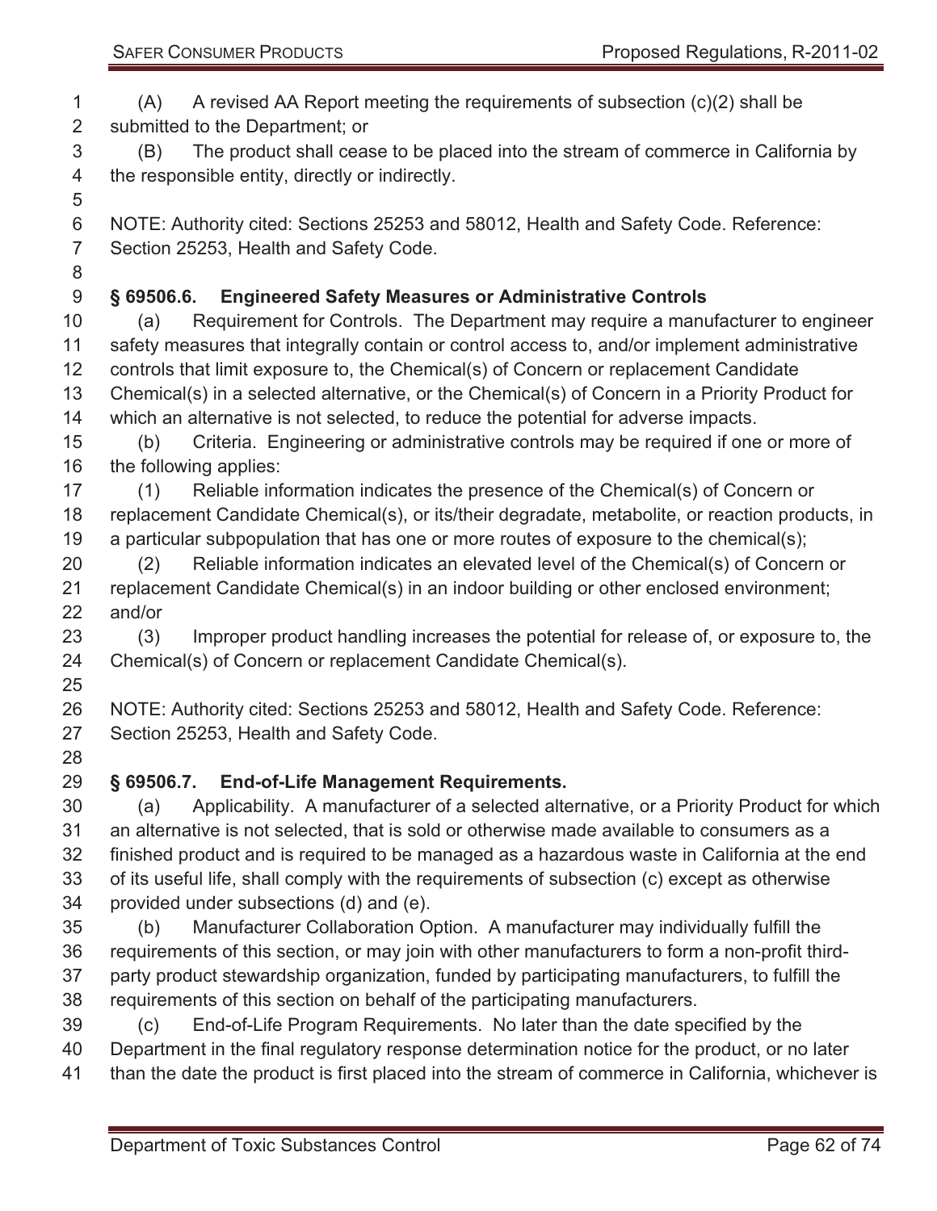(A) A revised AA Report meeting the requirements of subsection (c)(2) shall be submitted to the Department; or

(B) The product shall cease to be placed into the stream of commerce in California by the responsible entity, directly or indirectly.

NOTE: Authority cited: Sections 25253 and 58012, Health and Safety Code. Reference: Section 25253, Health and Safety Code.

### § 69506.6. Engineered Safety Measures or Administrative Controls

(a) Requirement for Controls. The Department may require a manufacturer to engineer safety measures that integrally contain or control access to, and/or implement administrative controls that limit exposure to, the Chemical(s) of Concern or replacement Candidate Chemical(s) in a selected alternative, or the Chemical(s) of Concern in a Priority Product for which an alternative is not selected, to reduce the potential for adverse impacts.

(b) Criteria. Engineering or administrative controls may be required if one or more of the following applies:

(1) Reliable information indicates the presence of the Chemical(s) of Concern or replacement Candidate Chemical(s), or its/their degradate, metabolite, or reaction products, in a particular subpopulation that has one or more routes of exposure to the chemical(s);

(2) Reliable information indicates an elevated level of the Chemical(s) of Concern or replacement Candidate Chemical(s) in an indoor building or other enclosed environment; and/or

(3) Improper product handling increases the potential for release of, or exposure to, the Chemical(s) of Concern or replacement Candidate Chemical(s).

NOTE: Authority cited: Sections 25253 and 58012, Health and Safety Code. Reference: Section 25253, Health and Safety Code.

### § 69506.7. End-of-Life Management Requirements.

(a) Applicability. A manufacturer of a selected alternative, or a Priority Product for which an alternative is not selected, that is sold or otherwise made available to consumers as a finished product and is required to be managed as a hazardous waste in California at the end of its useful life, shall comply with the requirements of subsection (c) except as otherwise provided under subsections (d) and (e).

(b) Manufacturer Collaboration Option. A manufacturer may individually fulfill the requirements of this section, or may join with other manufacturers to form a non-profit third-party product stewardship organization, funded by participating manufacturers, to fulfill the requirements of this section on behalf of the participating manufacturers.

(c) End-of-Life Program Requirements. No later than the date specified by the Department in the final regulatory response determination notice for the product, or no later than the date the product is first placed into the stream of commerce in California, whichever is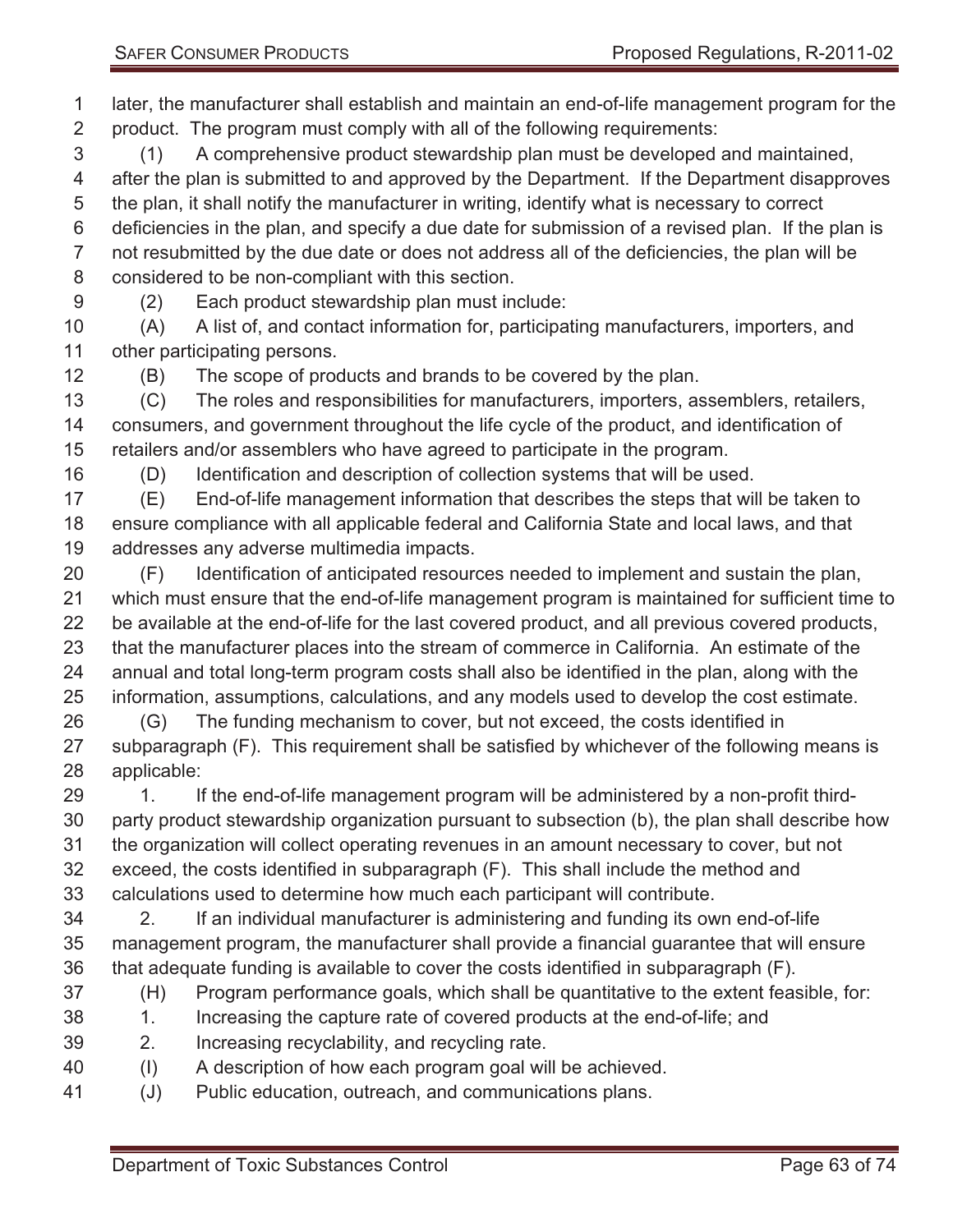later, the manufacturer shall establish and maintain an end-of-life management program for the product. The program must comply with all of the following requirements:

(1) A comprehensive product stewardship plan must be developed and maintained, after the plan is submitted to and approved by the Department. If the Department disapproves the plan, it shall notify the manufacturer in writing, identify what is necessary to correct deficiencies in the plan, and specify a due date for submission of a revised plan. If the plan is not resubmitted by the due date or does not address all of the deficiencies, the plan will be considered to be non-compliant with this section.

(2) Each product stewardship plan must include:

(A) A list of, and contact information for, participating manufacturers, importers, and other participating persons.

(B) The scope of products and brands to be covered by the plan.

(C) The roles and responsibilities for manufacturers, importers, assemblers, retailers, consumers, and government throughout the life cycle of the product, and identification of retailers and/or assemblers who have agreed to participate in the program.

(D) Identification and description of collection systems that will be used.

(E) End-of-life management information that describes the steps that will be taken to ensure compliance with all applicable federal and California State and local laws, and that addresses any adverse multimedia impacts.

(F) Identification of anticipated resources needed to implement and sustain the plan, which must ensure that the end-of-life management program is maintained for sufficient time to be available at the end-of-life for the last covered product, and all previous covered products, that the manufacturer places into the stream of commerce in California. An estimate of the annual and total long-term program costs shall also be identified in the plan, along with the information, assumptions, calculations, and any models used to develop the cost estimate.

(G) The funding mechanism to cover, but not exceed, the costs identified in subparagraph (F). This requirement shall be satisfied by whichever of the following means is applicable:

1. If the end-of-life management program will be administered by a non-profit third-party product stewardship organization pursuant to subsection (b), the plan shall describe how the organization will collect operating revenues in an amount necessary to cover, but not exceed, the costs identified in subparagraph (F). This shall include the method and calculations used to determine how much each participant will contribute.

2. If an individual manufacturer is administering and funding its own end-of-life management program, the manufacturer shall provide a financial guarantee that will ensure that adequate funding is available to cover the costs identified in subparagraph (F).

(H) Program performance goals, which shall be quantitative to the extent feasible, for:

1. Increasing the capture rate of covered products at the end-of-life; and

2. Increasing recyclability, and recycling rate.

(I) A description of how each program goal will be achieved.

(J) Public education, outreach, and communications plans.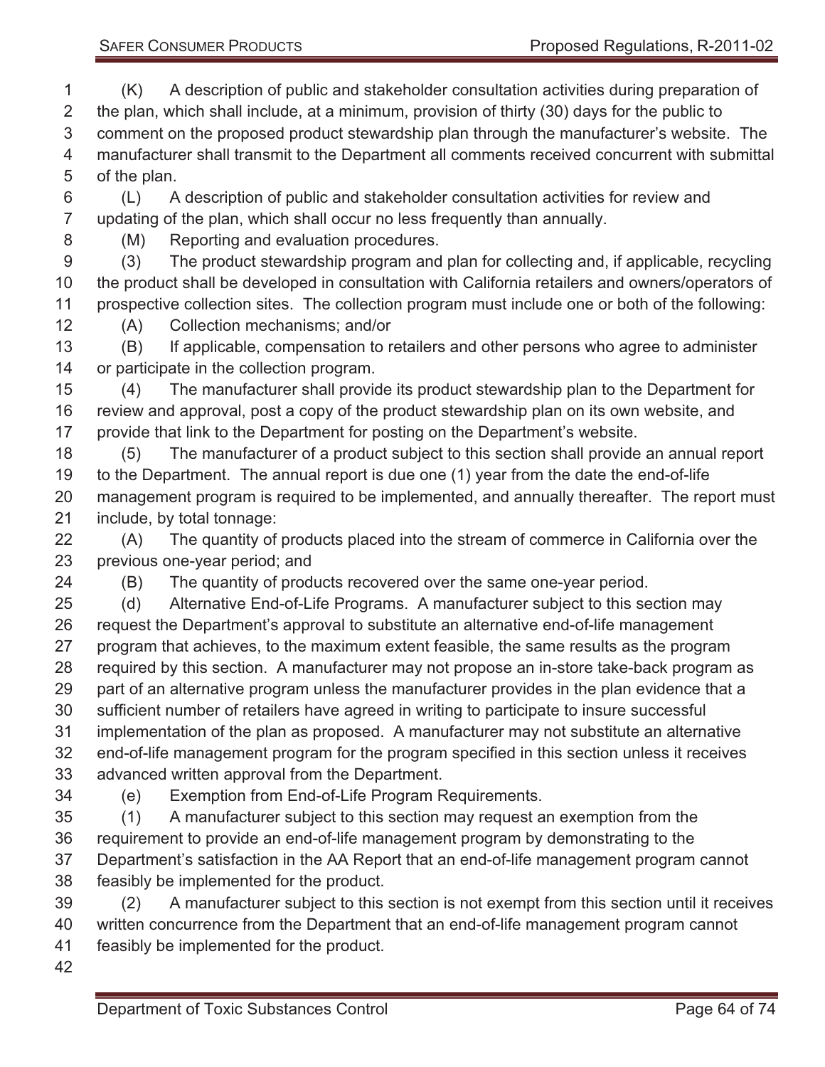(K) A description of public and stakeholder consultation activities during preparation of the plan, which shall include, at a minimum, provision of thirty (30) days for the public to comment on the proposed product stewardship plan through the manufacturer's website. The manufacturer shall transmit to the Department all comments received concurrent with submittal of the plan.

(L) A description of public and stakeholder consultation activities for review and updating of the plan, which shall occur no less frequently than annually.

(M) Reporting and evaluation procedures.

(3) The product stewardship program and plan for collecting and, if applicable, recycling the product shall be developed in consultation with California retailers and owners/operators of prospective collection sites. The collection program must include one or both of the following:

(A) Collection mechanisms; and/or

(B) If applicable, compensation to retailers and other persons who agree to administer or participate in the collection program.

(4) The manufacturer shall provide its product stewardship plan to the Department for review and approval, post a copy of the product stewardship plan on its own website, and provide that link to the Department for posting on the Department's website.

(5) The manufacturer of a product subject to this section shall provide an annual report to the Department. The annual report is due one (1) year from the date the end-of-life management program is required to be implemented, and annually thereafter. The report must include, by total tonnage:

(A) The quantity of products placed into the stream of commerce in California over the previous one-year period; and

(B) The quantity of products recovered over the same one-year period.

(d) Alternative End-of-Life Programs. A manufacturer subject to this section may request the Department's approval to substitute an alternative end-of-life management program that achieves, to the maximum extent feasible, the same results as the program required by this section. A manufacturer may not propose an in-store take-back program as part of an alternative program unless the manufacturer provides in the plan evidence that a sufficient number of retailers have agreed in writing to participate to insure successful implementation of the plan as proposed. A manufacturer may not substitute an alternative end-of-life management program for the program specified in this section unless it receives advanced written approval from the Department.

(e) Exemption from End-of-Life Program Requirements.

(1) A manufacturer subject to this section may request an exemption from the requirement to provide an end-of-life management program by demonstrating to the Department's satisfaction in the AA Report that an end-of-life management program cannot feasibly be implemented for the product.

(2) A manufacturer subject to this section is not exempt from this section until it receives written concurrence from the Department that an end-of-life management program cannot feasibly be implemented for the product.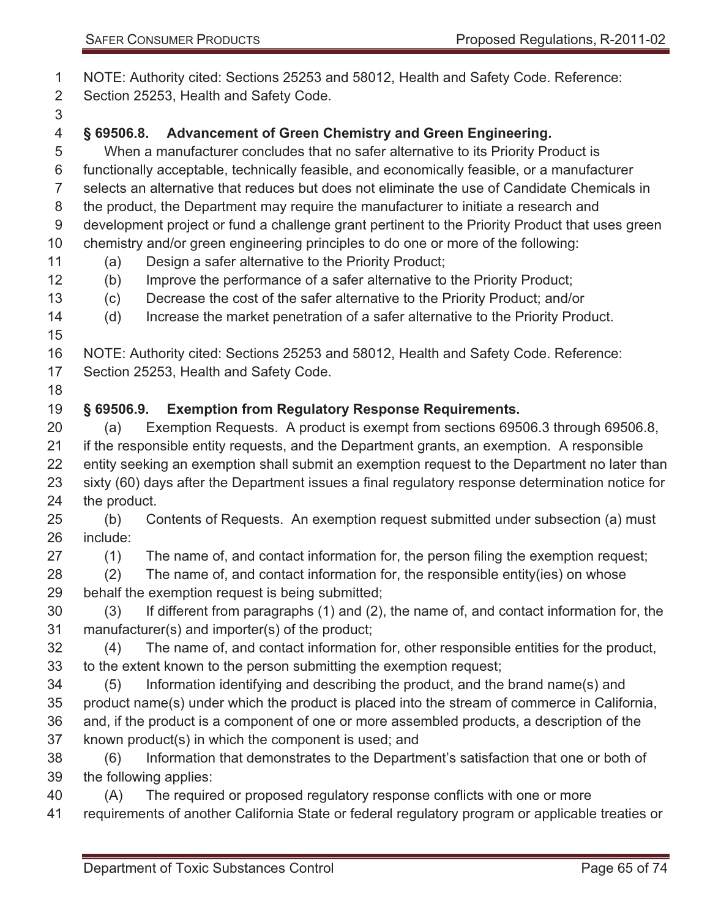NOTE: Authority cited: Sections 25253 and 58012, Health and Safety Code. Reference: Section 25253, Health and Safety Code.

### § 69506.8. Advancement of Green Chemistry and Green Engineering.

When a manufacturer concludes that no safer alternative to its Priority Product is functionally acceptable, technically feasible, and economically feasible, or a manufacturer selects an alternative that reduces but does not eliminate the use of Candidate Chemicals in the product, the Department may require the manufacturer to initiate a research and development project or fund a challenge grant pertinent to the Priority Product that uses green chemistry and/or green engineering principles to do one or more of the following:

(a) Design a safer alternative to the Priority Product;

(b) Improve the performance of a safer alternative to the Priority Product;

(c) Decrease the cost of the safer alternative to the Priority Product; and/or

(d) Increase the market penetration of a safer alternative to the Priority Product.

NOTE: Authority cited: Sections 25253 and 58012, Health and Safety Code. Reference: Section 25253, Health and Safety Code.

### § 69506.9. Exemption from Regulatory Response Requirements.

(a) Exemption Requests. A product is exempt from sections 69506.3 through 69506.8, if the responsible entity requests, and the Department grants, an exemption. A responsible entity seeking an exemption shall submit an exemption request to the Department no later than sixty (60) days after the Department issues a final regulatory response determination notice for the product.

(b) Contents of Requests. An exemption request submitted under subsection (a) must include:

(1) The name of, and contact information for, the person filing the exemption request;

(2) The name of, and contact information for, the responsible entity(ies) on whose behalf the exemption request is being submitted;

(3) If different from paragraphs (1) and (2), the name of, and contact information for, the manufacturer(s) and importer(s) of the product;

(4) The name of, and contact information for, other responsible entities for the product, to the extent known to the person submitting the exemption request;

(5) Information identifying and describing the product, and the brand name(s) and product name(s) under which the product is placed into the stream of commerce in California, and, if the product is a component of one or more assembled products, a description of the known product(s) in which the component is used; and

(6) Information that demonstrates to the Department's satisfaction that one or both of the following applies:

(A) The required or proposed regulatory response conflicts with one or more requirements of another California State or federal regulatory program or applicable treaties or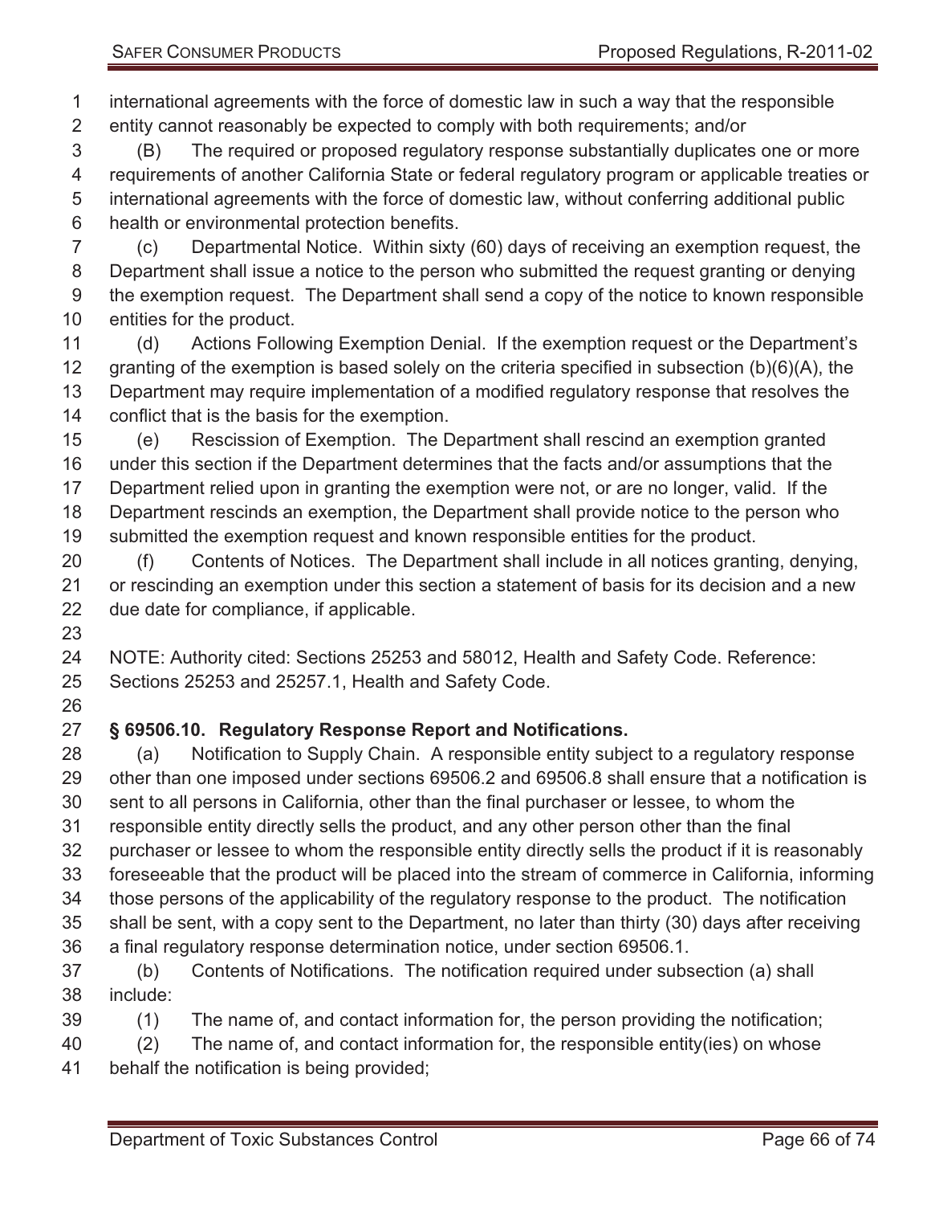international agreements with the force of domestic law in such a way that the responsible entity cannot reasonably be expected to comply with both requirements; and/or

(B) The required or proposed regulatory response substantially duplicates one or more requirements of another California State or federal regulatory program or applicable treaties or international agreements with the force of domestic law, without conferring additional public health or environmental protection benefits.

(c) Departmental Notice. Within sixty (60) days of receiving an exemption request, the Department shall issue a notice to the person who submitted the request granting or denying the exemption request. The Department shall send a copy of the notice to known responsible entities for the product.

(d) Actions Following Exemption Denial. If the exemption request or the Department's granting of the exemption is based solely on the criteria specified in subsection (b)(6)(A), the Department may require implementation of a modified regulatory response that resolves the conflict that is the basis for the exemption.

(e) Rescission of Exemption. The Department shall rescind an exemption granted under this section if the Department determines that the facts and/or assumptions that the Department relied upon in granting the exemption were not, or are no longer, valid. If the Department rescinds an exemption, the Department shall provide notice to the person who submitted the exemption request and known responsible entities for the product.

(f) Contents of Notices. The Department shall include in all notices granting, denying, or rescinding an exemption under this section a statement of basis for its decision and a new due date for compliance, if applicable.

NOTE: Authority cited: Sections 25253 and 58012, Health and Safety Code. Reference: Sections 25253 and 25257.1, Health and Safety Code.

### § 69506.10. Regulatory Response Report and Notifications.

(a) Notification to Supply Chain. A responsible entity subject to a regulatory response other than one imposed under sections 69506.2 and 69506.8 shall ensure that a notification is sent to all persons in California, other than the final purchaser or lessee, to whom the responsible entity directly sells the product, and any other person other than the final purchaser or lessee to whom the responsible entity directly sells the product if it is reasonably foreseeable that the product will be placed into the stream of commerce in California, informing those persons of the applicability of the regulatory response to the product. The notification shall be sent, with a copy sent to the Department, no later than thirty (30) days after receiving a final regulatory response determination notice, under section 69506.1.

(b) Contents of Notifications. The notification required under subsection (a) shall include:

(1) The name of, and contact information for, the person providing the notification;

(2) The name of, and contact information for, the responsible entity(ies) on whose behalf the notification is being provided;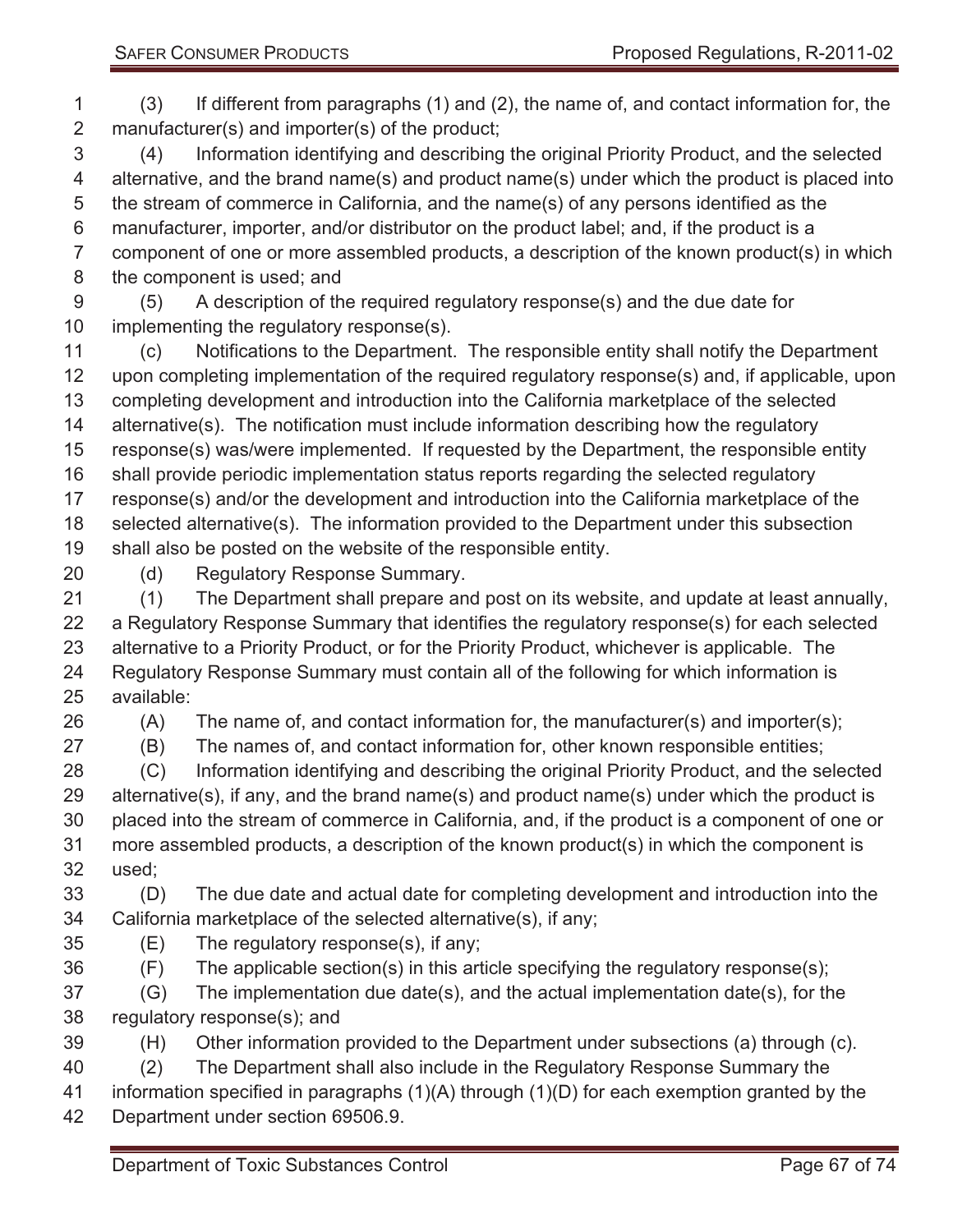(3) If different from paragraphs (1) and (2), the name of, and contact information for, the manufacturer(s) and importer(s) of the product;

(4) Information identifying and describing the original Priority Product, and the selected alternative, and the brand name(s) and product name(s) under which the product is placed into the stream of commerce in California, and the name(s) of any persons identified as the manufacturer, importer, and/or distributor on the product label; and, if the product is a component of one or more assembled products, a description of the known product(s) in which the component is used; and

(5) A description of the required regulatory response(s) and the due date for implementing the regulatory response(s).

(c) Notifications to the Department. The responsible entity shall notify the Department upon completing implementation of the required regulatory response(s) and, if applicable, upon completing development and introduction into the California marketplace of the selected alternative(s). The notification must include information describing how the regulatory response(s) was/were implemented. If requested by the Department, the responsible entity shall provide periodic implementation status reports regarding the selected regulatory response(s) and/or the development and introduction into the California marketplace of the selected alternative(s). The information provided to the Department under this subsection shall also be posted on the website of the responsible entity.

(d) Regulatory Response Summary.

(1) The Department shall prepare and post on its website, and update at least annually, a Regulatory Response Summary that identifies the regulatory response(s) for each selected alternative to a Priority Product, or for the Priority Product, whichever is applicable. The Regulatory Response Summary must contain all of the following for which information is available:

(A) The name of, and contact information for, the manufacturer(s) and importer(s);

(B) The names of, and contact information for, other known responsible entities;

(C) Information identifying and describing the original Priority Product, and the selected alternative(s), if any, and the brand name(s) and product name(s) under which the product is placed into the stream of commerce in California, and, if the product is a component of one or more assembled products, a description of the known product(s) in which the component is used;

(D) The due date and actual date for completing development and introduction into the California marketplace of the selected alternative(s), if any;

(E) The regulatory response(s), if any;

(F) The applicable section(s) in this article specifying the regulatory response(s);

(G) The implementation due date(s), and the actual implementation date(s), for the regulatory response(s); and

(H) Other information provided to the Department under subsections (a) through (c).

(2) The Department shall also include in the Regulatory Response Summary the information specified in paragraphs (1)(A) through (1)(D) for each exemption granted by the Department under section 69506.9.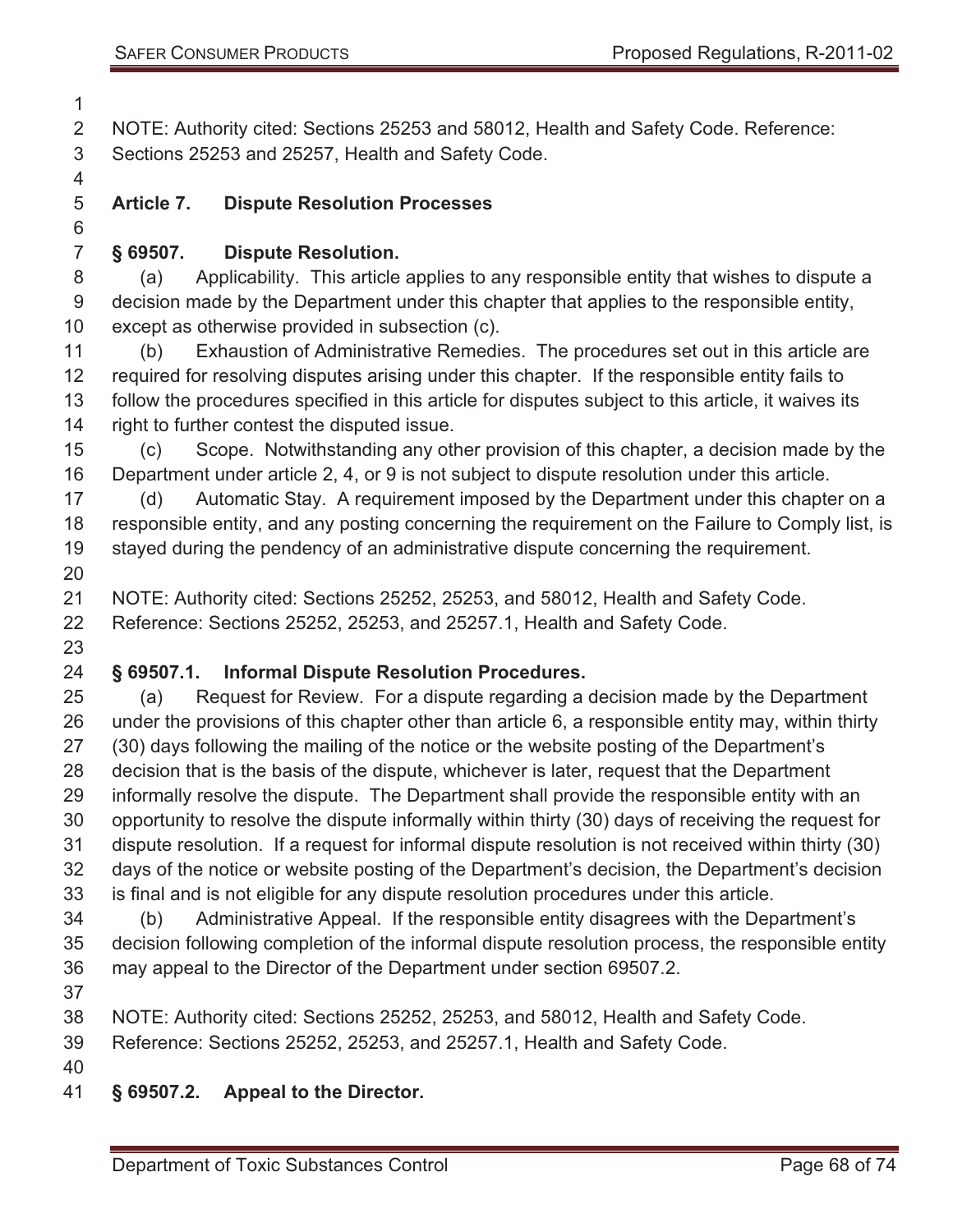NOTE: Authority cited: Sections 25253 and 58012, Health and Safety Code. Reference: Sections 25253 and 25257, Health and Safety Code.

## Article 7. Dispute Resolution Processes

### § 69507. Dispute Resolution.

(a) Applicability. This article applies to any responsible entity that wishes to dispute a decision made by the Department under this chapter that applies to the responsible entity, except as otherwise provided in subsection (c).

(b) Exhaustion of Administrative Remedies. The procedures set out in this article are required for resolving disputes arising under this chapter. If the responsible entity fails to follow the procedures specified in this article for disputes subject to this article, it waives its right to further contest the disputed issue.

(c) Scope. Notwithstanding any other provision of this chapter, a decision made by the Department under article 2, 4, or 9 is not subject to dispute resolution under this article.

(d) Automatic Stay. A requirement imposed by the Department under this chapter on a responsible entity, and any posting concerning the requirement on the Failure to Comply list, is stayed during the pendency of an administrative dispute concerning the requirement.

NOTE: Authority cited: Sections 25252, 25253, and 58012, Health and Safety Code. Reference: Sections 25252, 25253, and 25257.1, Health and Safety Code.

### § 69507.1. Informal Dispute Resolution Procedures.

(a) Request for Review. For a dispute regarding a decision made by the Department under the provisions of this chapter other than article 6, a responsible entity may, within thirty (30) days following the mailing of the notice or the website posting of the Department's decision that is the basis of the dispute, whichever is later, request that the Department informally resolve the dispute. The Department shall provide the responsible entity with an opportunity to resolve the dispute informally within thirty (30) days of receiving the request for dispute resolution. If a request for informal dispute resolution is not received within thirty (30) days of the notice or website posting of the Department's decision, the Department's decision is final and is not eligible for any dispute resolution procedures under this article.

(b) Administrative Appeal. If the responsible entity disagrees with the Department's decision following completion of the informal dispute resolution process, the responsible entity may appeal to the Director of the Department under section 69507.2.

NOTE: Authority cited: Sections 25252, 25253, and 58012, Health and Safety Code. Reference: Sections 25252, 25253, and 25257.1, Health and Safety Code.

### § 69507.2. Appeal to the Director.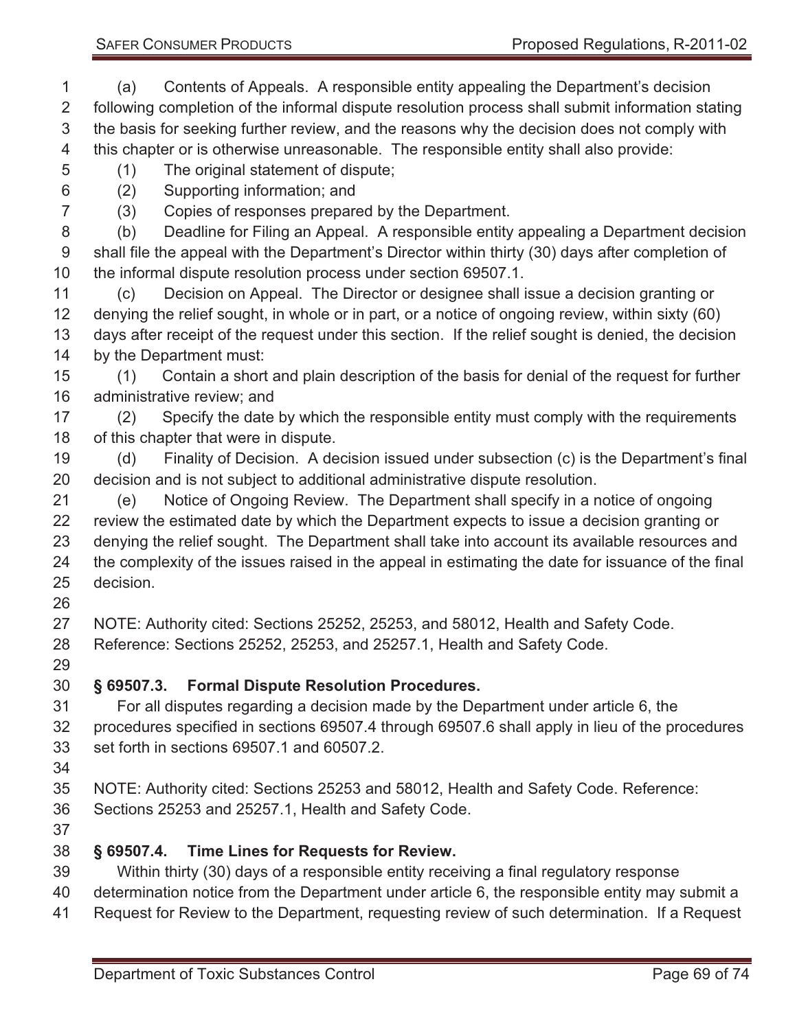(a) Contents of Appeals. A responsible entity appealing the Department's decision following completion of the informal dispute resolution process shall submit information stating the basis for seeking further review, and the reasons why the decision does not comply with this chapter or is otherwise unreasonable. The responsible entity shall also provide:

(1) The original statement of dispute;

(2) Supporting information; and

(3) Copies of responses prepared by the Department.

(b) Deadline for Filing an Appeal. A responsible entity appealing a Department decision shall file the appeal with the Department's Director within thirty (30) days after completion of the informal dispute resolution process under section 69507.1.

(c) Decision on Appeal. The Director or designee shall issue a decision granting or denying the relief sought, in whole or in part, or a notice of ongoing review, within sixty (60) days after receipt of the request under this section. If the relief sought is denied, the decision by the Department must:

(1) Contain a short and plain description of the basis for denial of the request for further administrative review; and

(2) Specify the date by which the responsible entity must comply with the requirements of this chapter that were in dispute.

(d) Finality of Decision. A decision issued under subsection (c) is the Department's final decision and is not subject to additional administrative dispute resolution.

(e) Notice of Ongoing Review. The Department shall specify in a notice of ongoing review the estimated date by which the Department expects to issue a decision granting or denying the relief sought. The Department shall take into account its available resources and the complexity of the issues raised in the appeal in estimating the date for issuance of the final decision.

NOTE: Authority cited: Sections 25252, 25253, and 58012, Health and Safety Code. Reference: Sections 25252, 25253, and 25257.1, Health and Safety Code.

### § 69507.3. Formal Dispute Resolution Procedures.

For all disputes regarding a decision made by the Department under article 6, the procedures specified in sections 69507.4 through 69507.6 shall apply in lieu of the procedures set forth in sections 69507.1 and 60507.2.

NOTE: Authority cited: Sections 25253 and 58012, Health and Safety Code. Reference: Sections 25253 and 25257.1, Health and Safety Code.

### § 69507.4. Time Lines for Requests for Review.

Within thirty (30) days of a responsible entity receiving a final regulatory response determination notice from the Department under article 6, the responsible entity may submit a Request for Review to the Department, requesting review of such determination. If a Request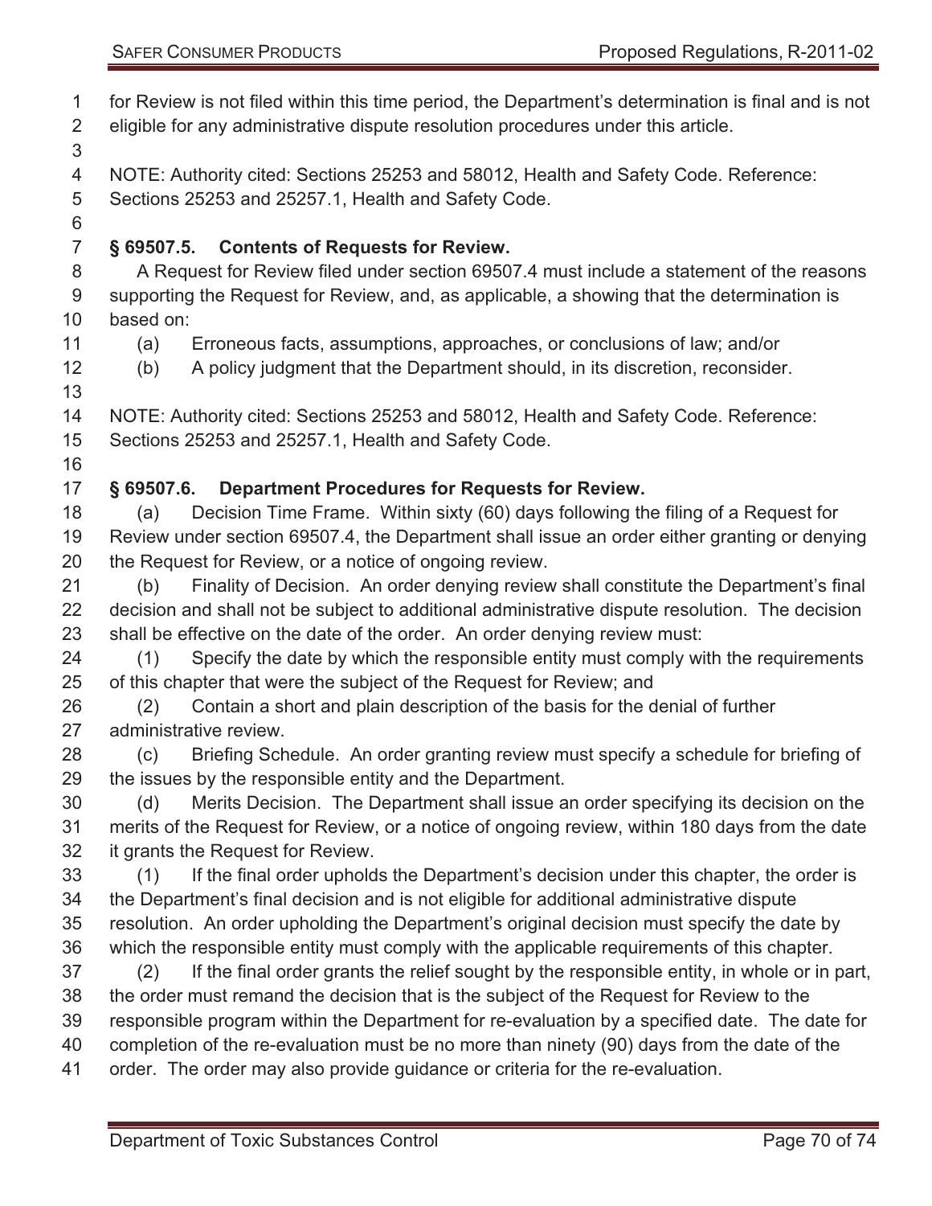for Review is not filed within this time period, the Department's determination is final and is not eligible for any administrative dispute resolution procedures under this article.

NOTE: Authority cited: Sections 25253 and 58012, Health and Safety Code. Reference: Sections 25253 and 25257.1, Health and Safety Code.

### § 69507.5. Contents of Requests for Review.

A Request for Review filed under section 69507.4 must include a statement of the reasons supporting the Request for Review, and, as applicable, a showing that the determination is based on:

(a) Erroneous facts, assumptions, approaches, or conclusions of law; and/or

(b) A policy judgment that the Department should, in its discretion, reconsider.

NOTE: Authority cited: Sections 25253 and 58012, Health and Safety Code. Reference: Sections 25253 and 25257.1, Health and Safety Code.

### § 69507.6. Department Procedures for Requests for Review.

(a) Decision Time Frame. Within sixty (60) days following the filing of a Request for Review under section 69507.4, the Department shall issue an order either granting or denying the Request for Review, or a notice of ongoing review.

(b) Finality of Decision. An order denying review shall constitute the Department's final decision and shall not be subject to additional administrative dispute resolution. The decision shall be effective on the date of the order. An order denying review must:

(1) Specify the date by which the responsible entity must comply with the requirements of this chapter that were the subject of the Request for Review; and

(2) Contain a short and plain description of the basis for the denial of further administrative review.

(c) Briefing Schedule. An order granting review must specify a schedule for briefing of the issues by the responsible entity and the Department.

(d) Merits Decision. The Department shall issue an order specifying its decision on the merits of the Request for Review, or a notice of ongoing review, within 180 days from the date it grants the Request for Review.

(1) If the final order upholds the Department's decision under this chapter, the order is the Department's final decision and is not eligible for additional administrative dispute resolution. An order upholding the Department's original decision must specify the date by which the responsible entity must comply with the applicable requirements of this chapter.

(2) If the final order grants the relief sought by the responsible entity, in whole or in part, the order must remand the decision that is the subject of the Request for Review to the responsible program within the Department for re-evaluation by a specified date. The date for completion of the re-evaluation must be no more than ninety (90) days from the date of the order. The order may also provide guidance or criteria for the re-evaluation.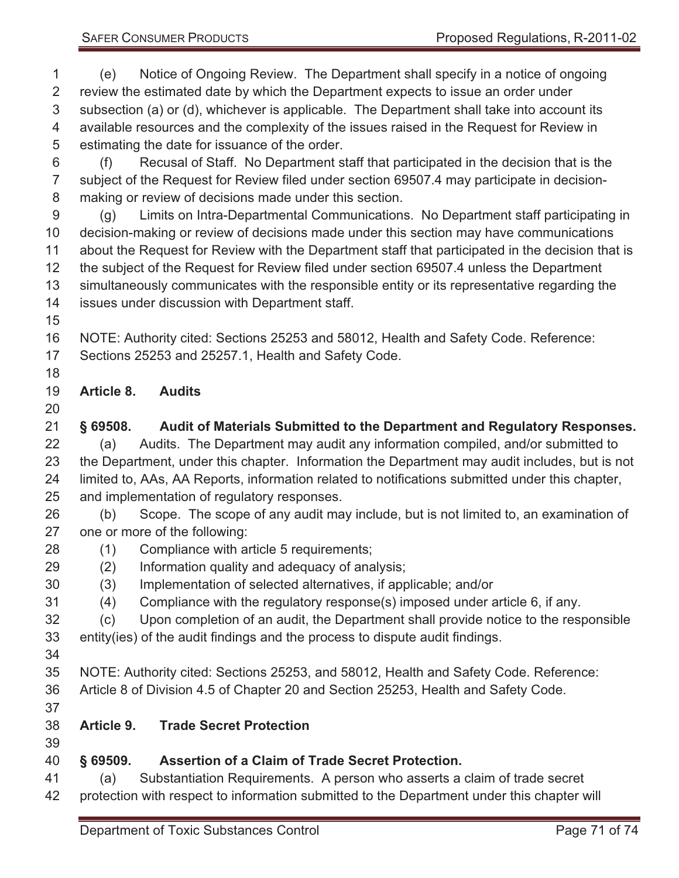(e) Notice of Ongoing Review. The Department shall specify in a notice of ongoing review the estimated date by which the Department expects to issue an order under subsection (a) or (d), whichever is applicable. The Department shall take into account its available resources and the complexity of the issues raised in the Request for Review in estimating the date for issuance of the order.

(f) Recusal of Staff. No Department staff that participated in the decision that is the subject of the Request for Review filed under section 69507.4 may participate in decision-making or review of decisions made under this section.

(g) Limits on Intra-Departmental Communications. No Department staff participating in decision-making or review of decisions made under this section may have communications about the Request for Review with the Department staff that participated in the decision that is the subject of the Request for Review filed under section 69507.4 unless the Department simultaneously communicates with the responsible entity or its representative regarding the issues under discussion with Department staff.

NOTE: Authority cited: Sections 25253 and 58012, Health and Safety Code. Reference: Sections 25253 and 25257.1, Health and Safety Code.

## Article 8. Audits

### § 69508. Audit of Materials Submitted to the Department and Regulatory Responses.

(a) Audits. The Department may audit any information compiled, and/or submitted to the Department, under this chapter. Information the Department may audit includes, but is not limited to, AAs, AA Reports, information related to notifications submitted under this chapter, and implementation of regulatory responses.

(b) Scope. The scope of any audit may include, but is not limited to, an examination of one or more of the following:

(1) Compliance with article 5 requirements;

(2) Information quality and adequacy of analysis;

(3) Implementation of selected alternatives, if applicable; and/or

(4) Compliance with the regulatory response(s) imposed under article 6, if any.

(c) Upon completion of an audit, the Department shall provide notice to the responsible entity(ies) of the audit findings and the process to dispute audit findings.

NOTE: Authority cited: Sections 25253, and 58012, Health and Safety Code. Reference: Article 8 of Division 4.5 of Chapter 20 and Section 25253, Health and Safety Code.

## Article 9. Trade Secret Protection

### § 69509. Assertion of a Claim of Trade Secret Protection.

(a) Substantiation Requirements. A person who asserts a claim of trade secret protection with respect to information submitted to the Department under this chapter will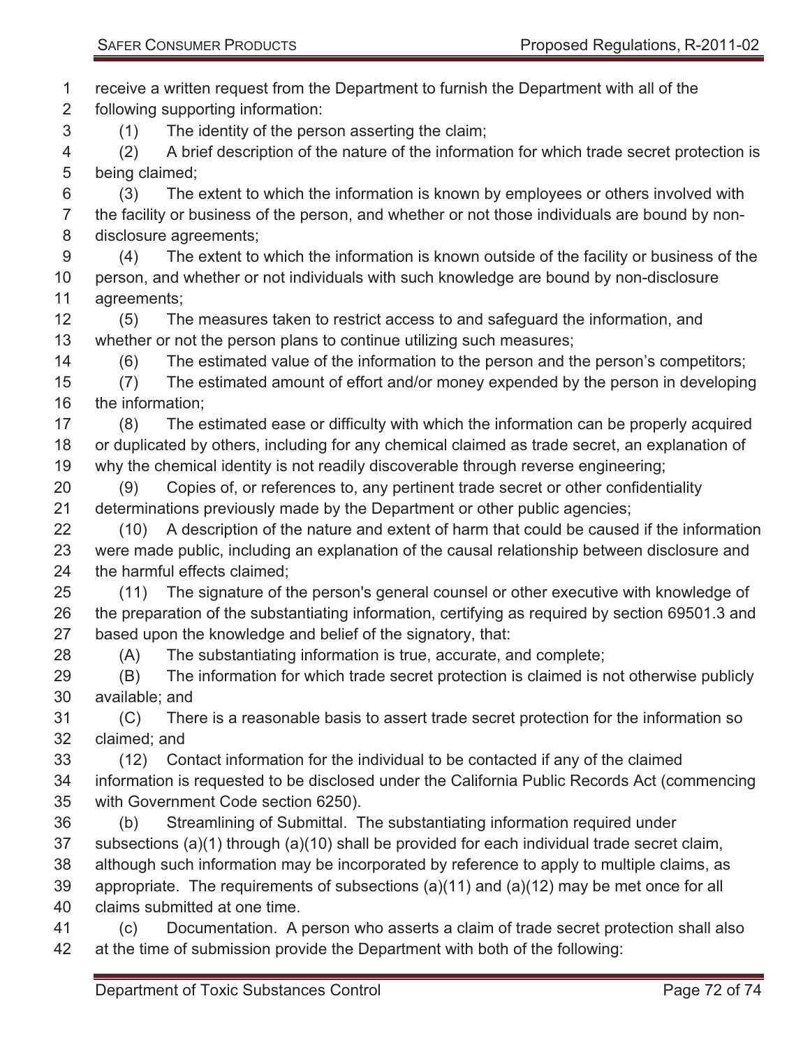receive a written request from the Department to furnish the Department with all of the following supporting information:

(1) The identity of the person asserting the claim;

(2) A brief description of the nature of the information for which trade secret protection is being claimed;

(3) The extent to which the information is known by employees or others involved with the facility or business of the person, and whether or not those individuals are bound by non-disclosure agreements;

(4) The extent to which the information is known outside of the facility or business of the person, and whether or not individuals with such knowledge are bound by non-disclosure agreements;

(5) The measures taken to restrict access to and safeguard the information, and whether or not the person plans to continue utilizing such measures;

(6) The estimated value of the information to the person and the person's competitors;

(7) The estimated amount of effort and/or money expended by the person in developing the information;

(8) The estimated ease or difficulty with which the information can be properly acquired or duplicated by others, including for any chemical claimed as trade secret, an explanation of why the chemical identity is not readily discoverable through reverse engineering;

(9) Copies of, or references to, any pertinent trade secret or other confidentiality determinations previously made by the Department or other public agencies;

(10) A description of the nature and extent of harm that could be caused if the information were made public, including an explanation of the causal relationship between disclosure and the harmful effects claimed;

(11) The signature of the person's general counsel or other executive with knowledge of the preparation of the substantiating information, certifying as required by section 69501.3 and based upon the knowledge and belief of the signatory, that:

(A) The substantiating information is true, accurate, and complete;

(B) The information for which trade secret protection is claimed is not otherwise publicly available; and

(C) There is a reasonable basis to assert trade secret protection for the information so claimed; and

(12) Contact information for the individual to be contacted if any of the claimed information is requested to be disclosed under the California Public Records Act (commencing with Government Code section 6250).

(b) Streamlining of Submittal. The substantiating information required under subsections (a)(1) through (a)(10) shall be provided for each individual trade secret claim, although such information may be incorporated by reference to apply to multiple claims, as appropriate. The requirements of subsections (a)(11) and (a)(12) may be met once for all claims submitted at one time.

(c) Documentation. A person who asserts a claim of trade secret protection shall also at the time of submission provide the Department with both of the following: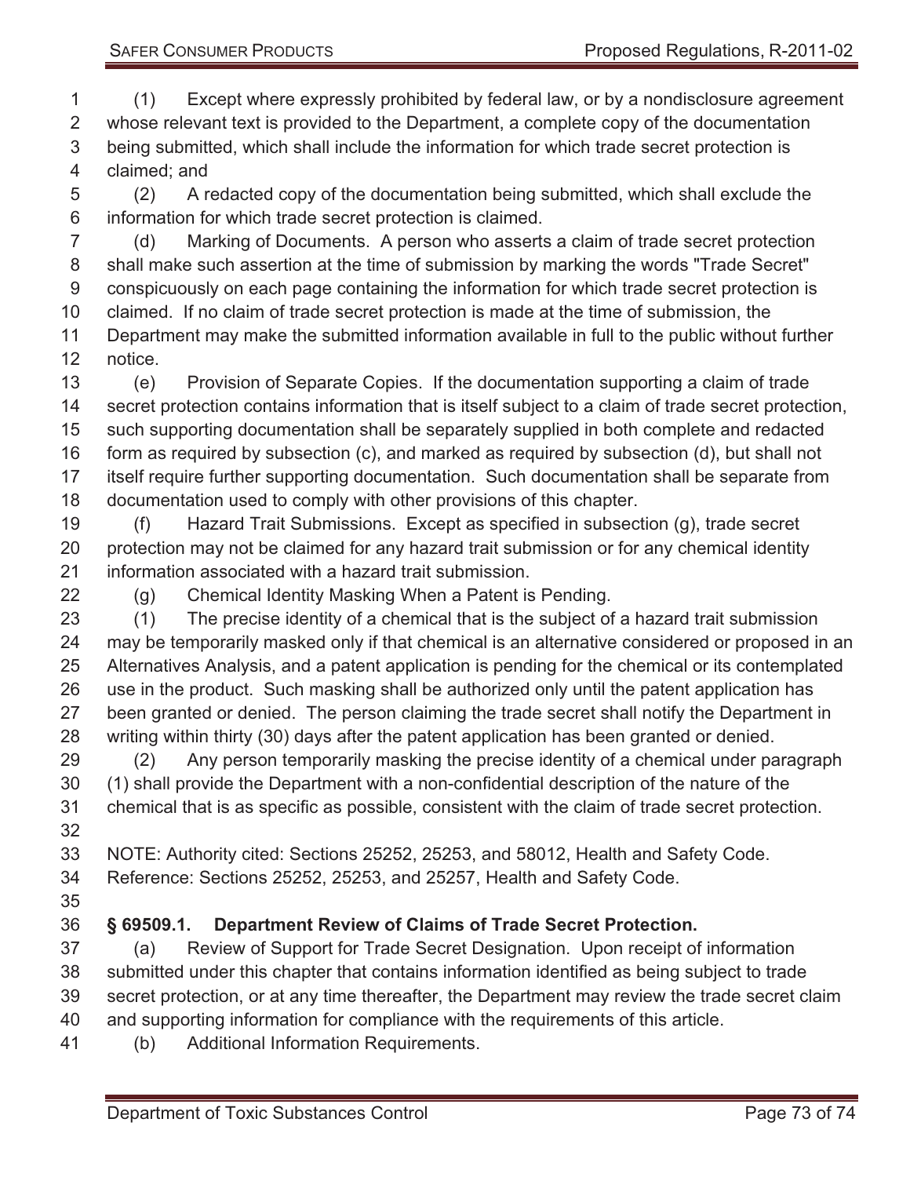(1) Except where expressly prohibited by federal law, or by a nondisclosure agreement whose relevant text is provided to the Department, a complete copy of the documentation being submitted, which shall include the information for which trade secret protection is claimed; and

(2) A redacted copy of the documentation being submitted, which shall exclude the information for which trade secret protection is claimed.

(d) Marking of Documents. A person who asserts a claim of trade secret protection shall make such assertion at the time of submission by marking the words "Trade Secret" conspicuously on each page containing the information for which trade secret protection is claimed. If no claim of trade secret protection is made at the time of submission, the Department may make the submitted information available in full to the public without further notice.

(e) Provision of Separate Copies. If the documentation supporting a claim of trade secret protection contains information that is itself subject to a claim of trade secret protection, such supporting documentation shall be separately supplied in both complete and redacted form as required by subsection (c), and marked as required by subsection (d), but shall not itself require further supporting documentation. Such documentation shall be separate from documentation used to comply with other provisions of this chapter.

(f) Hazard Trait Submissions. Except as specified in subsection (g), trade secret protection may not be claimed for any hazard trait submission or for any chemical identity information associated with a hazard trait submission.

(g) Chemical Identity Masking When a Patent is Pending.

(1) The precise identity of a chemical that is the subject of a hazard trait submission may be temporarily masked only if that chemical is an alternative considered or proposed in an Alternatives Analysis, and a patent application is pending for the chemical or its contemplated use in the product. Such masking shall be authorized only until the patent application has been granted or denied. The person claiming the trade secret shall notify the Department in writing within thirty (30) days after the patent application has been granted or denied.

(2) Any person temporarily masking the precise identity of a chemical under paragraph (1) shall provide the Department with a non-confidential description of the nature of the chemical that is as specific as possible, consistent with the claim of trade secret protection.

NOTE: Authority cited: Sections 25252, 25253, and 58012, Health and Safety Code. Reference: Sections 25252, 25253, and 25257, Health and Safety Code.

### § 69509.1. Department Review of Claims of Trade Secret Protection.

(a) Review of Support for Trade Secret Designation. Upon receipt of information submitted under this chapter that contains information identified as being subject to trade secret protection, or at any time thereafter, the Department may review the trade secret claim and supporting information for compliance with the requirements of this article.

(b) Additional Information Requirements.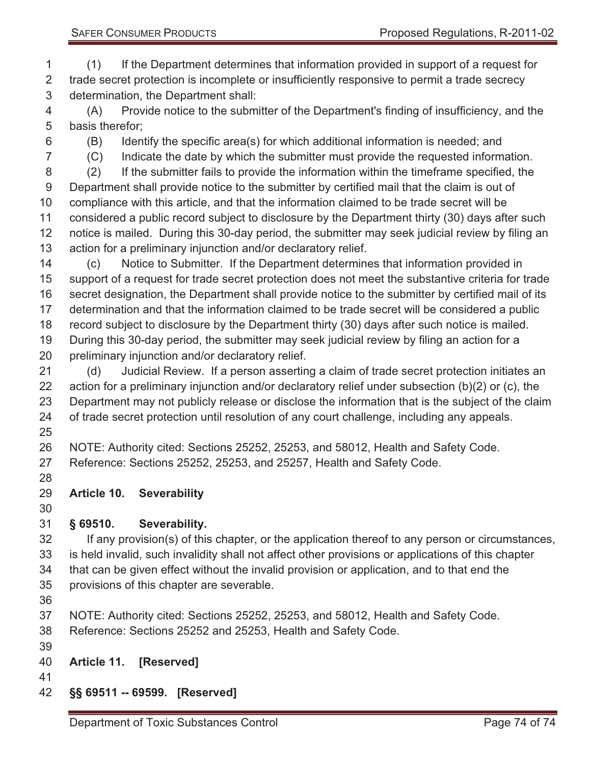(1) If the Department determines that information provided in support of a request for trade secret protection is incomplete or insufficiently responsive to permit a trade secrecy determination, the Department shall:

(A) Provide notice to the submitter of the Department's finding of insufficiency, and the basis therefor;

(B) Identify the specific area(s) for which additional information is needed; and

(C) Indicate the date by which the submitter must provide the requested information.

(2) If the submitter fails to provide the information within the timeframe specified, the Department shall provide notice to the submitter by certified mail that the claim is out of compliance with this article, and that the information claimed to be trade secret will be considered a public record subject to disclosure by the Department thirty (30) days after such notice is mailed. During this 30-day period, the submitter may seek judicial review by filing an action for a preliminary injunction and/or declaratory relief.

(c) Notice to Submitter. If the Department determines that information provided in support of a request for trade secret protection does not meet the substantive criteria for trade secret designation, the Department shall provide notice to the submitter by certified mail of its determination and that the information claimed to be trade secret will be considered a public record subject to disclosure by the Department thirty (30) days after such notice is mailed. During this 30-day period, the submitter may seek judicial review by filing an action for a preliminary injunction and/or declaratory relief.

(d) Judicial Review. If a person asserting a claim of trade secret protection initiates an action for a preliminary injunction and/or declaratory relief under subsection (b)(2) or (c), the Department may not publicly release or disclose the information that is the subject of the claim of trade secret protection until resolution of any court challenge, including any appeals.

NOTE: Authority cited: Sections 25252, 25253, and 58012, Health and Safety Code. Reference: Sections 25252, 25253, and 25257, Health and Safety Code.

## Article 10. Severability

### § 69510. Severability.

If any provision(s) of this chapter, or the application thereof to any person or circumstances, is held invalid, such invalidity shall not affect other provisions or applications of this chapter that can be given effect without the invalid provision or application, and to that end the provisions of this chapter are severable.

NOTE: Authority cited: Sections 25252, 25253, and 58012, Health and Safety Code. Reference: Sections 25252 and 25253, Health and Safety Code.

## Article 11. [Reserved]

### §§ 69511 -- 69599. [Reserved]